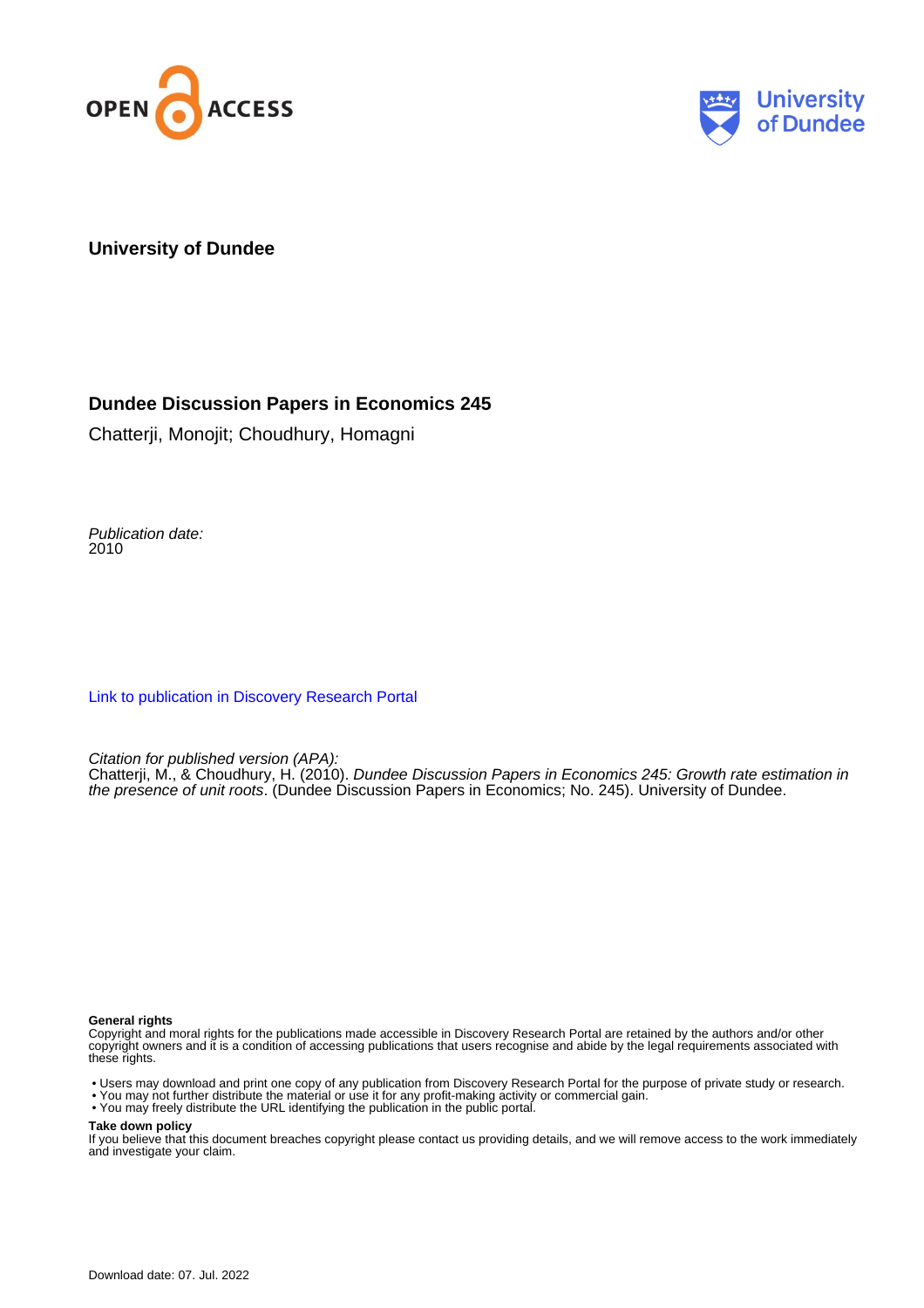**University of Dundee**

**Dundee Discussion Papers in Economics 245**

Chatterji, Monojit; Choudhury, Homagni

*Publication date:*
2010

Link to publication in Discovery Research Portal

*Citation for published version (APA):*
Chatterji, M., & Choudhury, H. (2010). *Dundee Discussion Papers in Economics 245: Growth rate estimation in the presence of unit roots*. (Dundee Discussion Papers in Economics; No. 245). University of Dundee.

**General rights**
Copyright and moral rights for the publications made accessible in Discovery Research Portal are retained by the authors and/or other copyright owners and it is a condition of accessing publications that users recognise and abide by the legal requirements associated with these rights.

- Users may download and print one copy of any publication from Discovery Research Portal for the purpose of private study or research.
- You may not further distribute the material or use it for any profit-making activity or commercial gain.
- You may freely distribute the URL identifying the publication in the public portal.

**Take down policy**
If you believe that this document breaches copyright please contact us providing details, and we will remove access to the work immediately and investigate your claim.

Download date: 07. Jul. 2022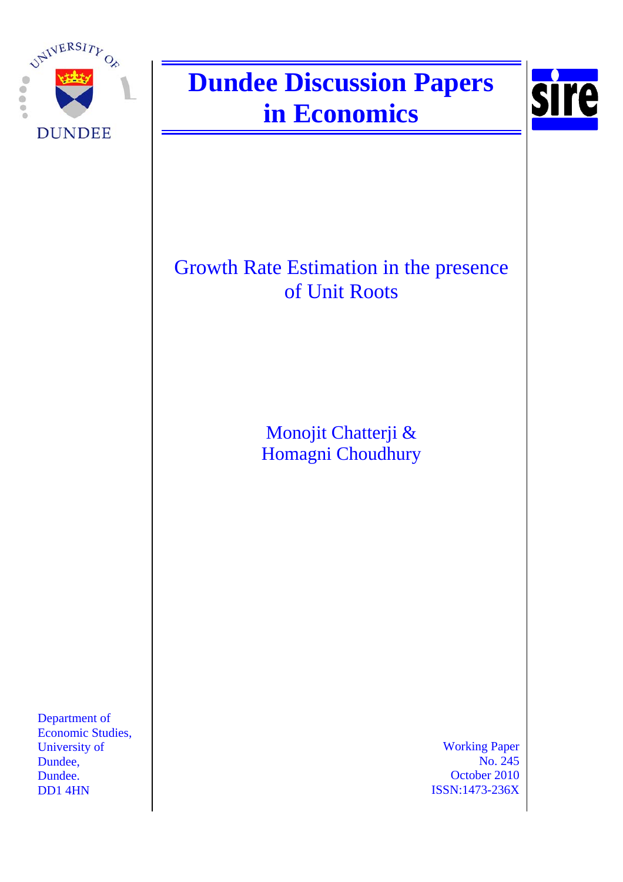# Dundee Discussion Papers in Economics

## Growth Rate Estimation in the presence of Unit Roots

Monojit Chatterji &
Homagni Choudhury

Department of
Economic Studies,
University of
Dundee,
Dundee.
DD1 4HN

Working Paper
No. 245
October 2010
ISSN:1473-236X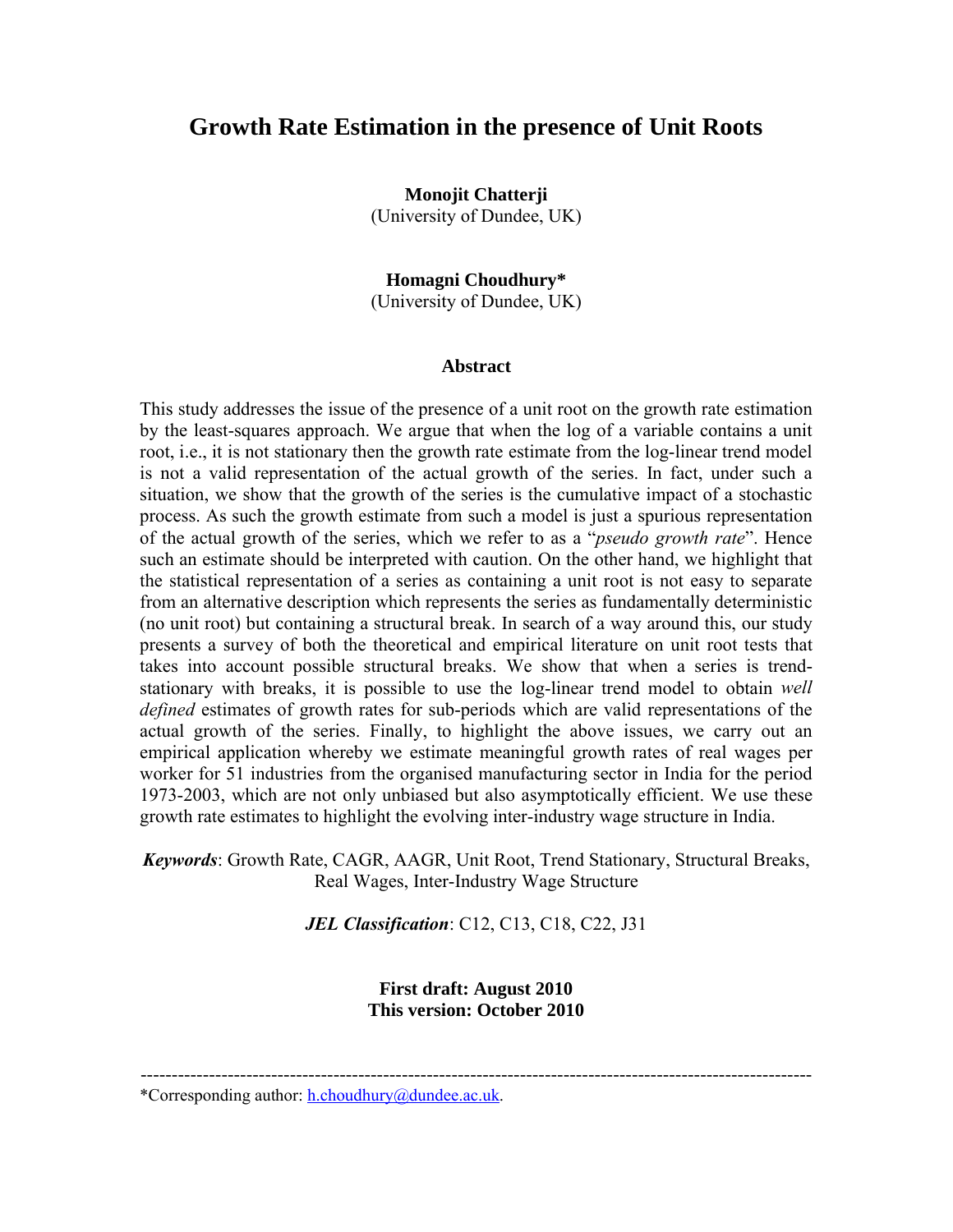# Growth Rate Estimation in the presence of Unit Roots

**Monojit Chatterji**
(University of Dundee, UK)

**Homagni Choudhury***
(University of Dundee, UK)

### Abstract

This study addresses the issue of the presence of a unit root on the growth rate estimation by the least-squares approach. We argue that when the log of a variable contains a unit root, i.e., it is not stationary then the growth rate estimate from the log-linear trend model is not a valid representation of the actual growth of the series. In fact, under such a situation, we show that the growth of the series is the cumulative impact of a stochastic process. As such the growth estimate from such a model is just a spurious representation of the actual growth of the series, which we refer to as a "*pseudo growth rate*". Hence such an estimate should be interpreted with caution. On the other hand, we highlight that the statistical representation of a series as containing a unit root is not easy to separate from an alternative description which represents the series as fundamentally deterministic (no unit root) but containing a structural break. In search of a way around this, our study presents a survey of both the theoretical and empirical literature on unit root tests that takes into account possible structural breaks. We show that when a series is trend-stationary with breaks, it is possible to use the log-linear trend model to obtain *well defined* estimates of growth rates for sub-periods which are valid representations of the actual growth of the series. Finally, to highlight the above issues, we carry out an empirical application whereby we estimate meaningful growth rates of real wages per worker for 51 industries from the organised manufacturing sector in India for the period 1973-2003, which are not only unbiased but also asymptotically efficient. We use these growth rate estimates to highlight the evolving inter-industry wage structure in India.

***Keywords***: Growth Rate, CAGR, AAGR, Unit Root, Trend Stationary, Structural Breaks, Real Wages, Inter-Industry Wage Structure

***JEL Classification***: C12, C13, C18, C22, J31

**First draft: August 2010**
**This version: October 2010**

---

*Corresponding author: h.choudhury@dundee.ac.uk.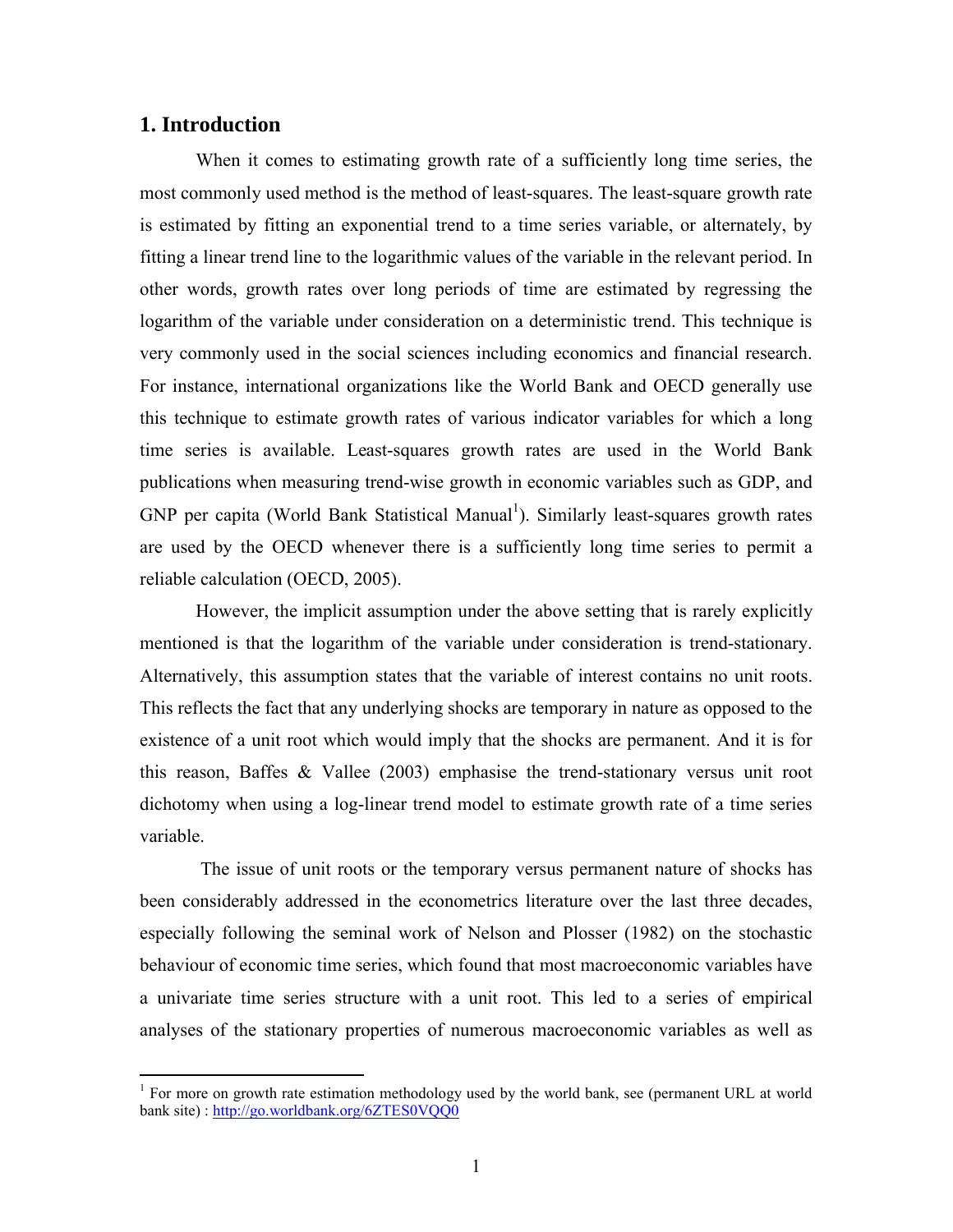## 1. Introduction

When it comes to estimating growth rate of a sufficiently long time series, the most commonly used method is the method of least-squares. The least-square growth rate is estimated by fitting an exponential trend to a time series variable, or alternately, by fitting a linear trend line to the logarithmic values of the variable in the relevant period. In other words, growth rates over long periods of time are estimated by regressing the logarithm of the variable under consideration on a deterministic trend. This technique is very commonly used in the social sciences including economics and financial research. For instance, international organizations like the World Bank and OECD generally use this technique to estimate growth rates of various indicator variables for which a long time series is available. Least-squares growth rates are used in the World Bank publications when measuring trend-wise growth in economic variables such as GDP, and GNP per capita (World Bank Statistical Manual[1]). Similarly least-squares growth rates are used by the OECD whenever there is a sufficiently long time series to permit a reliable calculation (OECD, 2005).

However, the implicit assumption under the above setting that is rarely explicitly mentioned is that the logarithm of the variable under consideration is trend-stationary. Alternatively, this assumption states that the variable of interest contains no unit roots. This reflects the fact that any underlying shocks are temporary in nature as opposed to the existence of a unit root which would imply that the shocks are permanent. And it is for this reason, Baffes & Vallee (2003) emphasise the trend-stationary versus unit root dichotomy when using a log-linear trend model to estimate growth rate of a time series variable.

The issue of unit roots or the temporary versus permanent nature of shocks has been considerably addressed in the econometrics literature over the last three decades, especially following the seminal work of Nelson and Plosser (1982) on the stochastic behaviour of economic time series, which found that most macroeconomic variables have a univariate time series structure with a unit root. This led to a series of empirical analyses of the stationary properties of numerous macroeconomic variables as well as

[1] For more on growth rate estimation methodology used by the world bank, see (permanent URL at world bank site) : http://go.worldbank.org/6ZTES0VQQ0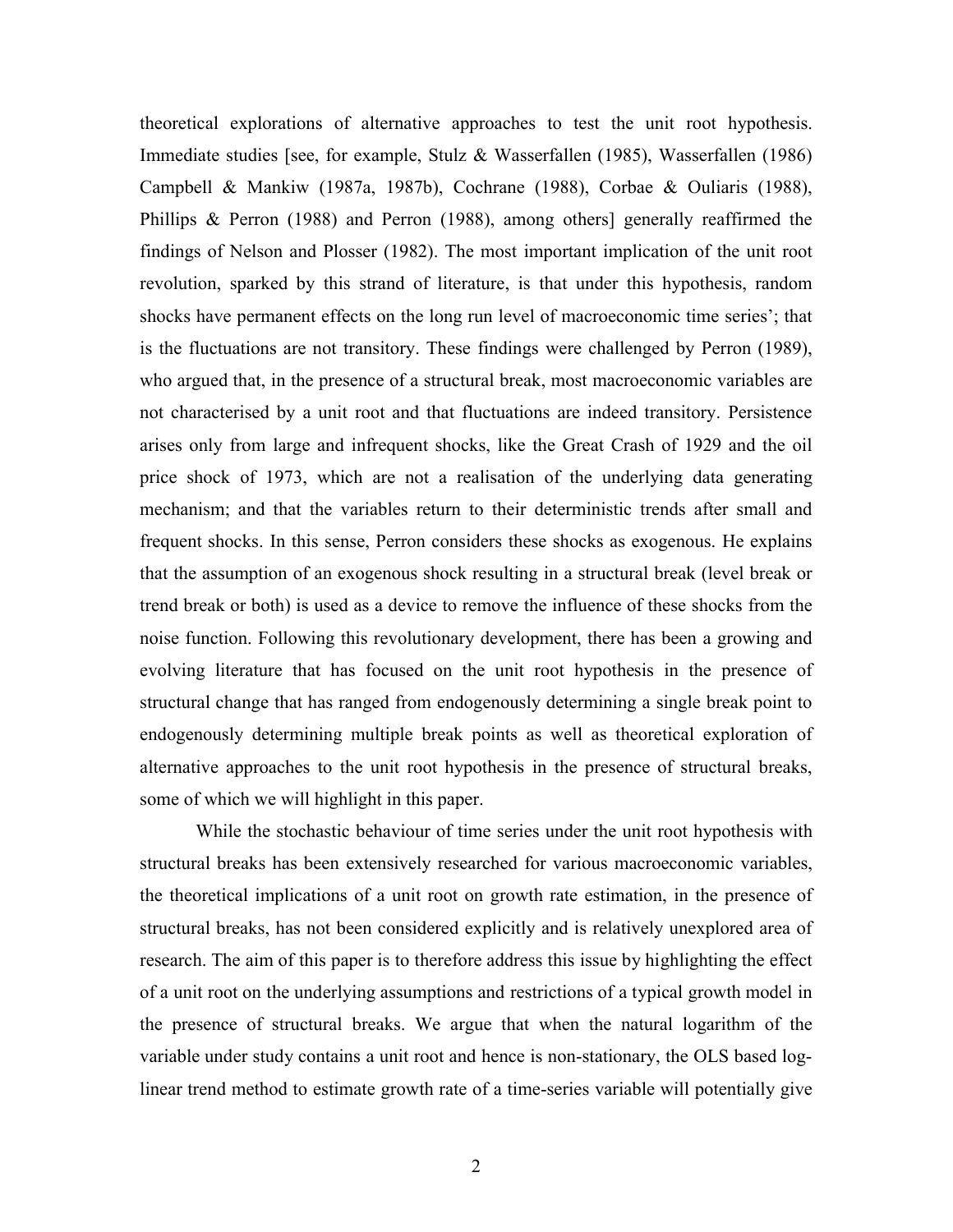theoretical explorations of alternative approaches to test the unit root hypothesis. Immediate studies [see, for example, Stulz & Wasserfallen (1985), Wasserfallen (1986) Campbell & Mankiw (1987a, 1987b), Cochrane (1988), Corbae & Ouliaris (1988), Phillips & Perron (1988) and Perron (1988), among others] generally reaffirmed the findings of Nelson and Plosser (1982). The most important implication of the unit root revolution, sparked by this strand of literature, is that under this hypothesis, random shocks have permanent effects on the long run level of macroeconomic time series'; that is the fluctuations are not transitory. These findings were challenged by Perron (1989), who argued that, in the presence of a structural break, most macroeconomic variables are not characterised by a unit root and that fluctuations are indeed transitory. Persistence arises only from large and infrequent shocks, like the Great Crash of 1929 and the oil price shock of 1973, which are not a realisation of the underlying data generating mechanism; and that the variables return to their deterministic trends after small and frequent shocks. In this sense, Perron considers these shocks as exogenous. He explains that the assumption of an exogenous shock resulting in a structural break (level break or trend break or both) is used as a device to remove the influence of these shocks from the noise function. Following this revolutionary development, there has been a growing and evolving literature that has focused on the unit root hypothesis in the presence of structural change that has ranged from endogenously determining a single break point to endogenously determining multiple break points as well as theoretical exploration of alternative approaches to the unit root hypothesis in the presence of structural breaks, some of which we will highlight in this paper.

While the stochastic behaviour of time series under the unit root hypothesis with structural breaks has been extensively researched for various macroeconomic variables, the theoretical implications of a unit root on growth rate estimation, in the presence of structural breaks, has not been considered explicitly and is relatively unexplored area of research. The aim of this paper is to therefore address this issue by highlighting the effect of a unit root on the underlying assumptions and restrictions of a typical growth model in the presence of structural breaks. We argue that when the natural logarithm of the variable under study contains a unit root and hence is non-stationary, the OLS based log-linear trend method to estimate growth rate of a time-series variable will potentially give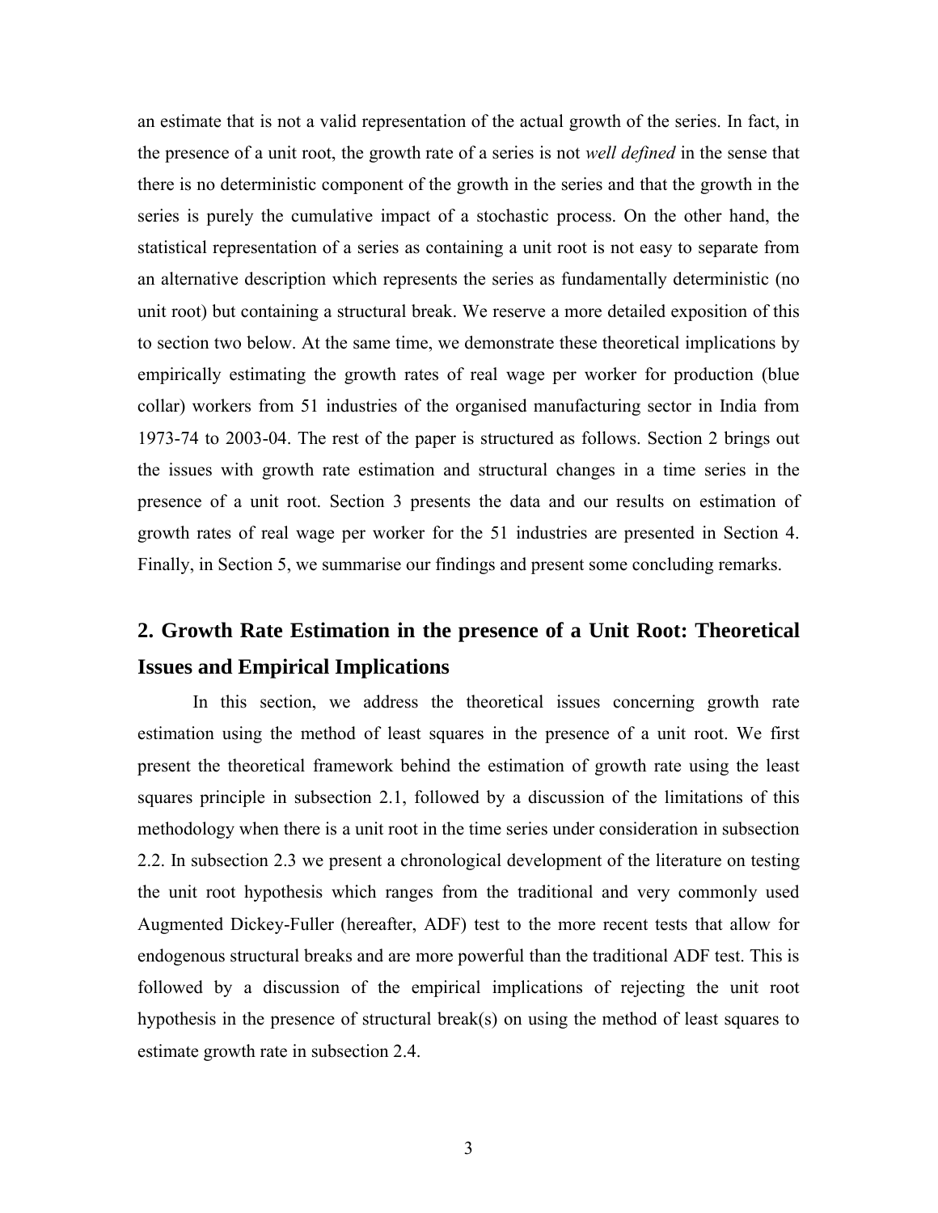an estimate that is not a valid representation of the actual growth of the series. In fact, in the presence of a unit root, the growth rate of a series is not *well defined* in the sense that there is no deterministic component of the growth in the series and that the growth in the series is purely the cumulative impact of a stochastic process. On the other hand, the statistical representation of a series as containing a unit root is not easy to separate from an alternative description which represents the series as fundamentally deterministic (no unit root) but containing a structural break. We reserve a more detailed exposition of this to section two below. At the same time, we demonstrate these theoretical implications by empirically estimating the growth rates of real wage per worker for production (blue collar) workers from 51 industries of the organised manufacturing sector in India from 1973-74 to 2003-04. The rest of the paper is structured as follows. Section 2 brings out the issues with growth rate estimation and structural changes in a time series in the presence of a unit root. Section 3 presents the data and our results on estimation of growth rates of real wage per worker for the 51 industries are presented in Section 4. Finally, in Section 5, we summarise our findings and present some concluding remarks.

## 2. Growth Rate Estimation in the presence of a Unit Root: Theoretical Issues and Empirical Implications

In this section, we address the theoretical issues concerning growth rate estimation using the method of least squares in the presence of a unit root. We first present the theoretical framework behind the estimation of growth rate using the least squares principle in subsection 2.1, followed by a discussion of the limitations of this methodology when there is a unit root in the time series under consideration in subsection 2.2. In subsection 2.3 we present a chronological development of the literature on testing the unit root hypothesis which ranges from the traditional and very commonly used Augmented Dickey-Fuller (hereafter, ADF) test to the more recent tests that allow for endogenous structural breaks and are more powerful than the traditional ADF test. This is followed by a discussion of the empirical implications of rejecting the unit root hypothesis in the presence of structural break(s) on using the method of least squares to estimate growth rate in subsection 2.4.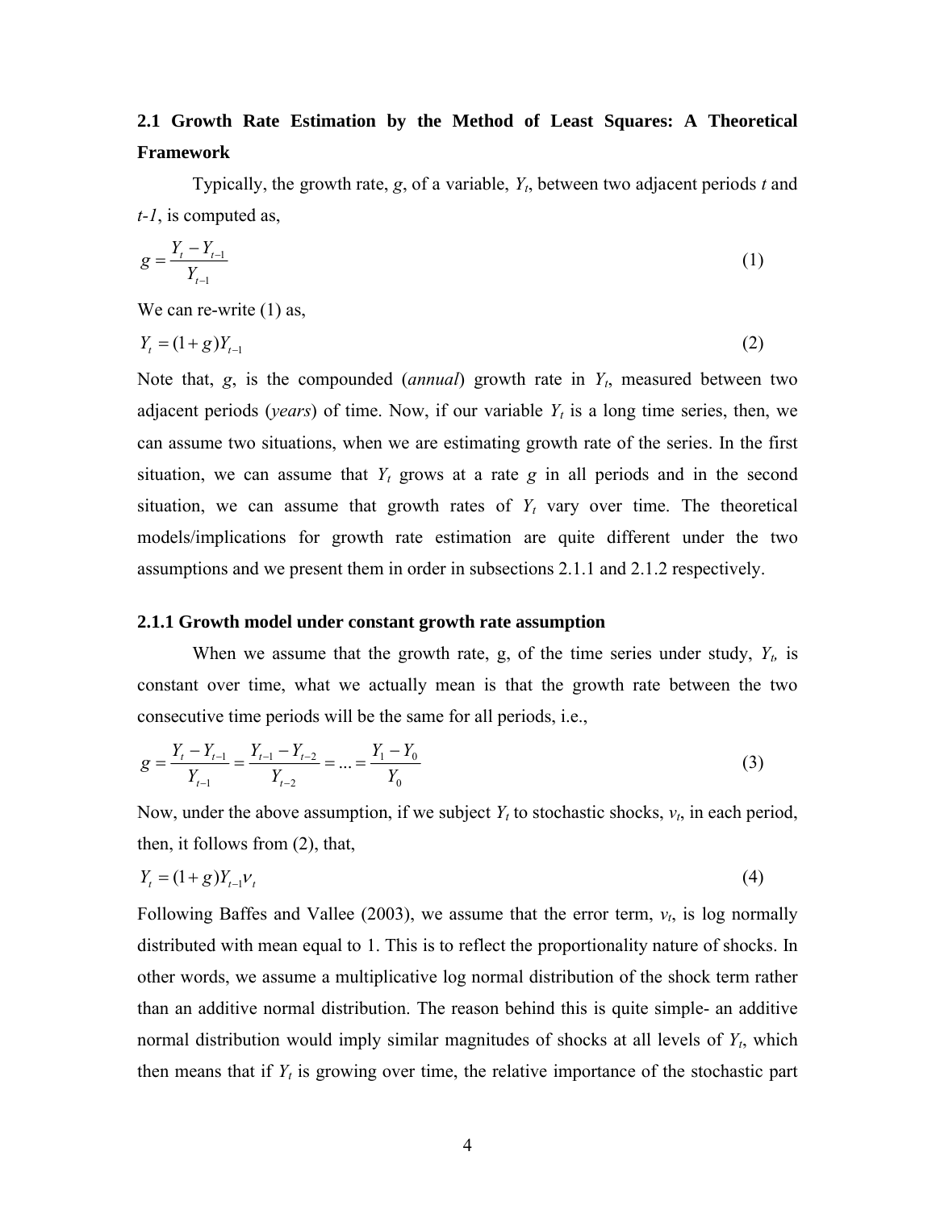### 2.1 Growth Rate Estimation by the Method of Least Squares: A Theoretical Framework

Typically, the growth rate, $g$, of a variable, $Y_t$, between two adjacent periods $t$ and $t-1$, is computed as,

$$g = \frac{Y_t - Y_{t-1}}{Y_{t-1}} \tag{1}$$

We can re-write (1) as,

$$Y_t = (1+g)Y_{t-1} \tag{2}$$

Note that, $g$, is the compounded (*annual*) growth rate in $Y_t$, measured between two adjacent periods (*years*) of time. Now, if our variable $Y_t$ is a long time series, then, we can assume two situations, when we are estimating growth rate of the series. In the first situation, we can assume that $Y_t$ grows at a rate $g$ in all periods and in the second situation, we can assume that growth rates of $Y_t$ vary over time. The theoretical models/implications for growth rate estimation are quite different under the two assumptions and we present them in order in subsections 2.1.1 and 2.1.2 respectively.

#### 2.1.1 Growth model under constant growth rate assumption

When we assume that the growth rate, g, of the time series under study, $Y_t$, is constant over time, what we actually mean is that the growth rate between the two consecutive time periods will be the same for all periods, i.e.,

$$g = \frac{Y_t - Y_{t-1}}{Y_{t-1}} = \frac{Y_{t-1} - Y_{t-2}}{Y_{t-2}} = \ldots = \frac{Y_1 - Y_0}{Y_0} \tag{3}$$

Now, under the above assumption, if we subject $Y_t$ to stochastic shocks, $v_t$, in each period, then, it follows from (2), that,

$$Y_t = (1+g)Y_{t-1}v_t \tag{4}$$

Following Baffes and Vallee (2003), we assume that the error term, $v_t$, is log normally distributed with mean equal to 1. This is to reflect the proportionality nature of shocks. In other words, we assume a multiplicative log normal distribution of the shock term rather than an additive normal distribution. The reason behind this is quite simple- an additive normal distribution would imply similar magnitudes of shocks at all levels of $Y_t$, which then means that if $Y_t$ is growing over time, the relative importance of the stochastic part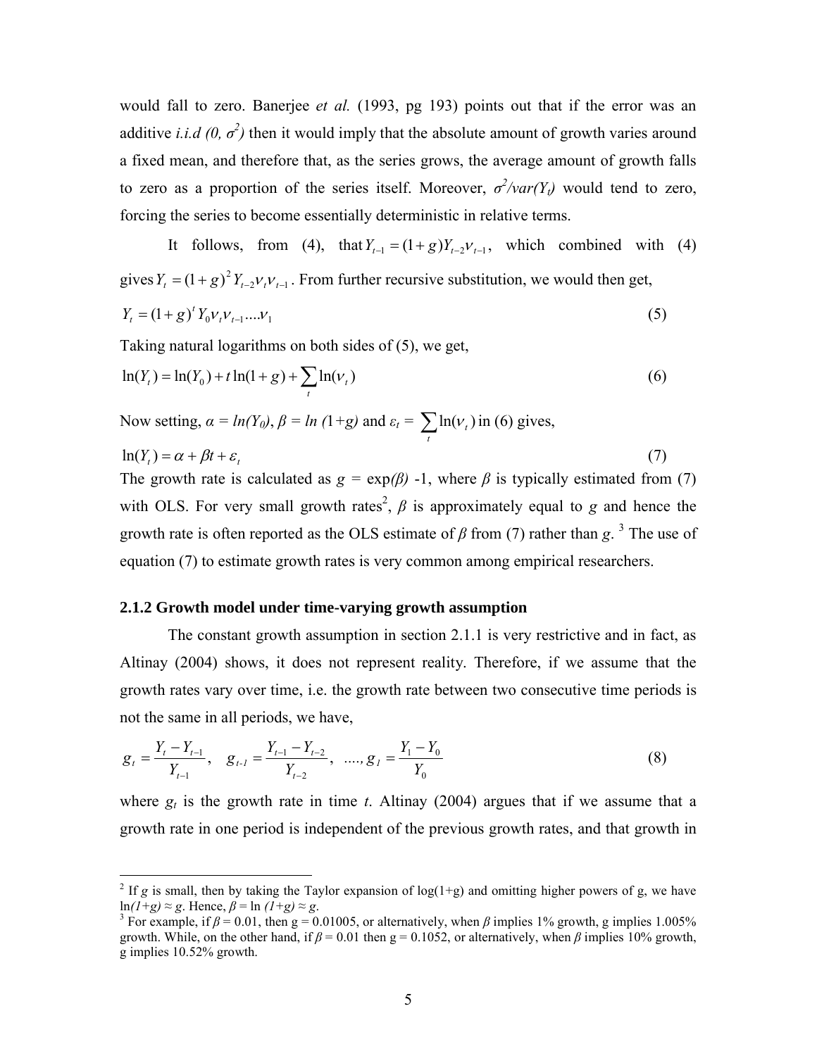would fall to zero. Banerjee *et al.* (1993, pg 193) points out that if the error was an additive *i.i.d (0, $\sigma^2$)* then it would imply that the absolute amount of growth varies around a fixed mean, and therefore that, as the series grows, the average amount of growth falls to zero as a proportion of the series itself. Moreover, $\sigma^2/var(Y_t)$ would tend to zero, forcing the series to become essentially deterministic in relative terms.

It follows, from (4), that $Y_{t-1} = (1+g)Y_{t-2}\nu_{t-1}$, which combined with (4) gives $Y_t = (1+g)^2 Y_{t-2}\nu_t \nu_{t-1}$. From further recursive substitution, we would then get,

$$Y_t = (1+g)^t Y_0 \nu_t \nu_{t-1} \ldots \nu_1 \tag{5}$$

Taking natural logarithms on both sides of (5), we get,

$$\ln(Y_t) = \ln(Y_0) + t\ln(1+g) + \sum_t \ln(\nu_t) \tag{6}$$

Now setting, $\alpha = ln(Y_0)$, $\beta = ln\ (1+g)$ and $\varepsilon_t = \sum_t \ln(\nu_t)$ in (6) gives,

$$\ln(Y_t) = \alpha + \beta t + \varepsilon_t \tag{7}$$

The growth rate is calculated as $g = \exp(\beta) - 1$, where $\beta$ is typically estimated from (7) with OLS. For very small growth rates[2], $\beta$ is approximately equal to $g$ and hence the growth rate is often reported as the OLS estimate of $\beta$ from (7) rather than $g$. [3] The use of equation (7) to estimate growth rates is very common among empirical researchers.

### 2.1.2 Growth model under time-varying growth assumption

The constant growth assumption in section 2.1.1 is very restrictive and in fact, as Altinay (2004) shows, it does not represent reality. Therefore, if we assume that the growth rates vary over time, i.e. the growth rate between two consecutive time periods is not the same in all periods, we have,

$$g_t = \frac{Y_t - Y_{t-1}}{Y_{t-1}}, \quad g_{t-1} = \frac{Y_{t-1} - Y_{t-2}}{Y_{t-2}}, \quad \ldots, g_1 = \frac{Y_1 - Y_0}{Y_0} \tag{8}$$

where $g_t$ is the growth rate in time $t$. Altinay (2004) argues that if we assume that a growth rate in one period is independent of the previous growth rates, and that growth in

---

[2] If $g$ is small, then by taking the Taylor expansion of log(1+g) and omitting higher powers of g, we have $\ln(1+g) \approx g$. Hence, $\beta = \ln(1+g) \approx g$.

[3] For example, if $\beta = 0.01$, then g = 0.01005, or alternatively, when $\beta$ implies 1% growth, g implies 1.005% growth. While, on the other hand, if $\beta = 0.01$ then g = 0.1052, or alternatively, when $\beta$ implies 10% growth, g implies 10.52% growth.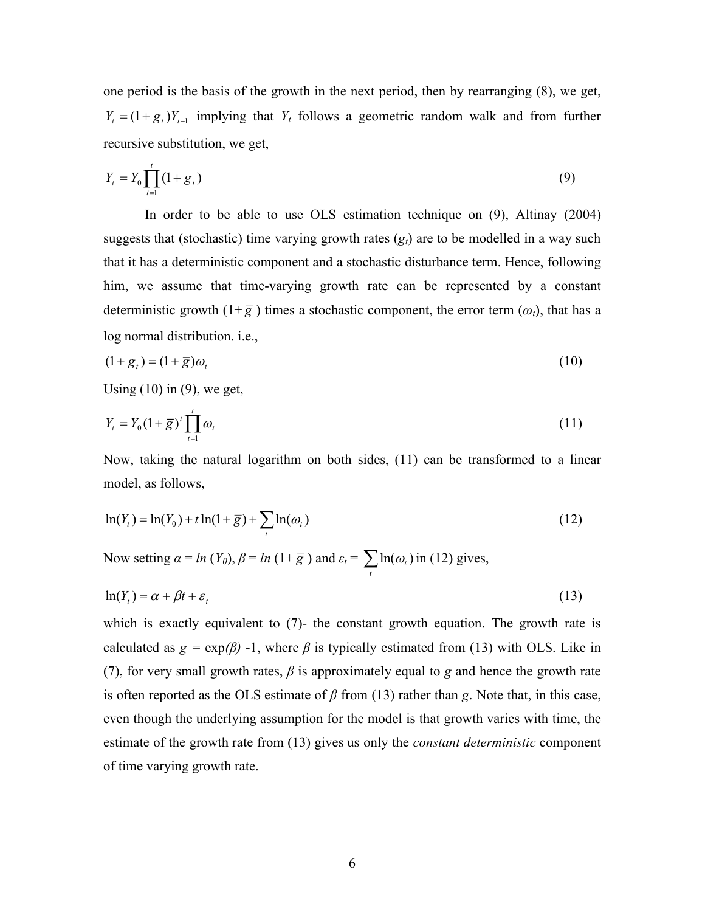one period is the basis of the growth in the next period, then by rearranging (8), we get, $Y_t = (1+g_t)Y_{t-1}$ implying that $Y_t$ follows a geometric random walk and from further recursive substitution, we get,

$$Y_t = Y_0 \prod_{t=1}^{t} (1+g_t) \tag{9}$$

In order to be able to use OLS estimation technique on (9), Altinay (2004) suggests that (stochastic) time varying growth rates ($g_t$) are to be modelled in a way such that it has a deterministic component and a stochastic disturbance term. Hence, following him, we assume that time-varying growth rate can be represented by a constant deterministic growth ($1+\overline{g}$) times a stochastic component, the error term ($\omega_t$), that has a log normal distribution. i.e.,

$$(1+g_t) = (1+\overline{g})\omega_t \tag{10}$$

Using (10) in (9), we get,

$$Y_t = Y_0 (1+\overline{g})^t \prod_{t=1}^{t} \omega_t \tag{11}$$

Now, taking the natural logarithm on both sides, (11) can be transformed to a linear model, as follows,

$$\ln(Y_t) = \ln(Y_0) + t\ln(1+\overline{g}) + \sum_t \ln(\omega_t) \tag{12}$$

Now setting $\alpha = \ln(Y_0)$, $\beta = \ln(1+\overline{g})$ and $\varepsilon_t = \sum_t \ln(\omega_t)$ in (12) gives,

$$\ln(Y_t) = \alpha + \beta t + \varepsilon_t \tag{13}$$

which is exactly equivalent to (7)- the constant growth equation. The growth rate is calculated as $g = \exp(\beta) - 1$, where $\beta$ is typically estimated from (13) with OLS. Like in (7), for very small growth rates, $\beta$ is approximately equal to $g$ and hence the growth rate is often reported as the OLS estimate of $\beta$ from (13) rather than $g$. Note that, in this case, even though the underlying assumption for the model is that growth varies with time, the estimate of the growth rate from (13) gives us only the *constant deterministic* component of time varying growth rate.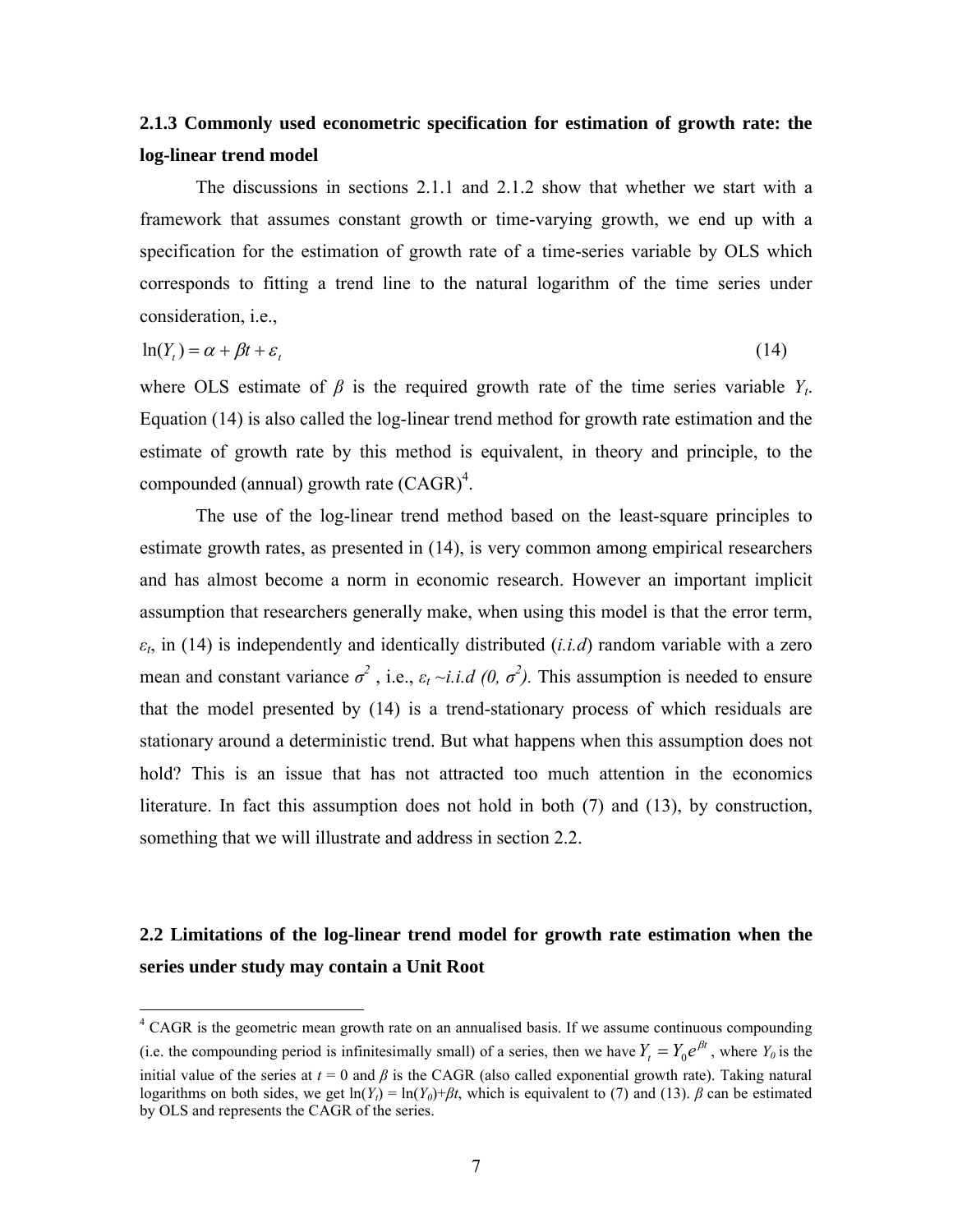### 2.1.3 Commonly used econometric specification for estimation of growth rate: the log-linear trend model

The discussions in sections 2.1.1 and 2.1.2 show that whether we start with a framework that assumes constant growth or time-varying growth, we end up with a specification for the estimation of growth rate of a time-series variable by OLS which corresponds to fitting a trend line to the natural logarithm of the time series under consideration, i.e.,

$$\ln(Y_t) = \alpha + \beta t + \varepsilon_t \tag{14}$$

where OLS estimate of $\beta$ is the required growth rate of the time series variable $Y_t$. Equation (14) is also called the log-linear trend method for growth rate estimation and the estimate of growth rate by this method is equivalent, in theory and principle, to the compounded (annual) growth rate (CAGR)[4].

The use of the log-linear trend method based on the least-square principles to estimate growth rates, as presented in (14), is very common among empirical researchers and has almost become a norm in economic research. However an important implicit assumption that researchers generally make, when using this model is that the error term, $\varepsilon_t$, in (14) is independently and identically distributed (*i.i.d*) random variable with a zero mean and constant variance $\sigma^2$ , i.e., $\varepsilon_t \sim i.i.d\ (0, \sigma^2)$. This assumption is needed to ensure that the model presented by (14) is a trend-stationary process of which residuals are stationary around a deterministic trend. But what happens when this assumption does not hold? This is an issue that has not attracted too much attention in the economics literature. In fact this assumption does not hold in both (7) and (13), by construction, something that we will illustrate and address in section 2.2.

## 2.2 Limitations of the log-linear trend model for growth rate estimation when the series under study may contain a Unit Root

[4] CAGR is the geometric mean growth rate on an annualised basis. If we assume continuous compounding (i.e. the compounding period is infinitesimally small) of a series, then we have $Y_t = Y_0 e^{\beta t}$ , where $Y_0$ is the initial value of the series at $t = 0$ and $\beta$ is the CAGR (also called exponential growth rate). Taking natural logarithms on both sides, we get $\ln(Y_t) = \ln(Y_0)+\beta t$, which is equivalent to (7) and (13). $\beta$ can be estimated by OLS and represents the CAGR of the series.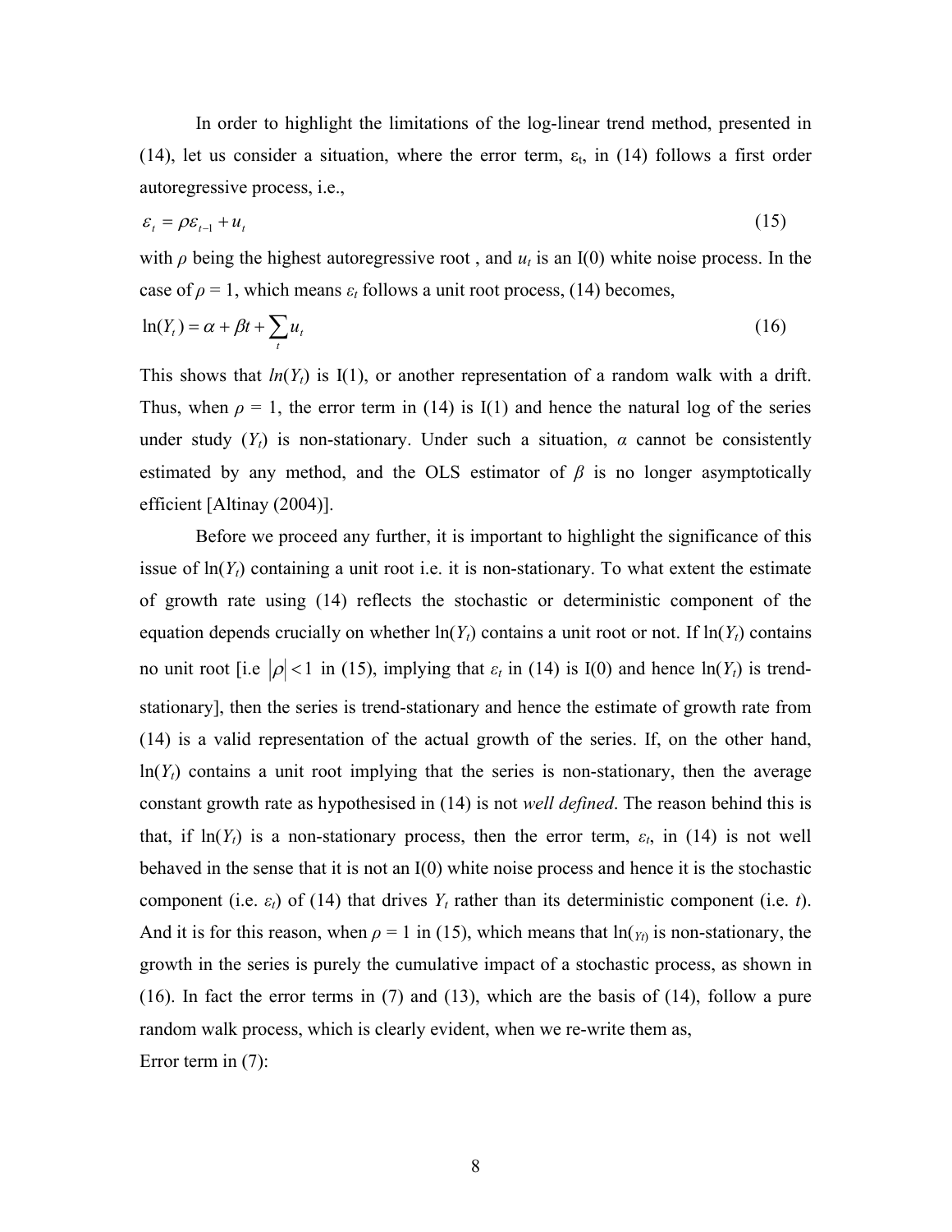In order to highlight the limitations of the log-linear trend method, presented in (14), let us consider a situation, where the error term, $\varepsilon_t$, in (14) follows a first order autoregressive process, i.e.,

$$\varepsilon_t = \rho\varepsilon_{t-1} + u_t \tag{15}$$

with $\rho$ being the highest autoregressive root , and $u_t$ is an I(0) white noise process. In the case of $\rho = 1$, which means $\varepsilon_t$ follows a unit root process, (14) becomes,

$$\ln(Y_t) = \alpha + \beta t + \sum_t u_t \tag{16}$$

This shows that $ln(Y_t)$ is I(1), or another representation of a random walk with a drift. Thus, when $\rho = 1$, the error term in (14) is I(1) and hence the natural log of the series under study ($Y_t$) is non-stationary. Under such a situation, $\alpha$ cannot be consistently estimated by any method, and the OLS estimator of $\beta$ is no longer asymptotically efficient [Altinay (2004)].

Before we proceed any further, it is important to highlight the significance of this issue of $\ln(Y_t)$ containing a unit root i.e. it is non-stationary. To what extent the estimate of growth rate using (14) reflects the stochastic or deterministic component of the equation depends crucially on whether $\ln(Y_t)$ contains a unit root or not. If $\ln(Y_t)$ contains no unit root [i.e $|\rho| < 1$ in (15), implying that $\varepsilon_t$ in (14) is I(0) and hence $\ln(Y_t)$ is trend-stationary], then the series is trend-stationary and hence the estimate of growth rate from (14) is a valid representation of the actual growth of the series. If, on the other hand, $\ln(Y_t)$ contains a unit root implying that the series is non-stationary, then the average constant growth rate as hypothesised in (14) is not *well defined*. The reason behind this is that, if $\ln(Y_t)$ is a non-stationary process, then the error term, $\varepsilon_t$, in (14) is not well behaved in the sense that it is not an I(0) white noise process and hence it is the stochastic component (i.e. $\varepsilon_t$) of (14) that drives $Y_t$ rather than its deterministic component (i.e. $t$). And it is for this reason, when $\rho = 1$ in (15), which means that $\ln(Y_t)$ is non-stationary, the growth in the series is purely the cumulative impact of a stochastic process, as shown in (16). In fact the error terms in (7) and (13), which are the basis of (14), follow a pure random walk process, which is clearly evident, when we re-write them as,

Error term in (7):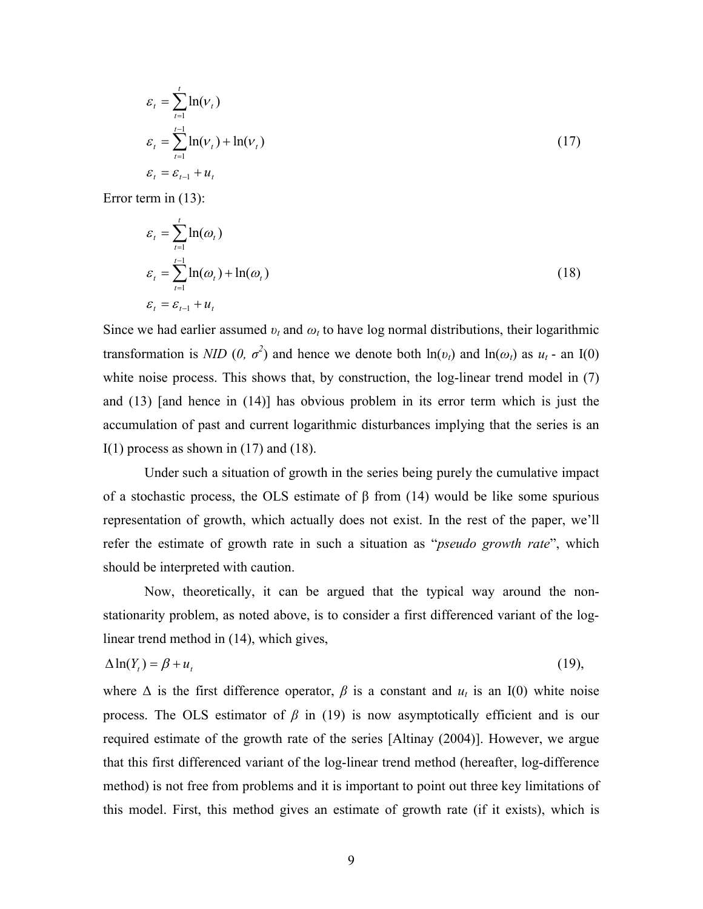$$
\begin{aligned}
\varepsilon_t &= \sum_{t=1}^{t} \ln(\nu_t) \\
\varepsilon_t &= \sum_{t=1}^{t-1} \ln(\nu_t) + \ln(\nu_t) \\
\varepsilon_t &= \varepsilon_{t-1} + u_t
\end{aligned}
\tag{17}
$$

Error term in (13):

$$
\begin{aligned}
\varepsilon_t &= \sum_{t=1}^{t} \ln(\omega_t) \\
\varepsilon_t &= \sum_{t=1}^{t-1} \ln(\omega_t) + \ln(\omega_t) \\
\varepsilon_t &= \varepsilon_{t-1} + u_t
\end{aligned}
\tag{18}
$$

Since we had earlier assumed $\upsilon_t$ and $\omega_t$ to have log normal distributions, their logarithmic transformation is *NID* $(0, \sigma^2)$ and hence we denote both $\ln(\upsilon_t)$ and $\ln(\omega_t)$ as $u_t$ - an I(0) white noise process. This shows that, by construction, the log-linear trend model in (7) and (13) [and hence in (14)] has obvious problem in its error term which is just the accumulation of past and current logarithmic disturbances implying that the series is an I(1) process as shown in (17) and (18).

Under such a situation of growth in the series being purely the cumulative impact of a stochastic process, the OLS estimate of $\beta$ from (14) would be like some spurious representation of growth, which actually does not exist. In the rest of the paper, we'll refer the estimate of growth rate in such a situation as "*pseudo growth rate*", which should be interpreted with caution.

Now, theoretically, it can be argued that the typical way around the non-stationarity problem, as noted above, is to consider a first differenced variant of the log-linear trend method in (14), which gives,

$$
\Delta \ln(Y_t) = \beta + u_t \tag{19},
$$

where $\Delta$ is the first difference operator, $\beta$ is a constant and $u_t$ is an I(0) white noise process. The OLS estimator of $\beta$ in (19) is now asymptotically efficient and is our required estimate of the growth rate of the series [Altinay (2004)]. However, we argue that this first differenced variant of the log-linear trend method (hereafter, log-difference method) is not free from problems and it is important to point out three key limitations of this model. First, this method gives an estimate of growth rate (if it exists), which is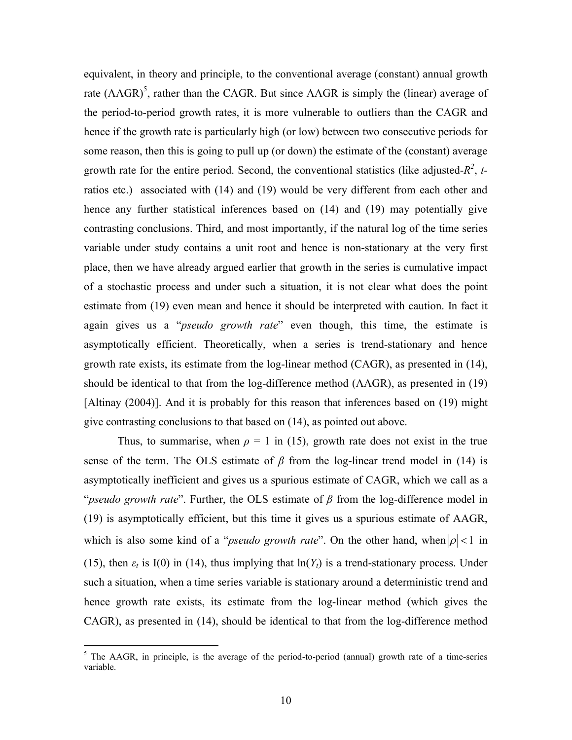equivalent, in theory and principle, to the conventional average (constant) annual growth rate (AAGR)[5], rather than the CAGR. But since AAGR is simply the (linear) average of the period-to-period growth rates, it is more vulnerable to outliers than the CAGR and hence if the growth rate is particularly high (or low) between two consecutive periods for some reason, then this is going to pull up (or down) the estimate of the (constant) average growth rate for the entire period. Second, the conventional statistics (like adjusted-$R^2$, *t*-ratios etc.) associated with (14) and (19) would be very different from each other and hence any further statistical inferences based on (14) and (19) may potentially give contrasting conclusions. Third, and most importantly, if the natural log of the time series variable under study contains a unit root and hence is non-stationary at the very first place, then we have already argued earlier that growth in the series is cumulative impact of a stochastic process and under such a situation, it is not clear what does the point estimate from (19) even mean and hence it should be interpreted with caution. In fact it again gives us a "*pseudo growth rate*" even though, this time, the estimate is asymptotically efficient. Theoretically, when a series is trend-stationary and hence growth rate exists, its estimate from the log-linear method (CAGR), as presented in (14), should be identical to that from the log-difference method (AAGR), as presented in (19) [Altinay (2004)]. And it is probably for this reason that inferences based on (19) might give contrasting conclusions to that based on (14), as pointed out above.

Thus, to summarise, when $\rho = 1$ in (15), growth rate does not exist in the true sense of the term. The OLS estimate of $\beta$ from the log-linear trend model in (14) is asymptotically inefficient and gives us a spurious estimate of CAGR, which we call as a "*pseudo growth rate*". Further, the OLS estimate of $\beta$ from the log-difference model in (19) is asymptotically efficient, but this time it gives us a spurious estimate of AAGR, which is also some kind of a "*pseudo growth rate*". On the other hand, when $|\rho| < 1$ in (15), then $\varepsilon_t$ is I(0) in (14), thus implying that $\ln(Y_t)$ is a trend-stationary process. Under such a situation, when a time series variable is stationary around a deterministic trend and hence growth rate exists, its estimate from the log-linear method (which gives the CAGR), as presented in (14), should be identical to that from the log-difference method

[5] The AAGR, in principle, is the average of the period-to-period (annual) growth rate of a time-series variable.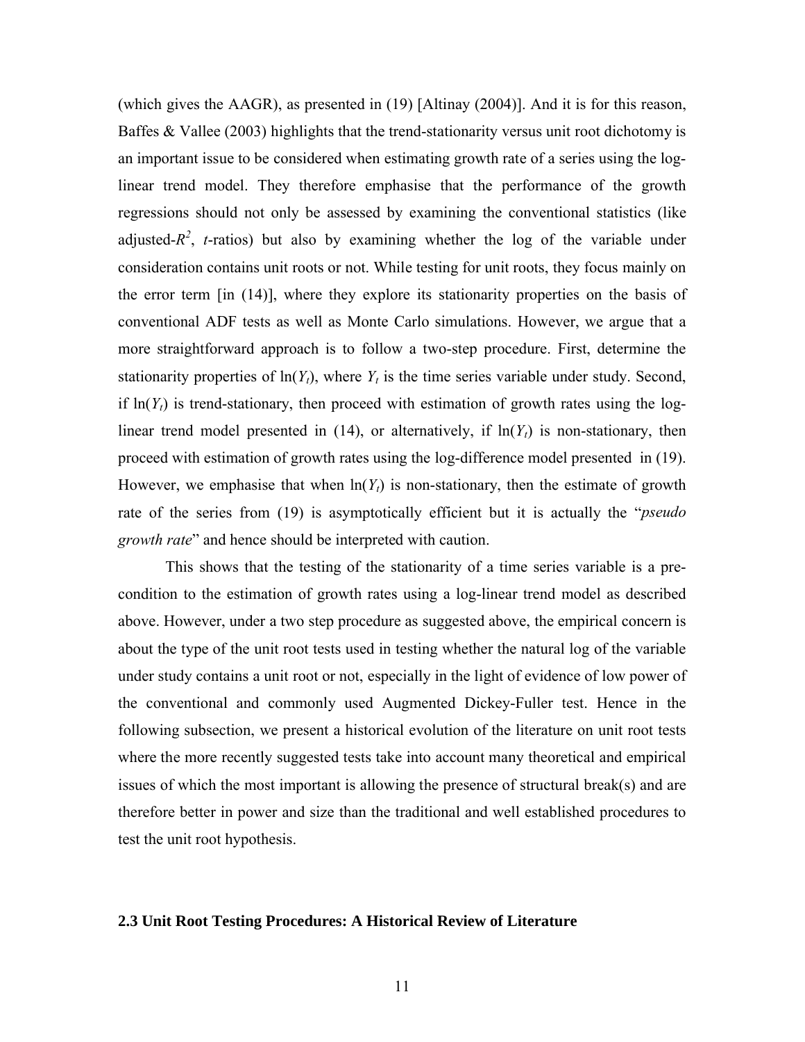(which gives the AAGR), as presented in (19) [Altinay (2004)]. And it is for this reason, Baffes & Vallee (2003) highlights that the trend-stationarity versus unit root dichotomy is an important issue to be considered when estimating growth rate of a series using the log-linear trend model. They therefore emphasise that the performance of the growth regressions should not only be assessed by examining the conventional statistics (like adjusted-$R^2$, $t$-ratios) but also by examining whether the log of the variable under consideration contains unit roots or not. While testing for unit roots, they focus mainly on the error term [in (14)], where they explore its stationarity properties on the basis of conventional ADF tests as well as Monte Carlo simulations. However, we argue that a more straightforward approach is to follow a two-step procedure. First, determine the stationarity properties of $\ln(Y_t)$, where $Y_t$ is the time series variable under study. Second, if $\ln(Y_t)$ is trend-stationary, then proceed with estimation of growth rates using the log-linear trend model presented in (14), or alternatively, if $\ln(Y_t)$ is non-stationary, then proceed with estimation of growth rates using the log-difference model presented in (19). However, we emphasise that when $\ln(Y_t)$ is non-stationary, then the estimate of growth rate of the series from (19) is asymptotically efficient but it is actually the "*pseudo growth rate*" and hence should be interpreted with caution.

This shows that the testing of the stationarity of a time series variable is a pre-condition to the estimation of growth rates using a log-linear trend model as described above. However, under a two step procedure as suggested above, the empirical concern is about the type of the unit root tests used in testing whether the natural log of the variable under study contains a unit root or not, especially in the light of evidence of low power of the conventional and commonly used Augmented Dickey-Fuller test. Hence in the following subsection, we present a historical evolution of the literature on unit root tests where the more recently suggested tests take into account many theoretical and empirical issues of which the most important is allowing the presence of structural break(s) and are therefore better in power and size than the traditional and well established procedures to test the unit root hypothesis.

### 2.3 Unit Root Testing Procedures: A Historical Review of Literature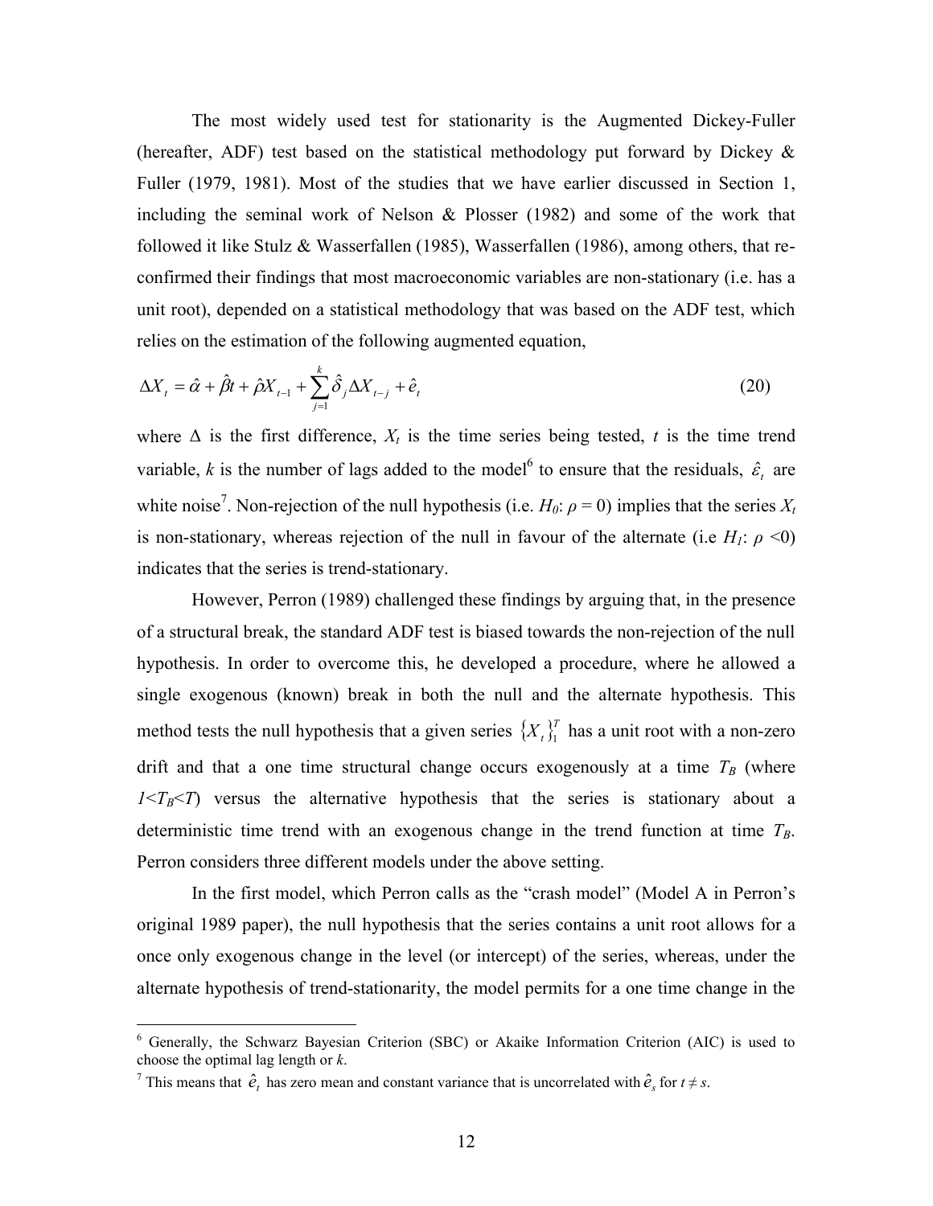The most widely used test for stationarity is the Augmented Dickey-Fuller (hereafter, ADF) test based on the statistical methodology put forward by Dickey & Fuller (1979, 1981). Most of the studies that we have earlier discussed in Section 1, including the seminal work of Nelson & Plosser (1982) and some of the work that followed it like Stulz & Wasserfallen (1985), Wasserfallen (1986), among others, that re-confirmed their findings that most macroeconomic variables are non-stationary (i.e. has a unit root), depended on a statistical methodology that was based on the ADF test, which relies on the estimation of the following augmented equation,

$$\Delta X_t = \hat{\alpha} + \hat{\beta}t + \hat{\rho}X_{t-1} + \sum_{j=1}^{k}\hat{\delta}_j \Delta X_{t-j} + \hat{e}_t \tag{20}$$

where $\Delta$ is the first difference, $X_t$ is the time series being tested, $t$ is the time trend variable, $k$ is the number of lags added to the model[6] to ensure that the residuals, $\hat{\varepsilon}_t$ are white noise[7]. Non-rejection of the null hypothesis (i.e. $H_0$: $\rho = 0$) implies that the series $X_t$ is non-stationary, whereas rejection of the null in favour of the alternate (i.e $H_1$: $\rho < 0$) indicates that the series is trend-stationary.

However, Perron (1989) challenged these findings by arguing that, in the presence of a structural break, the standard ADF test is biased towards the non-rejection of the null hypothesis. In order to overcome this, he developed a procedure, where he allowed a single exogenous (known) break in both the null and the alternate hypothesis. This method tests the null hypothesis that a given series $\{X_t\}_1^T$ has a unit root with a non-zero drift and that a one time structural change occurs exogenously at a time $T_B$ (where $1<T_B<T$) versus the alternative hypothesis that the series is stationary about a deterministic time trend with an exogenous change in the trend function at time $T_B$. Perron considers three different models under the above setting.

In the first model, which Perron calls as the "crash model" (Model A in Perron's original 1989 paper), the null hypothesis that the series contains a unit root allows for a once only exogenous change in the level (or intercept) of the series, whereas, under the alternate hypothesis of trend-stationarity, the model permits for a one time change in the

[6] Generally, the Schwarz Bayesian Criterion (SBC) or Akaike Information Criterion (AIC) is used to choose the optimal lag length or $k$.

[7] This means that $\hat{e}_t$ has zero mean and constant variance that is uncorrelated with $\hat{e}_s$ for $t \neq s$.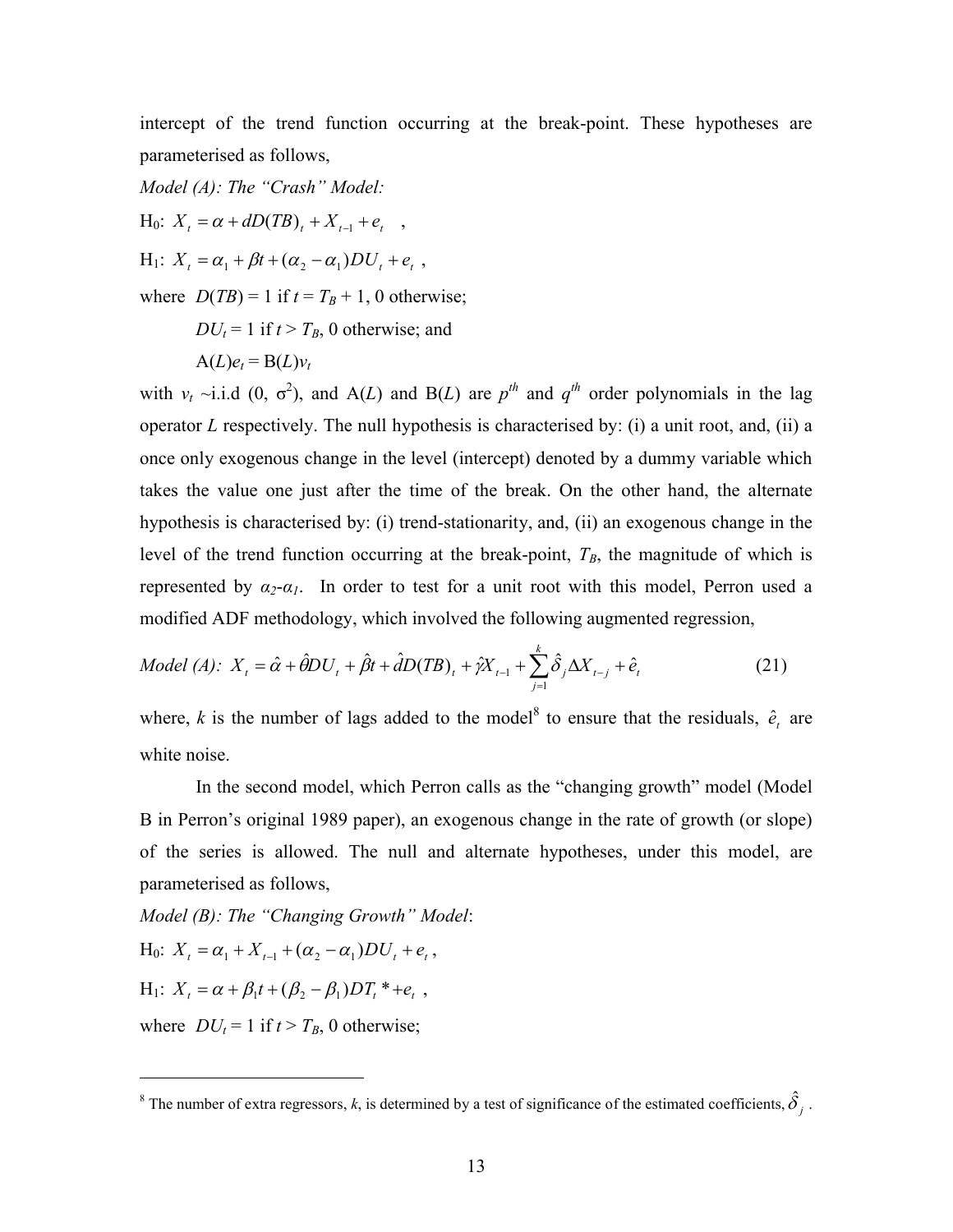intercept of the trend function occurring at the break-point. These hypotheses are parameterised as follows,

*Model (A): The "Crash" Model:*

$\text{H}_0$: $X_t = \alpha + dD(TB)_t + X_{t-1} + e_t$ ,

$\text{H}_1$: $X_t = \alpha_1 + \beta t + (\alpha_2 - \alpha_1)DU_t + e_t$ ,

where $D(TB) = 1$ if $t = T_B + 1$, 0 otherwise;

$DU_t = 1$ if $t > T_B$, 0 otherwise; and

$A(L)e_t = B(L)v_t$

with $v_t$ ~i.i.d $(0, \sigma^2)$, and $A(L)$ and $B(L)$ are $p^{th}$ and $q^{th}$ order polynomials in the lag operator $L$ respectively. The null hypothesis is characterised by: (i) a unit root, and, (ii) a once only exogenous change in the level (intercept) denoted by a dummy variable which takes the value one just after the time of the break. On the other hand, the alternate hypothesis is characterised by: (i) trend-stationarity, and, (ii) an exogenous change in the level of the trend function occurring at the break-point, $T_B$, the magnitude of which is represented by $\alpha_2$-$\alpha_1$. In order to test for a unit root with this model, Perron used a modified ADF methodology, which involved the following augmented regression,

$$\textit{Model (A):}\ X_t = \hat{\alpha} + \hat{\theta} DU_t + \hat{\beta} t + \hat{d} D(TB)_t + \hat{\gamma} X_{t-1} + \sum_{j=1}^{k} \hat{\delta}_j \Delta X_{t-j} + \hat{e}_t \qquad (21)$$

where, $k$ is the number of lags added to the model[8] to ensure that the residuals, $\hat{e}_t$ are white noise.

In the second model, which Perron calls as the "changing growth" model (Model B in Perron's original 1989 paper), an exogenous change in the rate of growth (or slope) of the series is allowed. The null and alternate hypotheses, under this model, are parameterised as follows,

*Model (B): The "Changing Growth" Model*:

$\text{H}_0$: $X_t = \alpha_1 + X_{t-1} + (\alpha_2 - \alpha_1)DU_t + e_t$ ,

$\text{H}_1$: $X_t = \alpha + \beta_1 t + (\beta_2 - \beta_1)DT_t^* + e_t$ ,

where $DU_t = 1$ if $t > T_B$, 0 otherwise;

[8] The number of extra regressors, $k$, is determined by a test of significance of the estimated coefficients, $\hat{\delta}_j$ .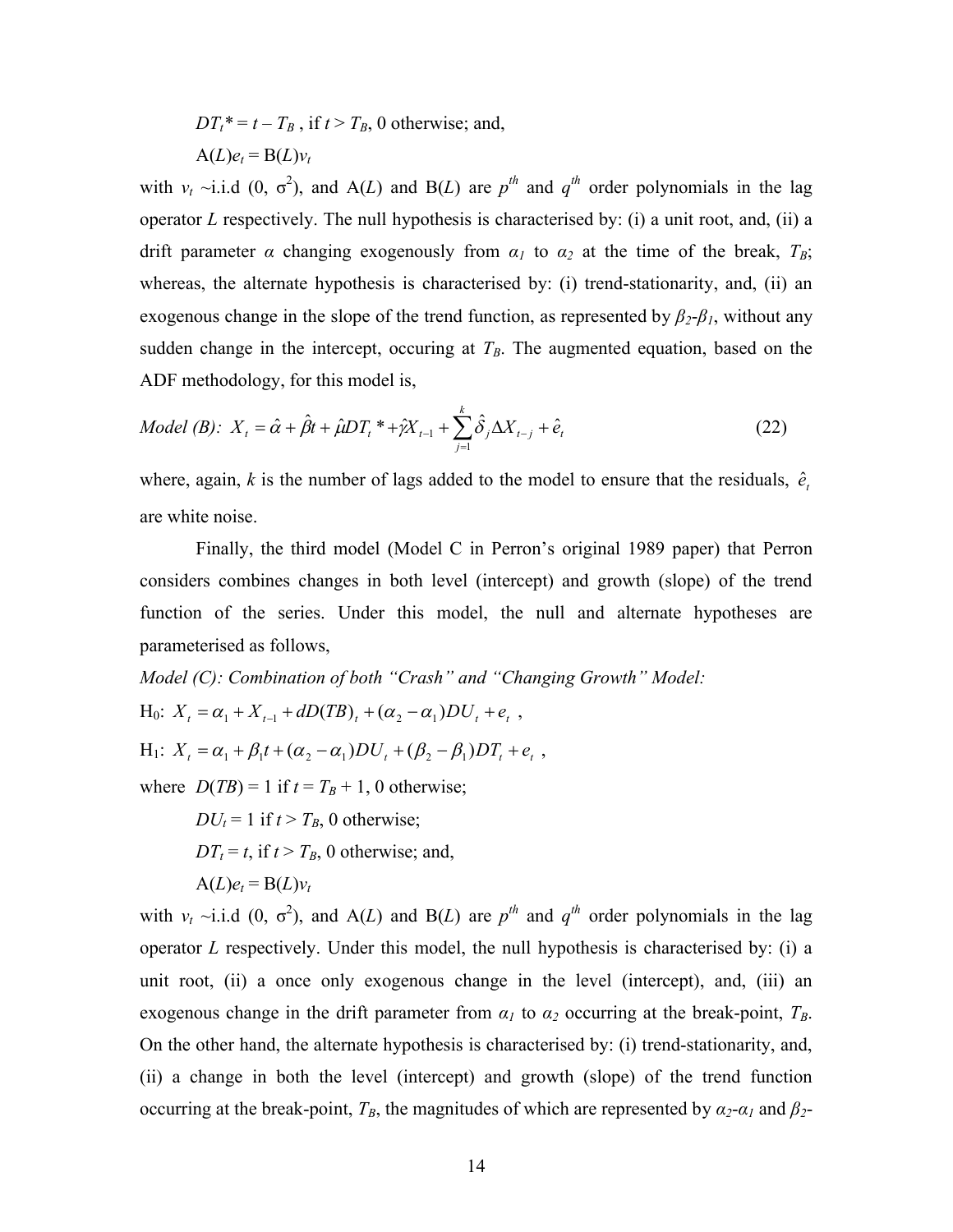$DT_t^* = t - T_B$ , if $t > T_B$, 0 otherwise; and,

$A(L)e_t = B(L)v_t$

with $v_t$ ~i.i.d $(0, \sigma^2)$, and A($L$) and B($L$) are $p^{th}$ and $q^{th}$ order polynomials in the lag operator $L$ respectively. The null hypothesis is characterised by: (i) a unit root, and, (ii) a drift parameter $\alpha$ changing exogenously from $\alpha_1$ to $\alpha_2$ at the time of the break, $T_B$; whereas, the alternate hypothesis is characterised by: (i) trend-stationarity, and, (ii) an exogenous change in the slope of the trend function, as represented by $\beta_2$-$\beta_1$, without any sudden change in the intercept, occuring at $T_B$. The augmented equation, based on the ADF methodology, for this model is,

*Model (B):* $$X_t = \hat{\alpha} + \hat{\beta}t + \hat{\mu}DT_t^* + \hat{\gamma}X_{t-1} + \sum_{j=1}^{k}\hat{\delta}_j \Delta X_{t-j} + \hat{e}_t \quad (22)$$

where, again, $k$ is the number of lags added to the model to ensure that the residuals, $\hat{e}_t$ are white noise.

Finally, the third model (Model C in Perron's original 1989 paper) that Perron considers combines changes in both level (intercept) and growth (slope) of the trend function of the series. Under this model, the null and alternate hypotheses are parameterised as follows,

*Model (C): Combination of both "Crash" and "Changing Growth" Model:*

H$_0$: $X_t = \alpha_1 + X_{t-1} + dD(TB)_t + (\alpha_2 - \alpha_1)DU_t + e_t$ ,

H$_1$: $X_t = \alpha_1 + \beta_1 t + (\alpha_2 - \alpha_1)DU_t + (\beta_2 - \beta_1)DT_t + e_t$ ,

where $D(TB) = 1$ if $t = T_B + 1$, 0 otherwise;

$DU_t = 1$ if $t > T_B$, 0 otherwise;

$DT_t = t$, if $t > T_B$, 0 otherwise; and,

$A(L)e_t = B(L)v_t$

with $v_t$ ~i.i.d $(0, \sigma^2)$, and A($L$) and B($L$) are $p^{th}$ and $q^{th}$ order polynomials in the lag operator $L$ respectively. Under this model, the null hypothesis is characterised by: (i) a unit root, (ii) a once only exogenous change in the level (intercept), and, (iii) an exogenous change in the drift parameter from $\alpha_1$ to $\alpha_2$ occurring at the break-point, $T_B$. On the other hand, the alternate hypothesis is characterised by: (i) trend-stationarity, and, (ii) a change in both the level (intercept) and growth (slope) of the trend function occurring at the break-point, $T_B$, the magnitudes of which are represented by $\alpha_2$-$\alpha_1$ and $\beta_2$-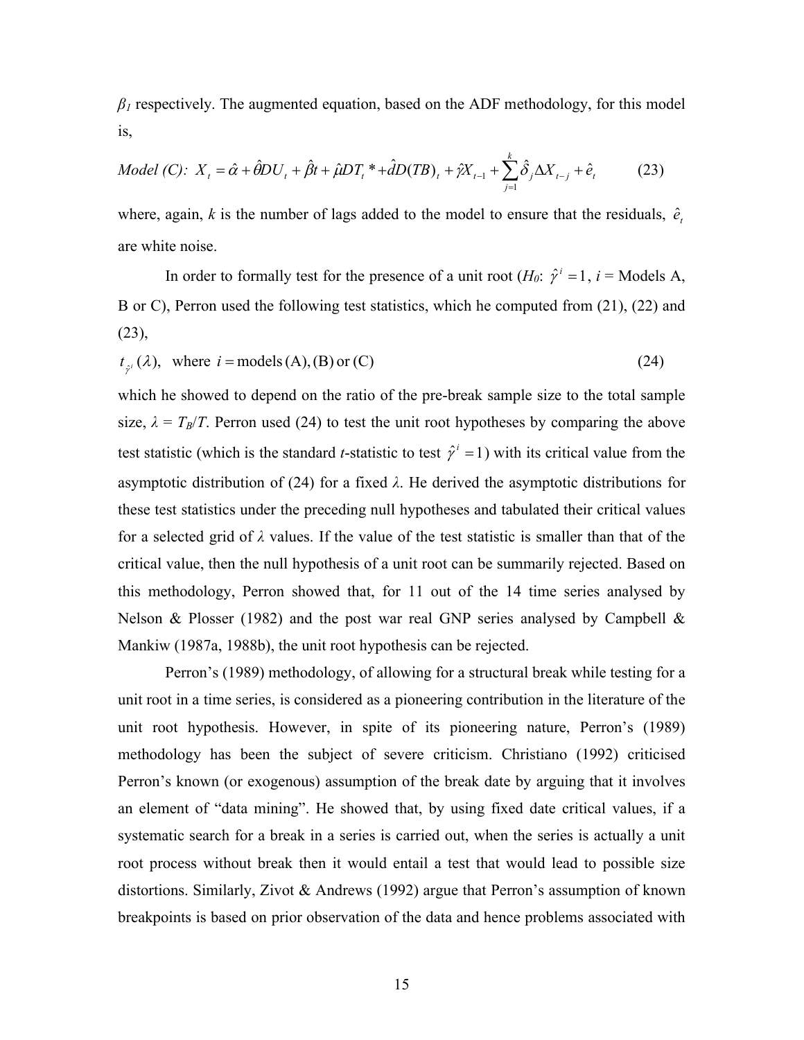$\beta_1$ respectively. The augmented equation, based on the ADF methodology, for this model is,

$$\textit{Model (C):}\ X_t = \hat{\alpha} + \hat{\theta} DU_t + \hat{\beta} t + \hat{\mu} DT_t * + \hat{d} D(TB)_t + \hat{\gamma} X_{t-1} + \sum_{j=1}^{k} \hat{\delta}_j \Delta X_{t-j} + \hat{e}_t \qquad (23)$$

where, again, $k$ is the number of lags added to the model to ensure that the residuals, $\hat{e}_t$ are white noise.

In order to formally test for the presence of a unit root ($H_0$: $\hat{\gamma}^i = 1$, $i$ = Models A, B or C), Perron used the following test statistics, which he computed from (21), (22) and (23),

$$t_{\hat{\gamma}^i}(\lambda), \quad \text{where } i = \text{models (A), (B) or (C)} \qquad (24)$$

which he showed to depend on the ratio of the pre-break sample size to the total sample size, $\lambda = T_B/T$. Perron used (24) to test the unit root hypotheses by comparing the above test statistic (which is the standard $t$-statistic to test $\hat{\gamma}^i = 1$) with its critical value from the asymptotic distribution of (24) for a fixed $\lambda$. He derived the asymptotic distributions for these test statistics under the preceding null hypotheses and tabulated their critical values for a selected grid of $\lambda$ values. If the value of the test statistic is smaller than that of the critical value, then the null hypothesis of a unit root can be summarily rejected. Based on this methodology, Perron showed that, for 11 out of the 14 time series analysed by Nelson & Plosser (1982) and the post war real GNP series analysed by Campbell & Mankiw (1987a, 1988b), the unit root hypothesis can be rejected.

Perron's (1989) methodology, of allowing for a structural break while testing for a unit root in a time series, is considered as a pioneering contribution in the literature of the unit root hypothesis. However, in spite of its pioneering nature, Perron's (1989) methodology has been the subject of severe criticism. Christiano (1992) criticised Perron's known (or exogenous) assumption of the break date by arguing that it involves an element of "data mining". He showed that, by using fixed date critical values, if a systematic search for a break in a series is carried out, when the series is actually a unit root process without break then it would entail a test that would lead to possible size distortions. Similarly, Zivot & Andrews (1992) argue that Perron's assumption of known breakpoints is based on prior observation of the data and hence problems associated with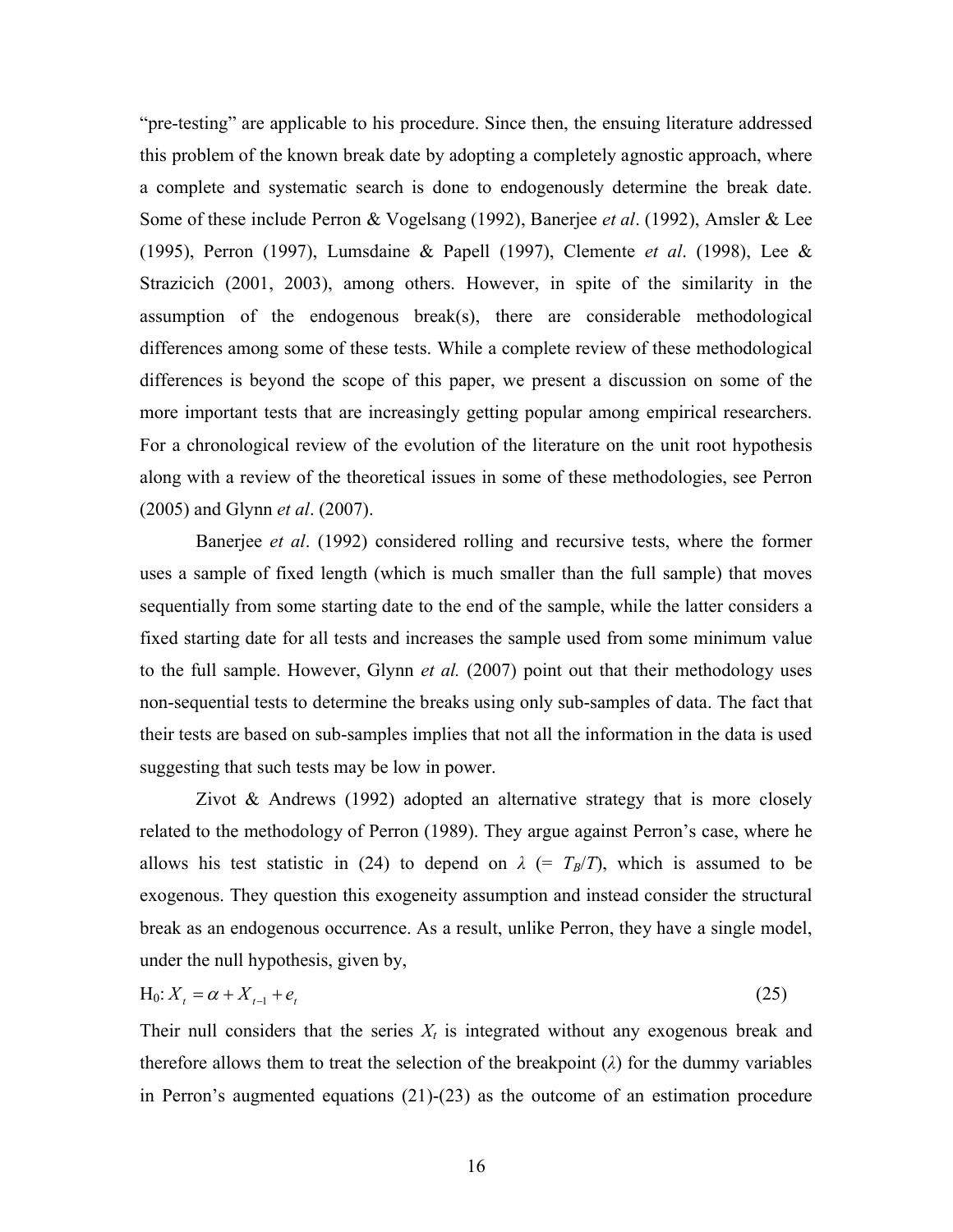"pre-testing" are applicable to his procedure. Since then, the ensuing literature addressed this problem of the known break date by adopting a completely agnostic approach, where a complete and systematic search is done to endogenously determine the break date. Some of these include Perron & Vogelsang (1992), Banerjee *et al*. (1992), Amsler & Lee (1995), Perron (1997), Lumsdaine & Papell (1997), Clemente *et al*. (1998), Lee & Strazicich (2001, 2003), among others. However, in spite of the similarity in the assumption of the endogenous break(s), there are considerable methodological differences among some of these tests. While a complete review of these methodological differences is beyond the scope of this paper, we present a discussion on some of the more important tests that are increasingly getting popular among empirical researchers. For a chronological review of the evolution of the literature on the unit root hypothesis along with a review of the theoretical issues in some of these methodologies, see Perron (2005) and Glynn *et al*. (2007).

Banerjee *et al*. (1992) considered rolling and recursive tests, where the former uses a sample of fixed length (which is much smaller than the full sample) that moves sequentially from some starting date to the end of the sample, while the latter considers a fixed starting date for all tests and increases the sample used from some minimum value to the full sample. However, Glynn *et al.* (2007) point out that their methodology uses non-sequential tests to determine the breaks using only sub-samples of data. The fact that their tests are based on sub-samples implies that not all the information in the data is used suggesting that such tests may be low in power.

Zivot & Andrews (1992) adopted an alternative strategy that is more closely related to the methodology of Perron (1989). They argue against Perron's case, where he allows his test statistic in (24) to depend on $\lambda$ (= $T_B/T$), which is assumed to be exogenous. They question this exogeneity assumption and instead consider the structural break as an endogenous occurrence. As a result, unlike Perron, they have a single model, under the null hypothesis, given by,

$$\text{H}_0\text{: } X_t = \alpha + X_{t-1} + e_t \tag{25}$$

Their null considers that the series $X_t$ is integrated without any exogenous break and therefore allows them to treat the selection of the breakpoint ($\lambda$) for the dummy variables in Perron's augmented equations (21)-(23) as the outcome of an estimation procedure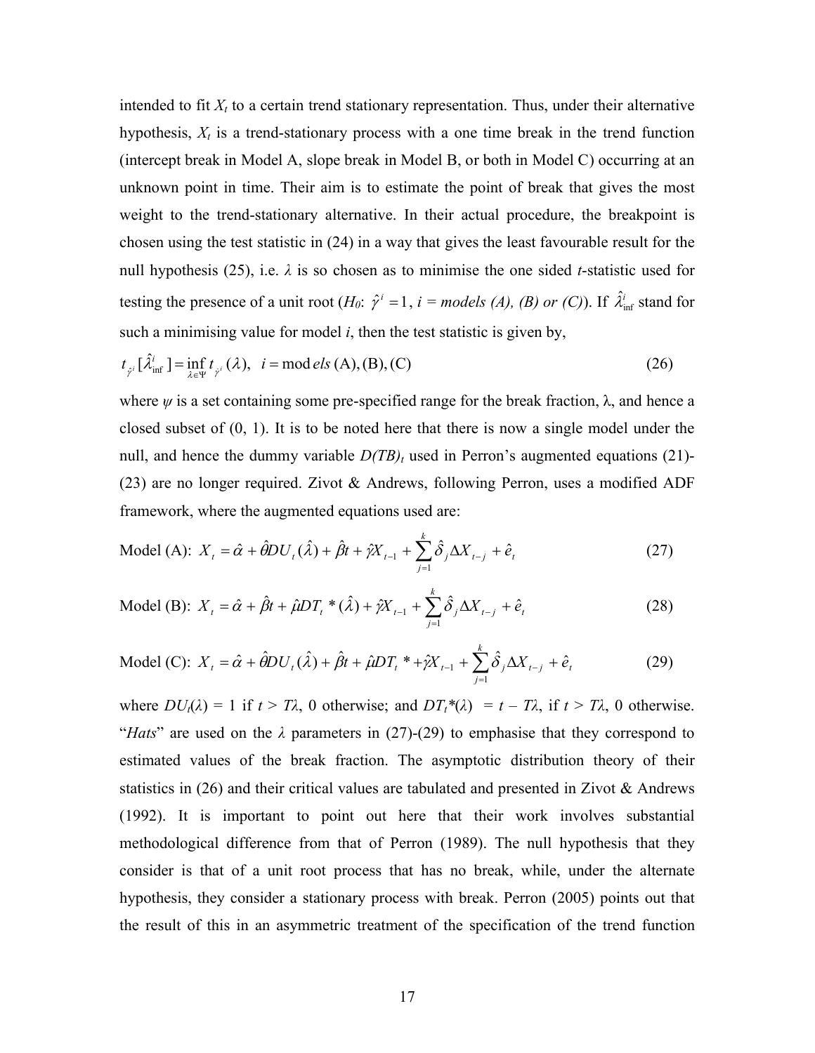intended to fit $X_t$ to a certain trend stationary representation. Thus, under their alternative hypothesis, $X_t$ is a trend-stationary process with a one time break in the trend function (intercept break in Model A, slope break in Model B, or both in Model C) occurring at an unknown point in time. Their aim is to estimate the point of break that gives the most weight to the trend-stationary alternative. In their actual procedure, the breakpoint is chosen using the test statistic in (24) in a way that gives the least favourable result for the null hypothesis (25), i.e. $\lambda$ is so chosen as to minimise the one sided *t*-statistic used for testing the presence of a unit root ($H_0$: $\hat{\gamma}^i = 1$, *i = models (A), (B) or (C)*). If $\hat{\lambda}^i_{\inf}$ stand for such a minimising value for model *i*, then the test statistic is given by,

$$t_{\hat{\gamma}^i}[\hat{\lambda}^i_{\inf}] = \inf_{\lambda \in \Psi} t_{\hat{\gamma}^i}(\lambda), \quad i = models\,(A), (B), (C) \tag{26}$$

where $\psi$ is a set containing some pre-specified range for the break fraction, $\lambda$, and hence a closed subset of (0, 1). It is to be noted here that there is now a single model under the null, and hence the dummy variable $D(TB)_t$ used in Perron's augmented equations (21)-(23) are no longer required. Zivot & Andrews, following Perron, uses a modified ADF framework, where the augmented equations used are:

$$\text{Model (A): } X_t = \hat{\alpha} + \hat{\theta} DU_t(\hat{\lambda}) + \hat{\beta} t + \hat{\gamma} X_{t-1} + \sum_{j=1}^{k} \hat{\delta}_j \Delta X_{t-j} + \hat{e}_t \tag{27}$$

$$\text{Model (B): } X_t = \hat{\alpha} + \hat{\beta} t + \hat{\mu} DT_t{}^*(\hat{\lambda}) + \hat{\gamma} X_{t-1} + \sum_{j=1}^{k} \hat{\delta}_j \Delta X_{t-j} + \hat{e}_t \tag{28}$$

$$\text{Model (C): } X_t = \hat{\alpha} + \hat{\theta} DU_t(\hat{\lambda}) + \hat{\beta} t + \hat{\mu} DT_t{}^* + \hat{\gamma} X_{t-1} + \sum_{j=1}^{k} \hat{\delta}_j \Delta X_{t-j} + \hat{e}_t \tag{29}$$

where $DU_t(\lambda) = 1$ if $t > T\lambda$, 0 otherwise; and $DT_t{}^*(\lambda) = t - T\lambda$, if $t > T\lambda$, 0 otherwise. "*Hats*" are used on the $\lambda$ parameters in (27)-(29) to emphasise that they correspond to estimated values of the break fraction. The asymptotic distribution theory of their statistics in (26) and their critical values are tabulated and presented in Zivot & Andrews (1992). It is important to point out here that their work involves substantial methodological difference from that of Perron (1989). The null hypothesis that they consider is that of a unit root process that has no break, while, under the alternate hypothesis, they consider a stationary process with break. Perron (2005) points out that the result of this in an asymmetric treatment of the specification of the trend function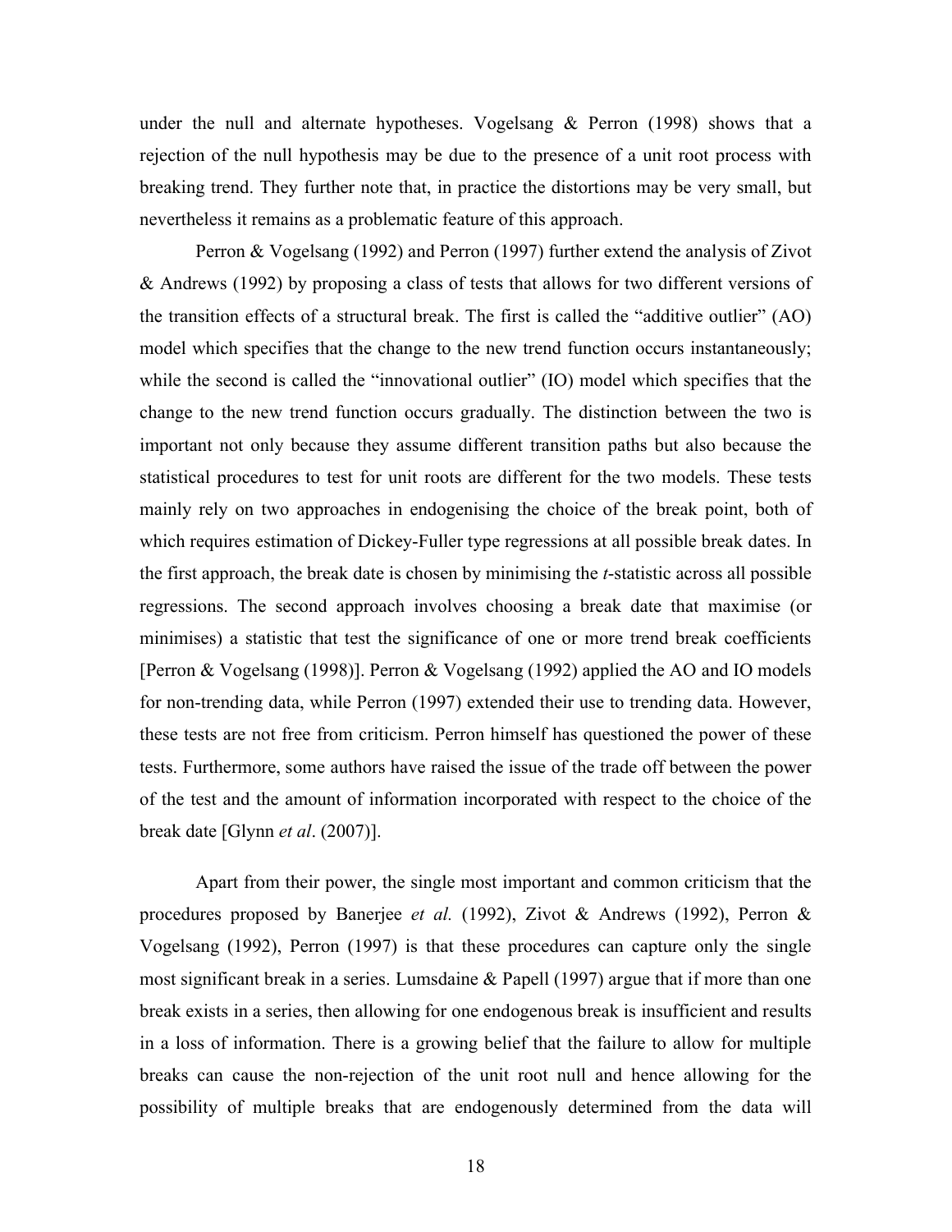under the null and alternate hypotheses. Vogelsang & Perron (1998) shows that a rejection of the null hypothesis may be due to the presence of a unit root process with breaking trend. They further note that, in practice the distortions may be very small, but nevertheless it remains as a problematic feature of this approach.

Perron & Vogelsang (1992) and Perron (1997) further extend the analysis of Zivot & Andrews (1992) by proposing a class of tests that allows for two different versions of the transition effects of a structural break. The first is called the "additive outlier" (AO) model which specifies that the change to the new trend function occurs instantaneously; while the second is called the "innovational outlier" (IO) model which specifies that the change to the new trend function occurs gradually. The distinction between the two is important not only because they assume different transition paths but also because the statistical procedures to test for unit roots are different for the two models. These tests mainly rely on two approaches in endogenising the choice of the break point, both of which requires estimation of Dickey-Fuller type regressions at all possible break dates. In the first approach, the break date is chosen by minimising the *t*-statistic across all possible regressions. The second approach involves choosing a break date that maximise (or minimises) a statistic that test the significance of one or more trend break coefficients [Perron & Vogelsang (1998)]. Perron & Vogelsang (1992) applied the AO and IO models for non-trending data, while Perron (1997) extended their use to trending data. However, these tests are not free from criticism. Perron himself has questioned the power of these tests. Furthermore, some authors have raised the issue of the trade off between the power of the test and the amount of information incorporated with respect to the choice of the break date [Glynn *et al*. (2007)].

Apart from their power, the single most important and common criticism that the procedures proposed by Banerjee *et al.* (1992), Zivot & Andrews (1992), Perron & Vogelsang (1992), Perron (1997) is that these procedures can capture only the single most significant break in a series. Lumsdaine & Papell (1997) argue that if more than one break exists in a series, then allowing for one endogenous break is insufficient and results in a loss of information. There is a growing belief that the failure to allow for multiple breaks can cause the non-rejection of the unit root null and hence allowing for the possibility of multiple breaks that are endogenously determined from the data will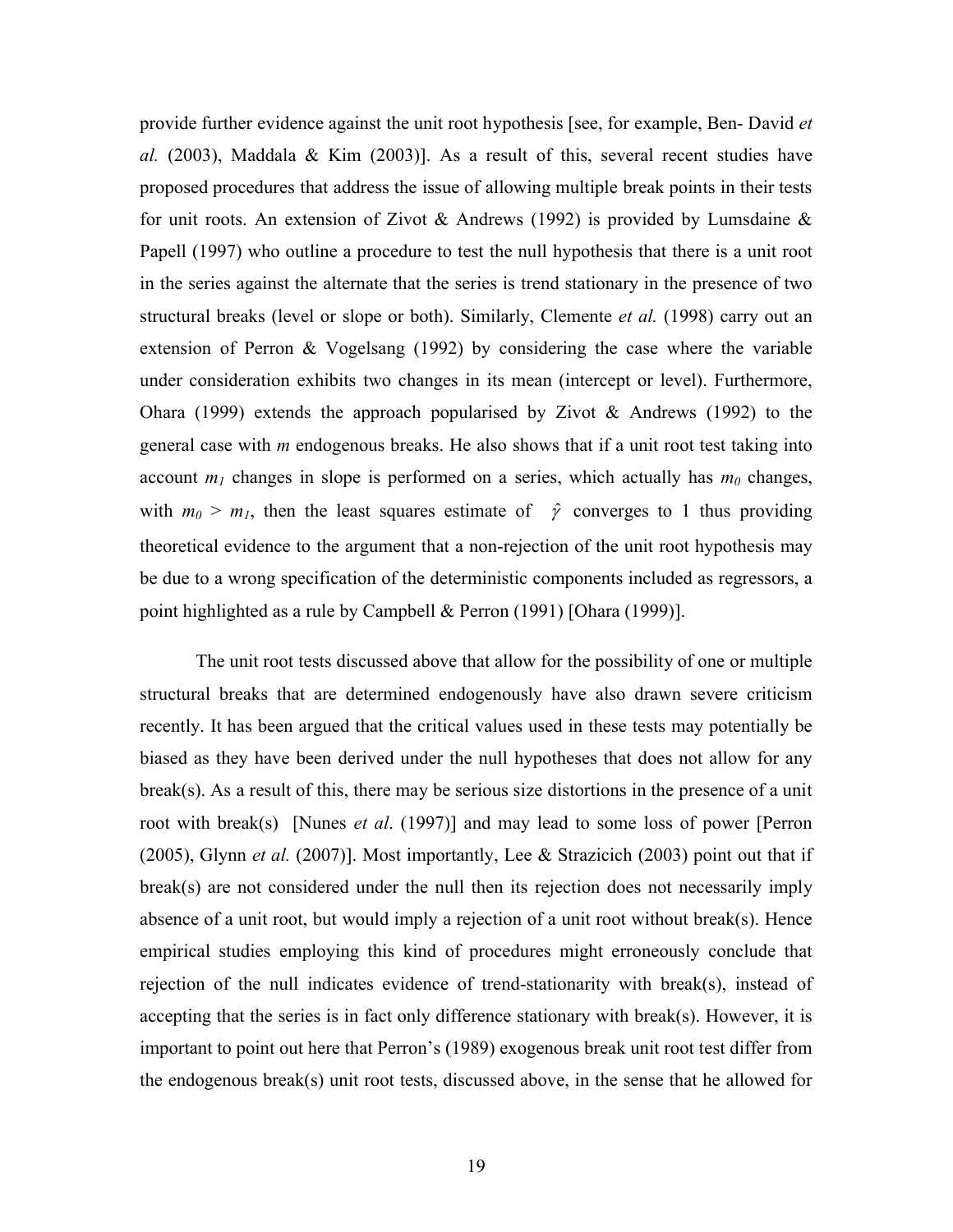provide further evidence against the unit root hypothesis [see, for example, Ben- David *et al.* (2003), Maddala & Kim (2003)]. As a result of this, several recent studies have proposed procedures that address the issue of allowing multiple break points in their tests for unit roots. An extension of Zivot & Andrews (1992) is provided by Lumsdaine & Papell (1997) who outline a procedure to test the null hypothesis that there is a unit root in the series against the alternate that the series is trend stationary in the presence of two structural breaks (level or slope or both). Similarly, Clemente *et al.* (1998) carry out an extension of Perron & Vogelsang (1992) by considering the case where the variable under consideration exhibits two changes in its mean (intercept or level). Furthermore, Ohara (1999) extends the approach popularised by Zivot & Andrews (1992) to the general case with *m* endogenous breaks. He also shows that if a unit root test taking into account $m_1$ changes in slope is performed on a series, which actually has $m_0$ changes, with $m_0 > m_1$, then the least squares estimate of $\hat{\gamma}$ converges to 1 thus providing theoretical evidence to the argument that a non-rejection of the unit root hypothesis may be due to a wrong specification of the deterministic components included as regressors, a point highlighted as a rule by Campbell & Perron (1991) [Ohara (1999)].

The unit root tests discussed above that allow for the possibility of one or multiple structural breaks that are determined endogenously have also drawn severe criticism recently. It has been argued that the critical values used in these tests may potentially be biased as they have been derived under the null hypotheses that does not allow for any break(s). As a result of this, there may be serious size distortions in the presence of a unit root with break(s) [Nunes *et al*. (1997)] and may lead to some loss of power [Perron (2005), Glynn *et al.* (2007)]. Most importantly, Lee & Strazicich (2003) point out that if break(s) are not considered under the null then its rejection does not necessarily imply absence of a unit root, but would imply a rejection of a unit root without break(s). Hence empirical studies employing this kind of procedures might erroneously conclude that rejection of the null indicates evidence of trend-stationarity with break(s), instead of accepting that the series is in fact only difference stationary with break(s). However, it is important to point out here that Perron's (1989) exogenous break unit root test differ from the endogenous break(s) unit root tests, discussed above, in the sense that he allowed for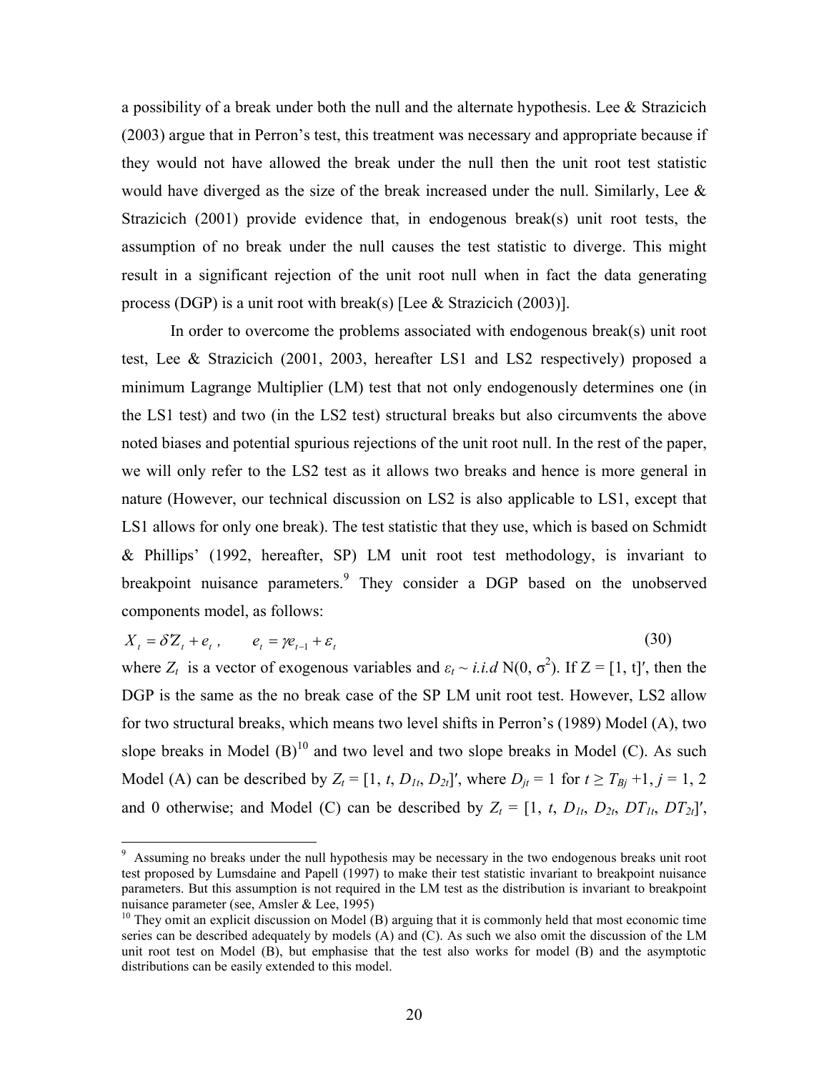a possibility of a break under both the null and the alternate hypothesis. Lee & Strazicich (2003) argue that in Perron's test, this treatment was necessary and appropriate because if they would not have allowed the break under the null then the unit root test statistic would have diverged as the size of the break increased under the null. Similarly, Lee & Strazicich (2001) provide evidence that, in endogenous break(s) unit root tests, the assumption of no break under the null causes the test statistic to diverge. This might result in a significant rejection of the unit root null when in fact the data generating process (DGP) is a unit root with break(s) [Lee & Strazicich (2003)].

In order to overcome the problems associated with endogenous break(s) unit root test, Lee & Strazicich (2001, 2003, hereafter LS1 and LS2 respectively) proposed a minimum Lagrange Multiplier (LM) test that not only endogenously determines one (in the LS1 test) and two (in the LS2 test) structural breaks but also circumvents the above noted biases and potential spurious rejections of the unit root null. In the rest of the paper, we will only refer to the LS2 test as it allows two breaks and hence is more general in nature (However, our technical discussion on LS2 is also applicable to LS1, except that LS1 allows for only one break). The test statistic that they use, which is based on Schmidt & Phillips' (1992, hereafter, SP) LM unit root test methodology, is invariant to breakpoint nuisance parameters.[9] They consider a DGP based on the unobserved components model, as follows:

$$X_t = \delta' Z_t + e_t , \qquad e_t = \gamma e_{t-1} + \varepsilon_t \tag{30}$$

where $Z_t$ is a vector of exogenous variables and $\varepsilon_t \sim i.i.d$ N(0, $\sigma^2$). If Z = [1, t]′, then the DGP is the same as the no break case of the SP LM unit root test. However, LS2 allow for two structural breaks, which means two level shifts in Perron's (1989) Model (A), two slope breaks in Model (B)[10] and two level and two slope breaks in Model (C). As such Model (A) can be described by $Z_t = [1, t, D_{1t}, D_{2t}]'$, where $D_{jt} = 1$ for $t \geq T_{Bj} + 1$, $j = 1, 2$ and 0 otherwise; and Model (C) can be described by $Z_t = [1, t, D_{1t}, D_{2t}, DT_{1t}, DT_{2t}]'$,

---

[9] Assuming no breaks under the null hypothesis may be necessary in the two endogenous breaks unit root test proposed by Lumsdaine and Papell (1997) to make their test statistic invariant to breakpoint nuisance parameters. But this assumption is not required in the LM test as the distribution is invariant to breakpoint nuisance parameter (see, Amsler & Lee, 1995)

[10] They omit an explicit discussion on Model (B) arguing that it is commonly held that most economic time series can be described adequately by models (A) and (C). As such we also omit the discussion of the LM unit root test on Model (B), but emphasise that the test also works for model (B) and the asymptotic distributions can be easily extended to this model.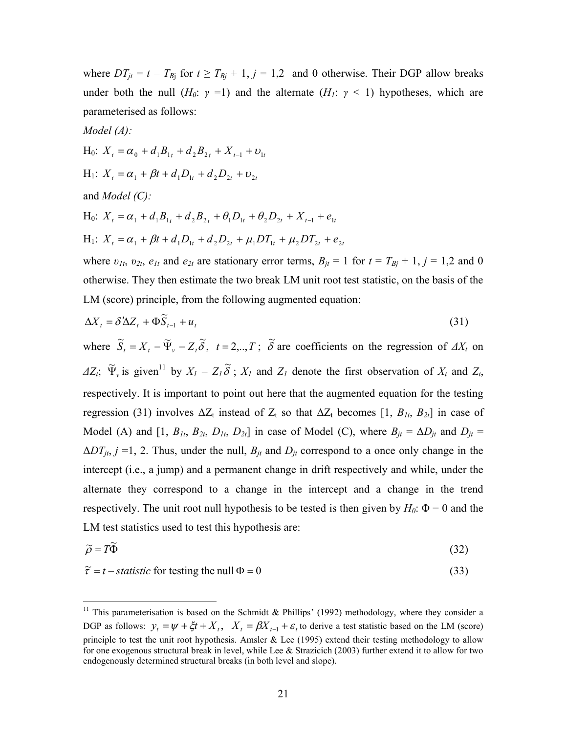where $DT_{jt} = t - T_{Bj}$ for $t \geq T_{Bj} + 1$, $j = 1,2$ and 0 otherwise. Their DGP allow breaks under both the null ($H_0$: $\gamma = 1$) and the alternate ($H_1$: $\gamma < 1$) hypotheses, which are parameterised as follows:

*Model (A):*

H$_0$: $X_t = \alpha_0 + d_1 B_{1t} + d_2 B_{2t} + X_{t-1} + \upsilon_{1t}$

H$_1$: $X_t = \alpha_1 + \beta t + d_1 D_{1t} + d_2 D_{2t} + \upsilon_{2t}$

and *Model (C):*

H$_0$: $X_t = \alpha_1 + d_1 B_{1t} + d_2 B_{2t} + \theta_1 D_{1t} + \theta_2 D_{2t} + X_{t-1} + e_{1t}$

H$_1$: $X_t = \alpha_1 + \beta t + d_1 D_{1t} + d_2 D_{2t} + \mu_1 DT_{1t} + \mu_2 DT_{2t} + e_{2t}$

where $\upsilon_{1t}$, $\upsilon_{2t}$, $e_{1t}$ and $e_{2t}$ are stationary error terms, $B_{jt} = 1$ for $t = T_{Bj} + 1$, $j = 1,2$ and 0 otherwise. They then estimate the two break LM unit root test statistic, on the basis of the LM (score) principle, from the following augmented equation:

$$\Delta X_t = \delta' \Delta Z_t + \Phi \widetilde{S}_{t-1} + u_t \tag{31}$$

where $\widetilde{S}_t = X_t - \widetilde{\Psi}_v - Z_t \widetilde{\delta}$, $t = 2,..,T$; $\widetilde{\delta}$ are coefficients on the regression of $\Delta X_t$ on $\Delta Z_t$; $\widetilde{\Psi}_v$ is given[11] by $X_1 - Z_1 \widetilde{\delta}$; $X_1$ and $Z_1$ denote the first observation of $X_t$ and $Z_t$, respectively. It is important to point out here that the augmented equation for the testing regression (31) involves $\Delta Z_t$ instead of $Z_t$ so that $\Delta Z_t$ becomes $[1, B_{1t}, B_{2t}]$ in case of Model (A) and $[1, B_{1t}, B_{2t}, D_{1t}, D_{2t}]$ in case of Model (C), where $B_{jt} = \Delta D_{jt}$ and $D_{jt} = \Delta DT_{jt}$, $j = 1, 2$. Thus, under the null, $B_{jt}$ and $D_{jt}$ correspond to a once only change in the intercept (i.e., a jump) and a permanent change in drift respectively and while, under the alternate they correspond to a change in the intercept and a change in the trend respectively. The unit root null hypothesis to be tested is then given by $H_0$: $\Phi = 0$ and the LM test statistics used to test this hypothesis are:

$$\widetilde{\rho} = T\widetilde{\Phi} \tag{32}$$

$$\widetilde{\tau} = t - \textit{statistic} \text{ for testing the null } \Phi = 0 \tag{33}$$

[11] This parameterisation is based on the Schmidt & Phillips' (1992) methodology, where they consider a DGP as follows: $y_t = \psi + \xi t + X_t$, $X_t = \beta X_{t-1} + \varepsilon_t$ to derive a test statistic based on the LM (score) principle to test the unit root hypothesis. Amsler & Lee (1995) extend their testing methodology to allow for one exogenous structural break in level, while Lee & Strazicich (2003) further extend it to allow for two endogenously determined structural breaks (in both level and slope).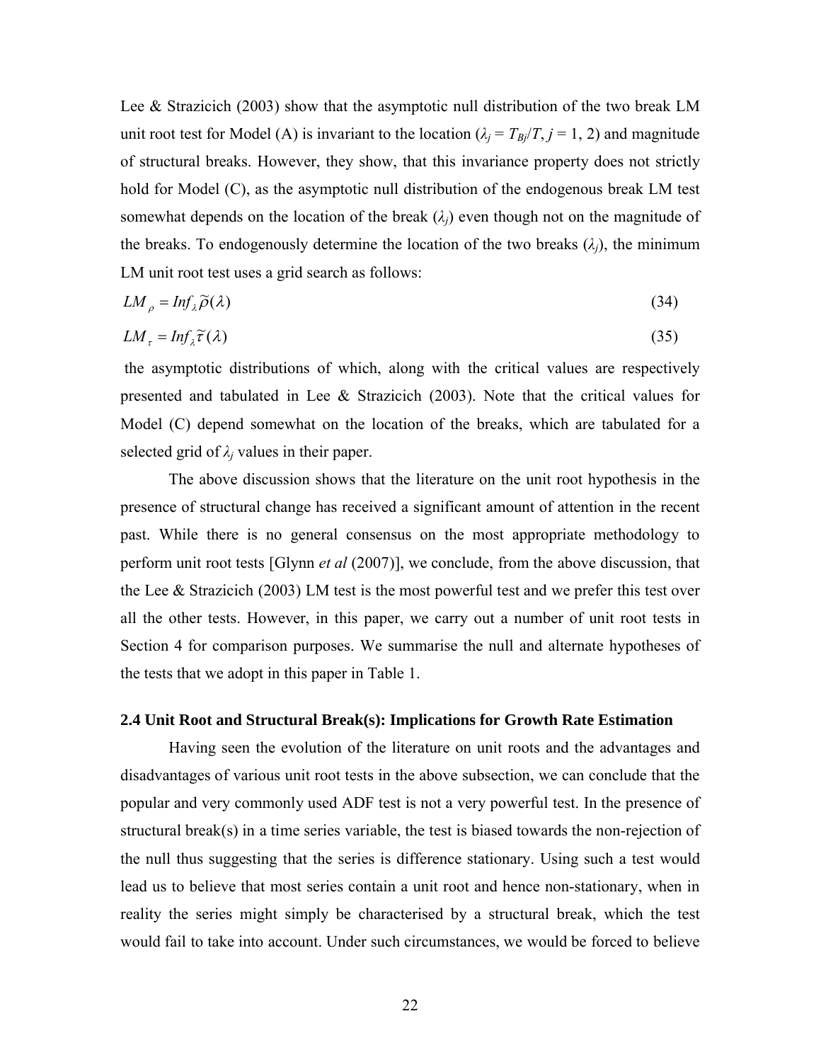Lee & Strazicich (2003) show that the asymptotic null distribution of the two break LM unit root test for Model (A) is invariant to the location ($\lambda_j = T_{Bj}/T$, $j$ = 1, 2) and magnitude of structural breaks. However, they show, that this invariance property does not strictly hold for Model (C), as the asymptotic null distribution of the endogenous break LM test somewhat depends on the location of the break ($\lambda_j$) even though not on the magnitude of the breaks. To endogenously determine the location of the two breaks ($\lambda_j$), the minimum LM unit root test uses a grid search as follows:

$$LM_{\rho} = Inf_{\lambda}\widetilde{\rho}(\lambda) \tag{34}$$

$$LM_{\tau} = Inf_{\lambda}\widetilde{\tau}(\lambda) \tag{35}$$

the asymptotic distributions of which, along with the critical values are respectively presented and tabulated in Lee & Strazicich (2003). Note that the critical values for Model (C) depend somewhat on the location of the breaks, which are tabulated for a selected grid of $\lambda_j$ values in their paper.

The above discussion shows that the literature on the unit root hypothesis in the presence of structural change has received a significant amount of attention in the recent past. While there is no general consensus on the most appropriate methodology to perform unit root tests [Glynn *et al* (2007)], we conclude, from the above discussion, that the Lee & Strazicich (2003) LM test is the most powerful test and we prefer this test over all the other tests. However, in this paper, we carry out a number of unit root tests in Section 4 for comparison purposes. We summarise the null and alternate hypotheses of the tests that we adopt in this paper in Table 1.

### 2.4 Unit Root and Structural Break(s): Implications for Growth Rate Estimation

Having seen the evolution of the literature on unit roots and the advantages and disadvantages of various unit root tests in the above subsection, we can conclude that the popular and very commonly used ADF test is not a very powerful test. In the presence of structural break(s) in a time series variable, the test is biased towards the non-rejection of the null thus suggesting that the series is difference stationary. Using such a test would lead us to believe that most series contain a unit root and hence non-stationary, when in reality the series might simply be characterised by a structural break, which the test would fail to take into account. Under such circumstances, we would be forced to believe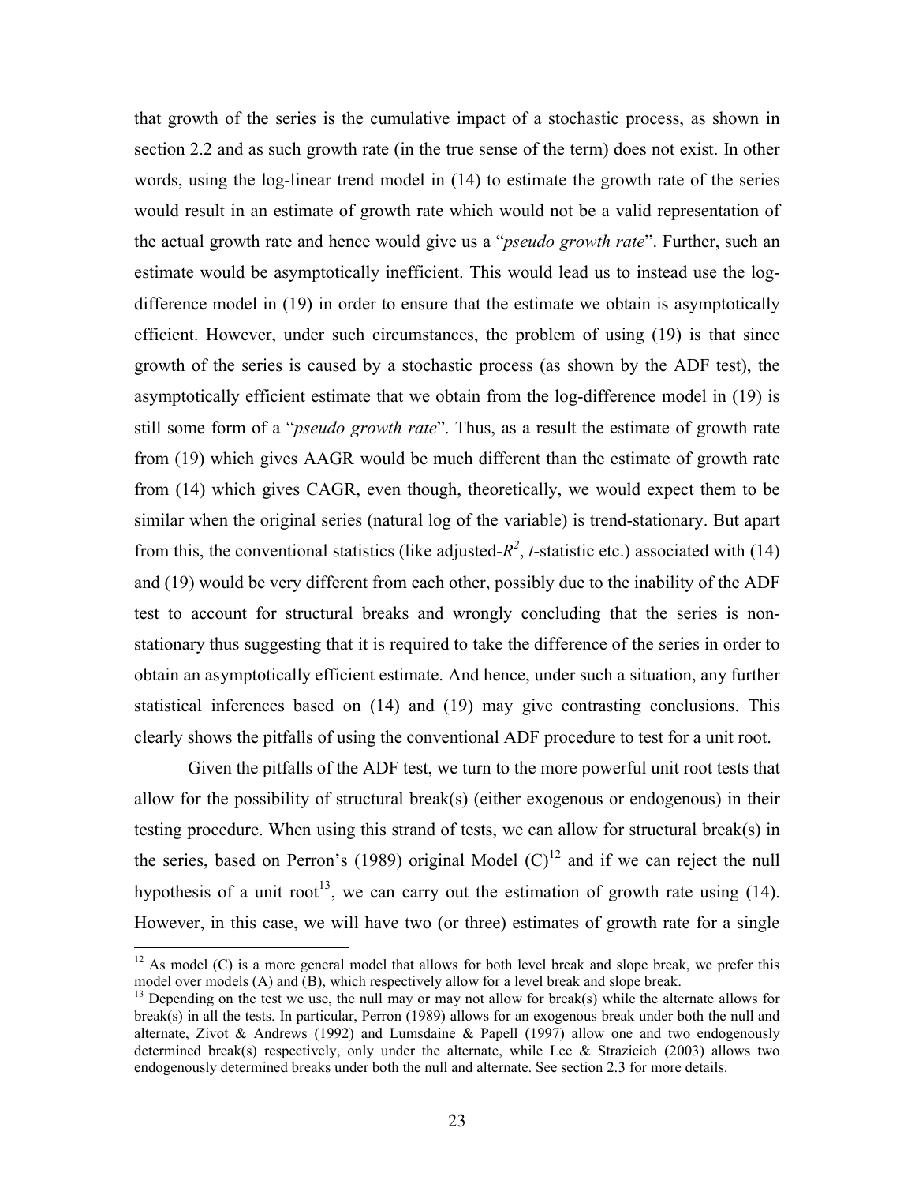that growth of the series is the cumulative impact of a stochastic process, as shown in section 2.2 and as such growth rate (in the true sense of the term) does not exist. In other words, using the log-linear trend model in (14) to estimate the growth rate of the series would result in an estimate of growth rate which would not be a valid representation of the actual growth rate and hence would give us a "*pseudo growth rate*". Further, such an estimate would be asymptotically inefficient. This would lead us to instead use the log-difference model in (19) in order to ensure that the estimate we obtain is asymptotically efficient. However, under such circumstances, the problem of using (19) is that since growth of the series is caused by a stochastic process (as shown by the ADF test), the asymptotically efficient estimate that we obtain from the log-difference model in (19) is still some form of a "*pseudo growth rate*". Thus, as a result the estimate of growth rate from (19) which gives AAGR would be much different than the estimate of growth rate from (14) which gives CAGR, even though, theoretically, we would expect them to be similar when the original series (natural log of the variable) is trend-stationary. But apart from this, the conventional statistics (like adjusted-$R^2$, $t$-statistic etc.) associated with (14) and (19) would be very different from each other, possibly due to the inability of the ADF test to account for structural breaks and wrongly concluding that the series is non-stationary thus suggesting that it is required to take the difference of the series in order to obtain an asymptotically efficient estimate. And hence, under such a situation, any further statistical inferences based on (14) and (19) may give contrasting conclusions. This clearly shows the pitfalls of using the conventional ADF procedure to test for a unit root.

Given the pitfalls of the ADF test, we turn to the more powerful unit root tests that allow for the possibility of structural break(s) (either exogenous or endogenous) in their testing procedure. When using this strand of tests, we can allow for structural break(s) in the series, based on Perron's (1989) original Model (C)[12] and if we can reject the null hypothesis of a unit root[13], we can carry out the estimation of growth rate using (14). However, in this case, we will have two (or three) estimates of growth rate for a single

[12] As model (C) is a more general model that allows for both level break and slope break, we prefer this model over models (A) and (B), which respectively allow for a level break and slope break.

[13] Depending on the test we use, the null may or may not allow for break(s) while the alternate allows for break(s) in all the tests. In particular, Perron (1989) allows for an exogenous break under both the null and alternate, Zivot & Andrews (1992) and Lumsdaine & Papell (1997) allow one and two endogenously determined break(s) respectively, only under the alternate, while Lee & Strazicich (2003) allows two endogenously determined breaks under both the null and alternate. See section 2.3 for more details.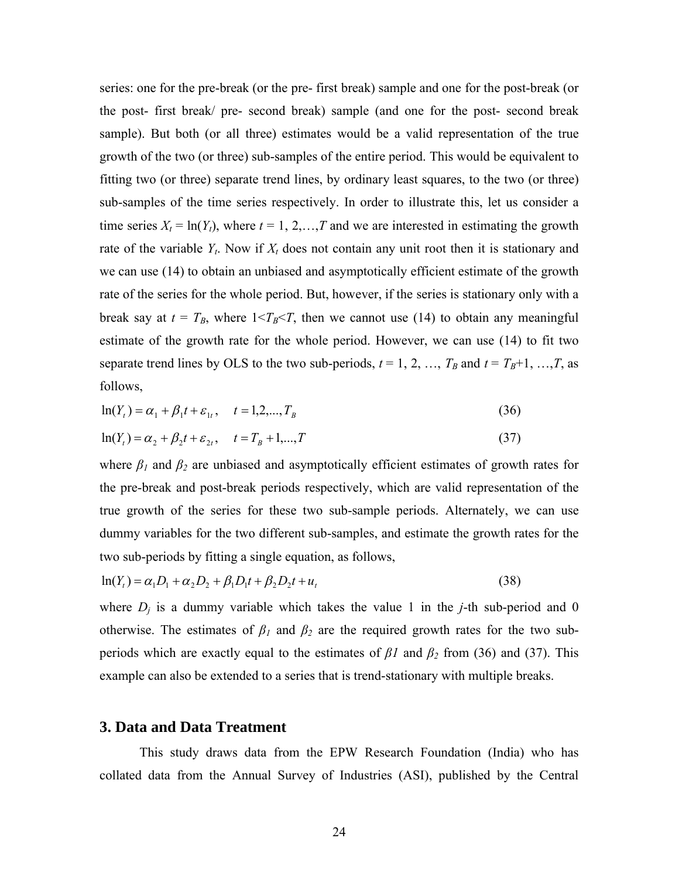series: one for the pre-break (or the pre- first break) sample and one for the post-break (or the post- first break/ pre- second break) sample (and one for the post- second break sample). But both (or all three) estimates would be a valid representation of the true growth of the two (or three) sub-samples of the entire period. This would be equivalent to fitting two (or three) separate trend lines, by ordinary least squares, to the two (or three) sub-samples of the time series respectively. In order to illustrate this, let us consider a time series $X_t = \ln(Y_t)$, where $t = 1, 2,\ldots,T$ and we are interested in estimating the growth rate of the variable $Y_t$. Now if $X_t$ does not contain any unit root then it is stationary and we can use (14) to obtain an unbiased and asymptotically efficient estimate of the growth rate of the series for the whole period. But, however, if the series is stationary only with a break say at $t = T_B$, where $1<T_B<T$, then we cannot use (14) to obtain any meaningful estimate of the growth rate for the whole period. However, we can use (14) to fit two separate trend lines by OLS to the two sub-periods, $t = 1, 2, \ldots, T_B$ and $t = T_B+1, \ldots,T$, as follows,

$$\ln(Y_t) = \alpha_1 + \beta_1 t + \varepsilon_{1t}, \quad t = 1,2,...,T_B \tag{36}$$

$$\ln(Y_t) = \alpha_2 + \beta_2 t + \varepsilon_{2t}, \quad t = T_B + 1,...,T \tag{37}$$

where $\beta_1$ and $\beta_2$ are unbiased and asymptotically efficient estimates of growth rates for the pre-break and post-break periods respectively, which are valid representation of the true growth of the series for these two sub-sample periods. Alternately, we can use dummy variables for the two different sub-samples, and estimate the growth rates for the two sub-periods by fitting a single equation, as follows,

$$\ln(Y_t) = \alpha_1 D_1 + \alpha_2 D_2 + \beta_1 D_1 t + \beta_2 D_2 t + u_t \tag{38}$$

where $D_j$ is a dummy variable which takes the value 1 in the $j$-th sub-period and 0 otherwise. The estimates of $\beta_1$ and $\beta_2$ are the required growth rates for the two sub-periods which are exactly equal to the estimates of $\beta_1$ and $\beta_2$ from (36) and (37). This example can also be extended to a series that is trend-stationary with multiple breaks.

## 3. Data and Data Treatment

This study draws data from the EPW Research Foundation (India) who has collated data from the Annual Survey of Industries (ASI), published by the Central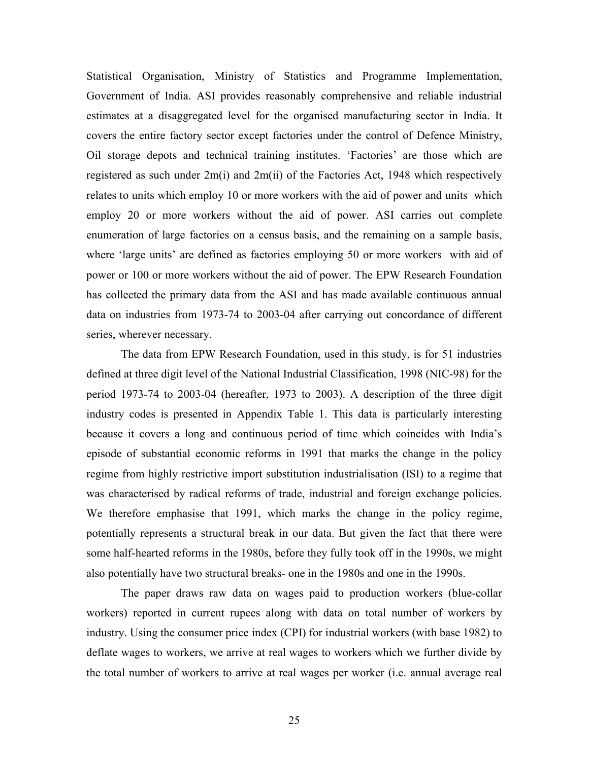Statistical Organisation, Ministry of Statistics and Programme Implementation, Government of India. ASI provides reasonably comprehensive and reliable industrial estimates at a disaggregated level for the organised manufacturing sector in India. It covers the entire factory sector except factories under the control of Defence Ministry, Oil storage depots and technical training institutes. 'Factories' are those which are registered as such under 2m(i) and 2m(ii) of the Factories Act, 1948 which respectively relates to units which employ 10 or more workers with the aid of power and units which employ 20 or more workers without the aid of power. ASI carries out complete enumeration of large factories on a census basis, and the remaining on a sample basis, where 'large units' are defined as factories employing 50 or more workers with aid of power or 100 or more workers without the aid of power. The EPW Research Foundation has collected the primary data from the ASI and has made available continuous annual data on industries from 1973-74 to 2003-04 after carrying out concordance of different series, wherever necessary.

The data from EPW Research Foundation, used in this study, is for 51 industries defined at three digit level of the National Industrial Classification, 1998 (NIC-98) for the period 1973-74 to 2003-04 (hereafter, 1973 to 2003). A description of the three digit industry codes is presented in Appendix Table 1. This data is particularly interesting because it covers a long and continuous period of time which coincides with India's episode of substantial economic reforms in 1991 that marks the change in the policy regime from highly restrictive import substitution industrialisation (ISI) to a regime that was characterised by radical reforms of trade, industrial and foreign exchange policies. We therefore emphasise that 1991, which marks the change in the policy regime, potentially represents a structural break in our data. But given the fact that there were some half-hearted reforms in the 1980s, before they fully took off in the 1990s, we might also potentially have two structural breaks- one in the 1980s and one in the 1990s.

The paper draws raw data on wages paid to production workers (blue-collar workers) reported in current rupees along with data on total number of workers by industry. Using the consumer price index (CPI) for industrial workers (with base 1982) to deflate wages to workers, we arrive at real wages to workers which we further divide by the total number of workers to arrive at real wages per worker (i.e. annual average real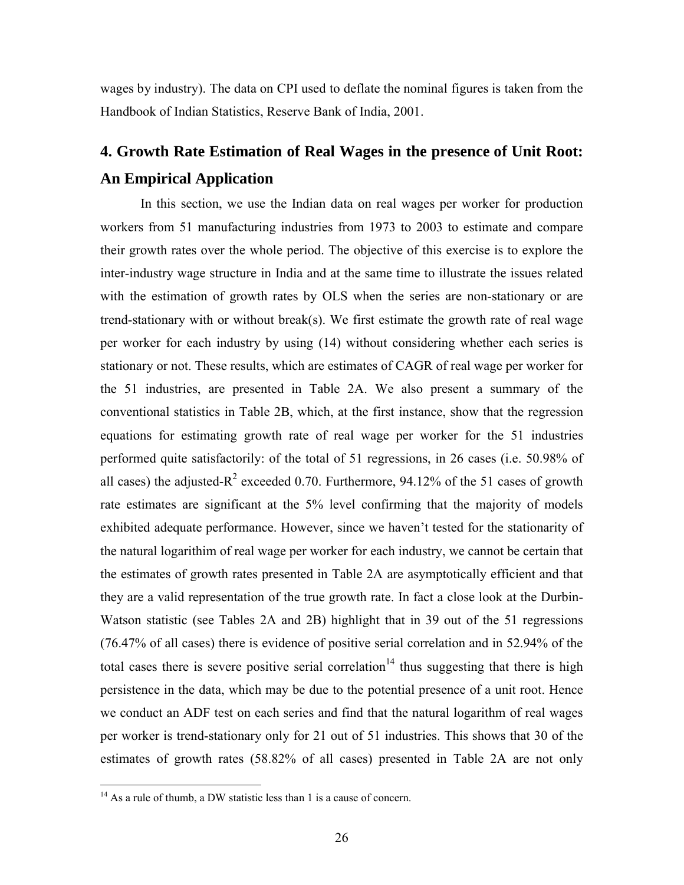wages by industry). The data on CPI used to deflate the nominal figures is taken from the Handbook of Indian Statistics, Reserve Bank of India, 2001.

## 4. Growth Rate Estimation of Real Wages in the presence of Unit Root: An Empirical Application

In this section, we use the Indian data on real wages per worker for production workers from 51 manufacturing industries from 1973 to 2003 to estimate and compare their growth rates over the whole period. The objective of this exercise is to explore the inter-industry wage structure in India and at the same time to illustrate the issues related with the estimation of growth rates by OLS when the series are non-stationary or are trend-stationary with or without break(s). We first estimate the growth rate of real wage per worker for each industry by using (14) without considering whether each series is stationary or not. These results, which are estimates of CAGR of real wage per worker for the 51 industries, are presented in Table 2A. We also present a summary of the conventional statistics in Table 2B, which, at the first instance, show that the regression equations for estimating growth rate of real wage per worker for the 51 industries performed quite satisfactorily: of the total of 51 regressions, in 26 cases (i.e. 50.98% of all cases) the adjusted-$R^2$ exceeded 0.70. Furthermore, 94.12% of the 51 cases of growth rate estimates are significant at the 5% level confirming that the majority of models exhibited adequate performance. However, since we haven't tested for the stationarity of the natural logarithim of real wage per worker for each industry, we cannot be certain that the estimates of growth rates presented in Table 2A are asymptotically efficient and that they are a valid representation of the true growth rate. In fact a close look at the Durbin-Watson statistic (see Tables 2A and 2B) highlight that in 39 out of the 51 regressions (76.47% of all cases) there is evidence of positive serial correlation and in 52.94% of the total cases there is severe positive serial correlation[14] thus suggesting that there is high persistence in the data, which may be due to the potential presence of a unit root. Hence we conduct an ADF test on each series and find that the natural logarithm of real wages per worker is trend-stationary only for 21 out of 51 industries. This shows that 30 of the estimates of growth rates (58.82% of all cases) presented in Table 2A are not only

[14] As a rule of thumb, a DW statistic less than 1 is a cause of concern.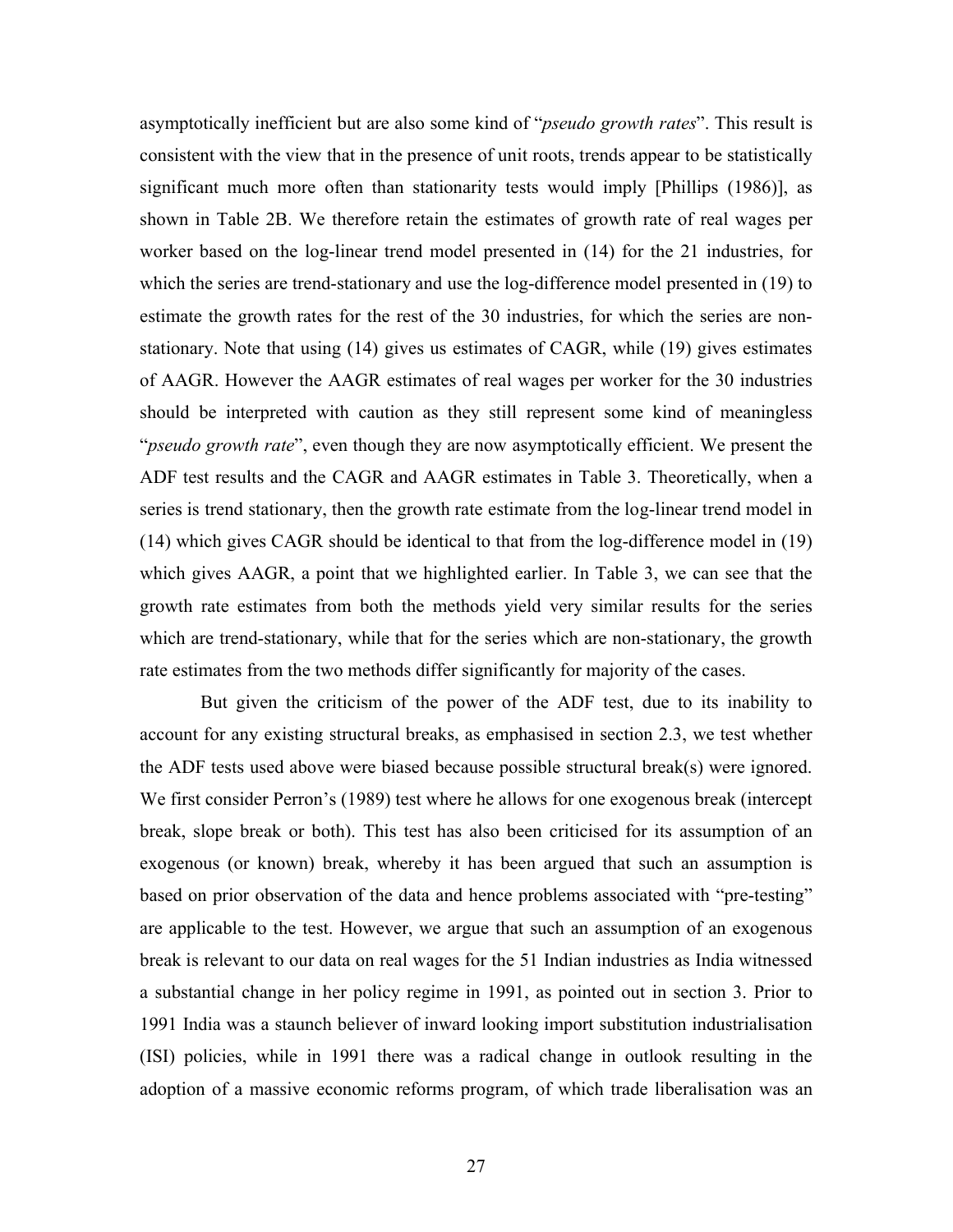asymptotically inefficient but are also some kind of "*pseudo growth rates*". This result is consistent with the view that in the presence of unit roots, trends appear to be statistically significant much more often than stationarity tests would imply [Phillips (1986)], as shown in Table 2B. We therefore retain the estimates of growth rate of real wages per worker based on the log-linear trend model presented in (14) for the 21 industries, for which the series are trend-stationary and use the log-difference model presented in (19) to estimate the growth rates for the rest of the 30 industries, for which the series are non-stationary. Note that using (14) gives us estimates of CAGR, while (19) gives estimates of AAGR. However the AAGR estimates of real wages per worker for the 30 industries should be interpreted with caution as they still represent some kind of meaningless "*pseudo growth rate*", even though they are now asymptotically efficient. We present the ADF test results and the CAGR and AAGR estimates in Table 3. Theoretically, when a series is trend stationary, then the growth rate estimate from the log-linear trend model in (14) which gives CAGR should be identical to that from the log-difference model in (19) which gives AAGR, a point that we highlighted earlier. In Table 3, we can see that the growth rate estimates from both the methods yield very similar results for the series which are trend-stationary, while that for the series which are non-stationary, the growth rate estimates from the two methods differ significantly for majority of the cases.

But given the criticism of the power of the ADF test, due to its inability to account for any existing structural breaks, as emphasised in section 2.3, we test whether the ADF tests used above were biased because possible structural break(s) were ignored. We first consider Perron's (1989) test where he allows for one exogenous break (intercept break, slope break or both). This test has also been criticised for its assumption of an exogenous (or known) break, whereby it has been argued that such an assumption is based on prior observation of the data and hence problems associated with "pre-testing" are applicable to the test. However, we argue that such an assumption of an exogenous break is relevant to our data on real wages for the 51 Indian industries as India witnessed a substantial change in her policy regime in 1991, as pointed out in section 3. Prior to 1991 India was a staunch believer of inward looking import substitution industrialisation (ISI) policies, while in 1991 there was a radical change in outlook resulting in the adoption of a massive economic reforms program, of which trade liberalisation was an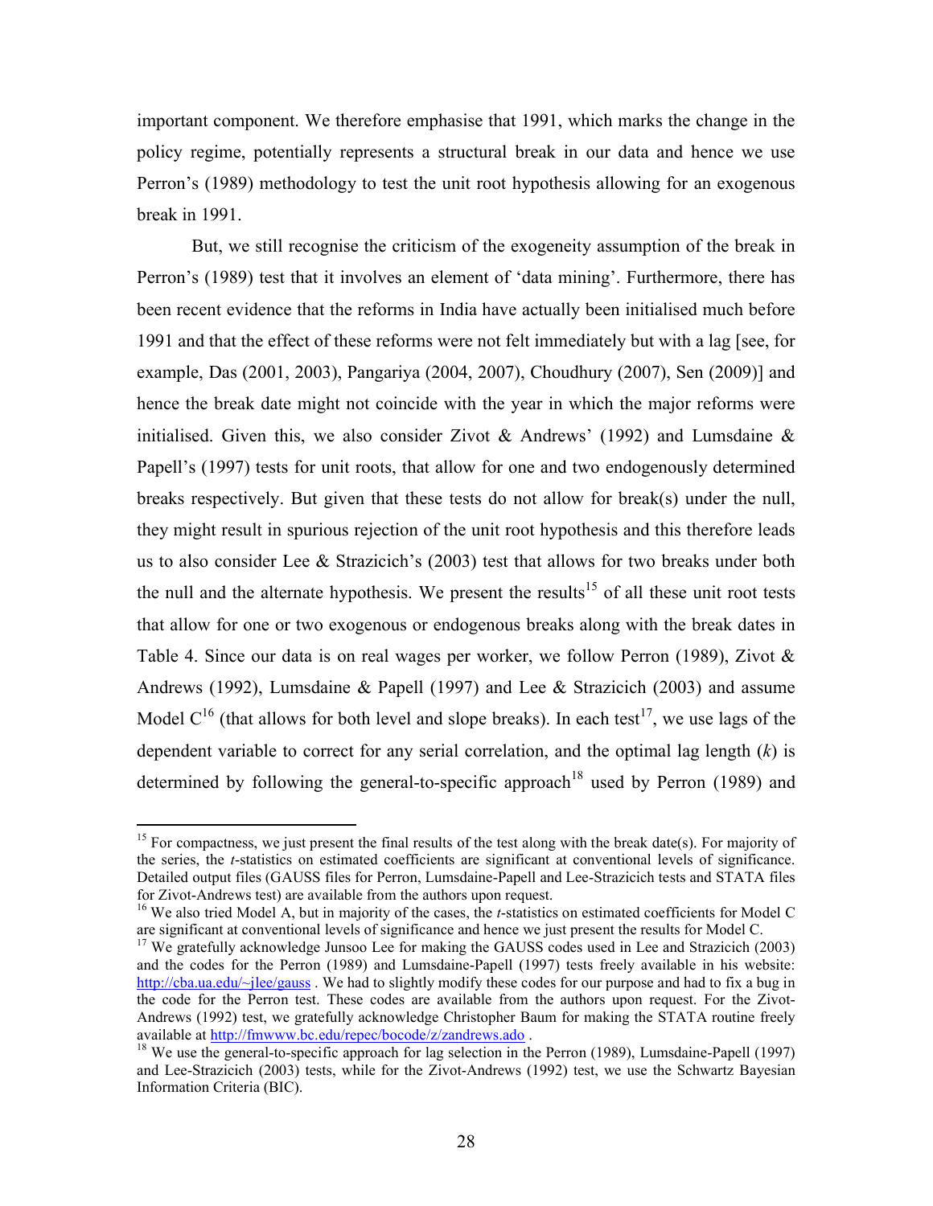important component. We therefore emphasise that 1991, which marks the change in the policy regime, potentially represents a structural break in our data and hence we use Perron's (1989) methodology to test the unit root hypothesis allowing for an exogenous break in 1991.

But, we still recognise the criticism of the exogeneity assumption of the break in Perron's (1989) test that it involves an element of 'data mining'. Furthermore, there has been recent evidence that the reforms in India have actually been initialised much before 1991 and that the effect of these reforms were not felt immediately but with a lag [see, for example, Das (2001, 2003), Pangariya (2004, 2007), Choudhury (2007), Sen (2009)] and hence the break date might not coincide with the year in which the major reforms were initialised. Given this, we also consider Zivot & Andrews' (1992) and Lumsdaine & Papell's (1997) tests for unit roots, that allow for one and two endogenously determined breaks respectively. But given that these tests do not allow for break(s) under the null, they might result in spurious rejection of the unit root hypothesis and this therefore leads us to also consider Lee & Strazicich's (2003) test that allows for two breaks under both the null and the alternate hypothesis. We present the results[15] of all these unit root tests that allow for one or two exogenous or endogenous breaks along with the break dates in Table 4. Since our data is on real wages per worker, we follow Perron (1989), Zivot & Andrews (1992), Lumsdaine & Papell (1997) and Lee & Strazicich (2003) and assume Model C[16] (that allows for both level and slope breaks). In each test[17], we use lags of the dependent variable to correct for any serial correlation, and the optimal lag length (*k*) is determined by following the general-to-specific approach[18] used by Perron (1989) and

---

[15] For compactness, we just present the final results of the test along with the break date(s). For majority of the series, the *t*-statistics on estimated coefficients are significant at conventional levels of significance. Detailed output files (GAUSS files for Perron, Lumsdaine-Papell and Lee-Strazicich tests and STATA files for Zivot-Andrews test) are available from the authors upon request.

[16] We also tried Model A, but in majority of the cases, the *t*-statistics on estimated coefficients for Model C are significant at conventional levels of significance and hence we just present the results for Model C.

[17] We gratefully acknowledge Junsoo Lee for making the GAUSS codes used in Lee and Strazicich (2003) and the codes for the Perron (1989) and Lumsdaine-Papell (1997) tests freely available in his website: http://cba.ua.edu/~jlee/gauss . We had to slightly modify these codes for our purpose and had to fix a bug in the code for the Perron test. These codes are available from the authors upon request. For the Zivot-Andrews (1992) test, we gratefully acknowledge Christopher Baum for making the STATA routine freely available at http://fmwww.bc.edu/repec/bocode/z/zandrews.ado .

[18] We use the general-to-specific approach for lag selection in the Perron (1989), Lumsdaine-Papell (1997) and Lee-Strazicich (2003) tests, while for the Zivot-Andrews (1992) test, we use the Schwartz Bayesian Information Criteria (BIC).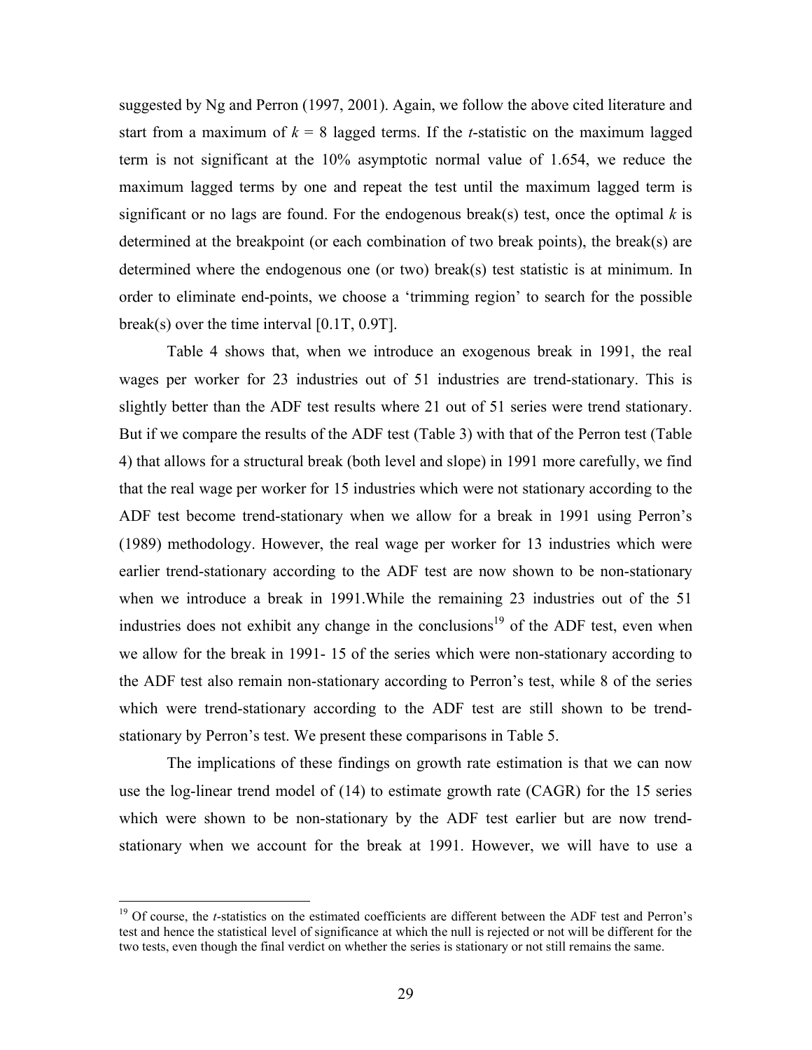suggested by Ng and Perron (1997, 2001). Again, we follow the above cited literature and start from a maximum of $k = 8$ lagged terms. If the *t*-statistic on the maximum lagged term is not significant at the 10% asymptotic normal value of 1.654, we reduce the maximum lagged terms by one and repeat the test until the maximum lagged term is significant or no lags are found. For the endogenous break(s) test, once the optimal $k$ is determined at the breakpoint (or each combination of two break points), the break(s) are determined where the endogenous one (or two) break(s) test statistic is at minimum. In order to eliminate end-points, we choose a 'trimming region' to search for the possible break(s) over the time interval [0.1T, 0.9T].

Table 4 shows that, when we introduce an exogenous break in 1991, the real wages per worker for 23 industries out of 51 industries are trend-stationary. This is slightly better than the ADF test results where 21 out of 51 series were trend stationary. But if we compare the results of the ADF test (Table 3) with that of the Perron test (Table 4) that allows for a structural break (both level and slope) in 1991 more carefully, we find that the real wage per worker for 15 industries which were not stationary according to the ADF test become trend-stationary when we allow for a break in 1991 using Perron's (1989) methodology. However, the real wage per worker for 13 industries which were earlier trend-stationary according to the ADF test are now shown to be non-stationary when we introduce a break in 1991.While the remaining 23 industries out of the 51 industries does not exhibit any change in the conclusions[19] of the ADF test, even when we allow for the break in 1991- 15 of the series which were non-stationary according to the ADF test also remain non-stationary according to Perron's test, while 8 of the series which were trend-stationary according to the ADF test are still shown to be trend-stationary by Perron's test. We present these comparisons in Table 5.

The implications of these findings on growth rate estimation is that we can now use the log-linear trend model of (14) to estimate growth rate (CAGR) for the 15 series which were shown to be non-stationary by the ADF test earlier but are now trend-stationary when we account for the break at 1991. However, we will have to use a

[19] Of course, the *t*-statistics on the estimated coefficients are different between the ADF test and Perron's test and hence the statistical level of significance at which the null is rejected or not will be different for the two tests, even though the final verdict on whether the series is stationary or not still remains the same.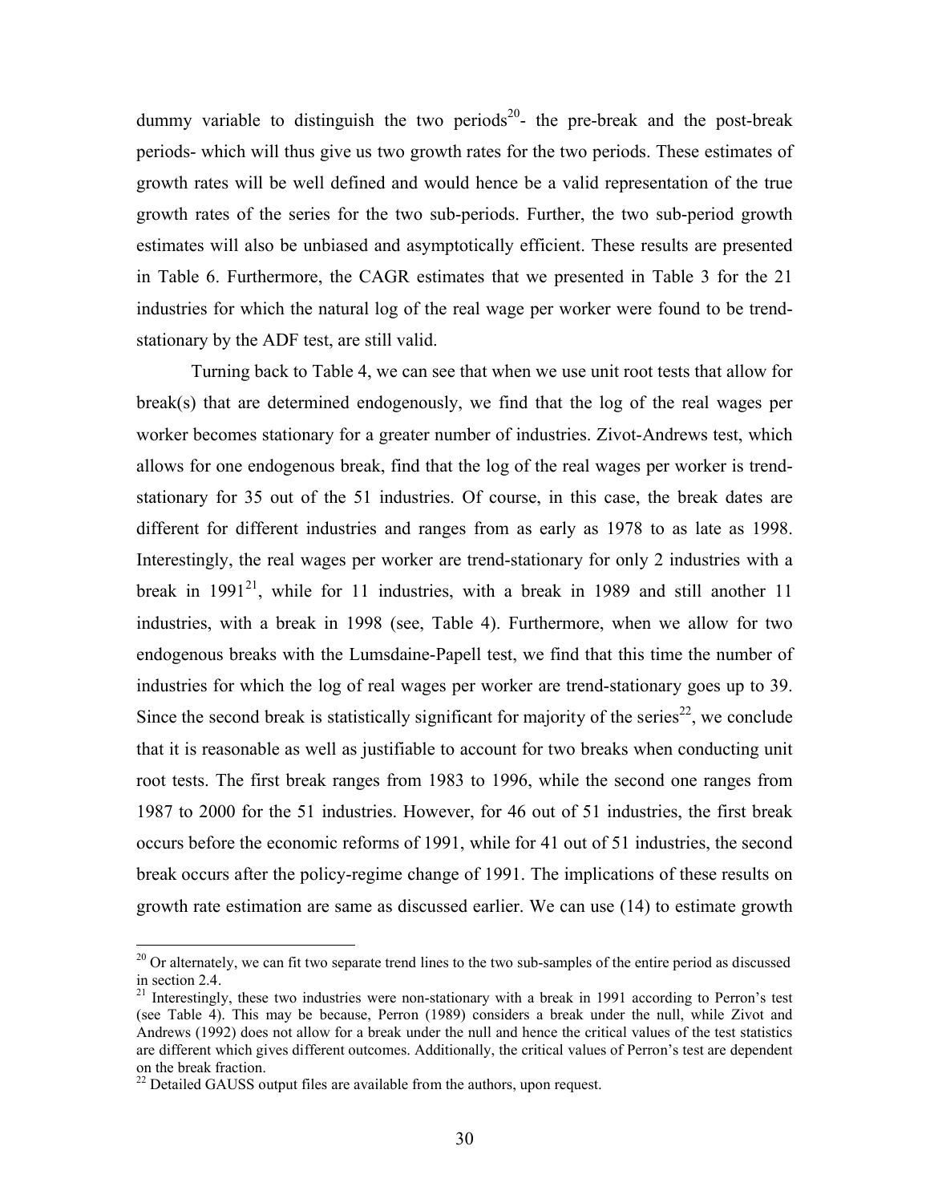dummy variable to distinguish the two periods[20]- the pre-break and the post-break periods- which will thus give us two growth rates for the two periods. These estimates of growth rates will be well defined and would hence be a valid representation of the true growth rates of the series for the two sub-periods. Further, the two sub-period growth estimates will also be unbiased and asymptotically efficient. These results are presented in Table 6. Furthermore, the CAGR estimates that we presented in Table 3 for the 21 industries for which the natural log of the real wage per worker were found to be trend-stationary by the ADF test, are still valid.

Turning back to Table 4, we can see that when we use unit root tests that allow for break(s) that are determined endogenously, we find that the log of the real wages per worker becomes stationary for a greater number of industries. Zivot-Andrews test, which allows for one endogenous break, find that the log of the real wages per worker is trend-stationary for 35 out of the 51 industries. Of course, in this case, the break dates are different for different industries and ranges from as early as 1978 to as late as 1998. Interestingly, the real wages per worker are trend-stationary for only 2 industries with a break in 1991[21], while for 11 industries, with a break in 1989 and still another 11 industries, with a break in 1998 (see, Table 4). Furthermore, when we allow for two endogenous breaks with the Lumsdaine-Papell test, we find that this time the number of industries for which the log of real wages per worker are trend-stationary goes up to 39. Since the second break is statistically significant for majority of the series[22], we conclude that it is reasonable as well as justifiable to account for two breaks when conducting unit root tests. The first break ranges from 1983 to 1996, while the second one ranges from 1987 to 2000 for the 51 industries. However, for 46 out of 51 industries, the first break occurs before the economic reforms of 1991, while for 41 out of 51 industries, the second break occurs after the policy-regime change of 1991. The implications of these results on growth rate estimation are same as discussed earlier. We can use (14) to estimate growth

---

[20] Or alternately, we can fit two separate trend lines to the two sub-samples of the entire period as discussed in section 2.4.

[21] Interestingly, these two industries were non-stationary with a break in 1991 according to Perron's test (see Table 4). This may be because, Perron (1989) considers a break under the null, while Zivot and Andrews (1992) does not allow for a break under the null and hence the critical values of the test statistics are different which gives different outcomes. Additionally, the critical values of Perron's test are dependent on the break fraction.

[22] Detailed GAUSS output files are available from the authors, upon request.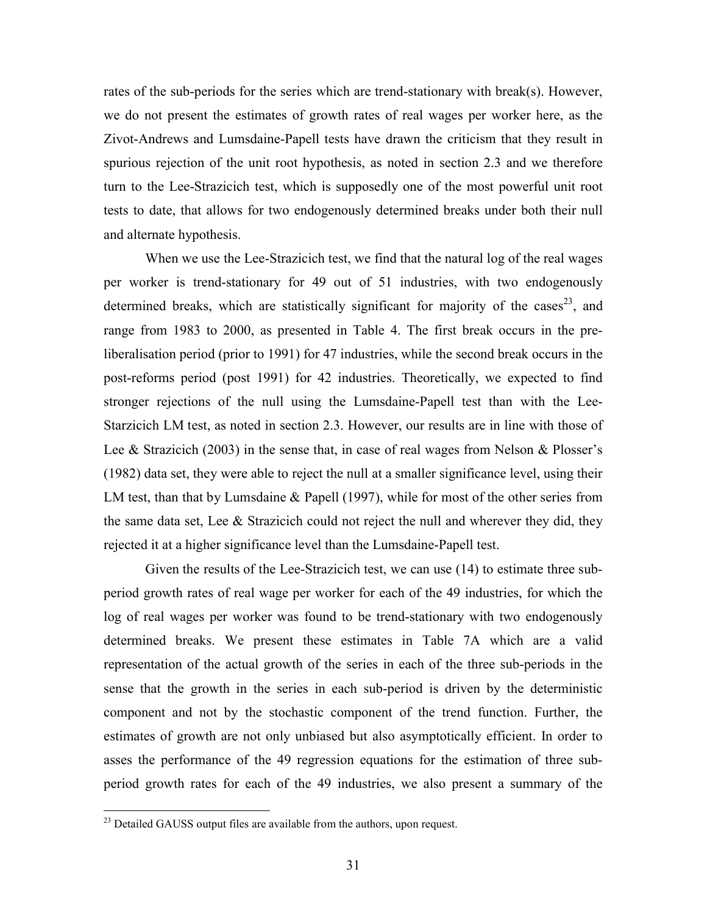rates of the sub-periods for the series which are trend-stationary with break(s). However, we do not present the estimates of growth rates of real wages per worker here, as the Zivot-Andrews and Lumsdaine-Papell tests have drawn the criticism that they result in spurious rejection of the unit root hypothesis, as noted in section 2.3 and we therefore turn to the Lee-Strazicich test, which is supposedly one of the most powerful unit root tests to date, that allows for two endogenously determined breaks under both their null and alternate hypothesis.

When we use the Lee-Strazicich test, we find that the natural log of the real wages per worker is trend-stationary for 49 out of 51 industries, with two endogenously determined breaks, which are statistically significant for majority of the cases[23], and range from 1983 to 2000, as presented in Table 4. The first break occurs in the pre-liberalisation period (prior to 1991) for 47 industries, while the second break occurs in the post-reforms period (post 1991) for 42 industries. Theoretically, we expected to find stronger rejections of the null using the Lumsdaine-Papell test than with the Lee-Starzicich LM test, as noted in section 2.3. However, our results are in line with those of Lee & Strazicich (2003) in the sense that, in case of real wages from Nelson & Plosser's (1982) data set, they were able to reject the null at a smaller significance level, using their LM test, than that by Lumsdaine & Papell (1997), while for most of the other series from the same data set, Lee & Strazicich could not reject the null and wherever they did, they rejected it at a higher significance level than the Lumsdaine-Papell test.

Given the results of the Lee-Strazicich test, we can use (14) to estimate three sub-period growth rates of real wage per worker for each of the 49 industries, for which the log of real wages per worker was found to be trend-stationary with two endogenously determined breaks. We present these estimates in Table 7A which are a valid representation of the actual growth of the series in each of the three sub-periods in the sense that the growth in the series in each sub-period is driven by the deterministic component and not by the stochastic component of the trend function. Further, the estimates of growth are not only unbiased but also asymptotically efficient. In order to asses the performance of the 49 regression equations for the estimation of three sub-period growth rates for each of the 49 industries, we also present a summary of the

[23] Detailed GAUSS output files are available from the authors, upon request.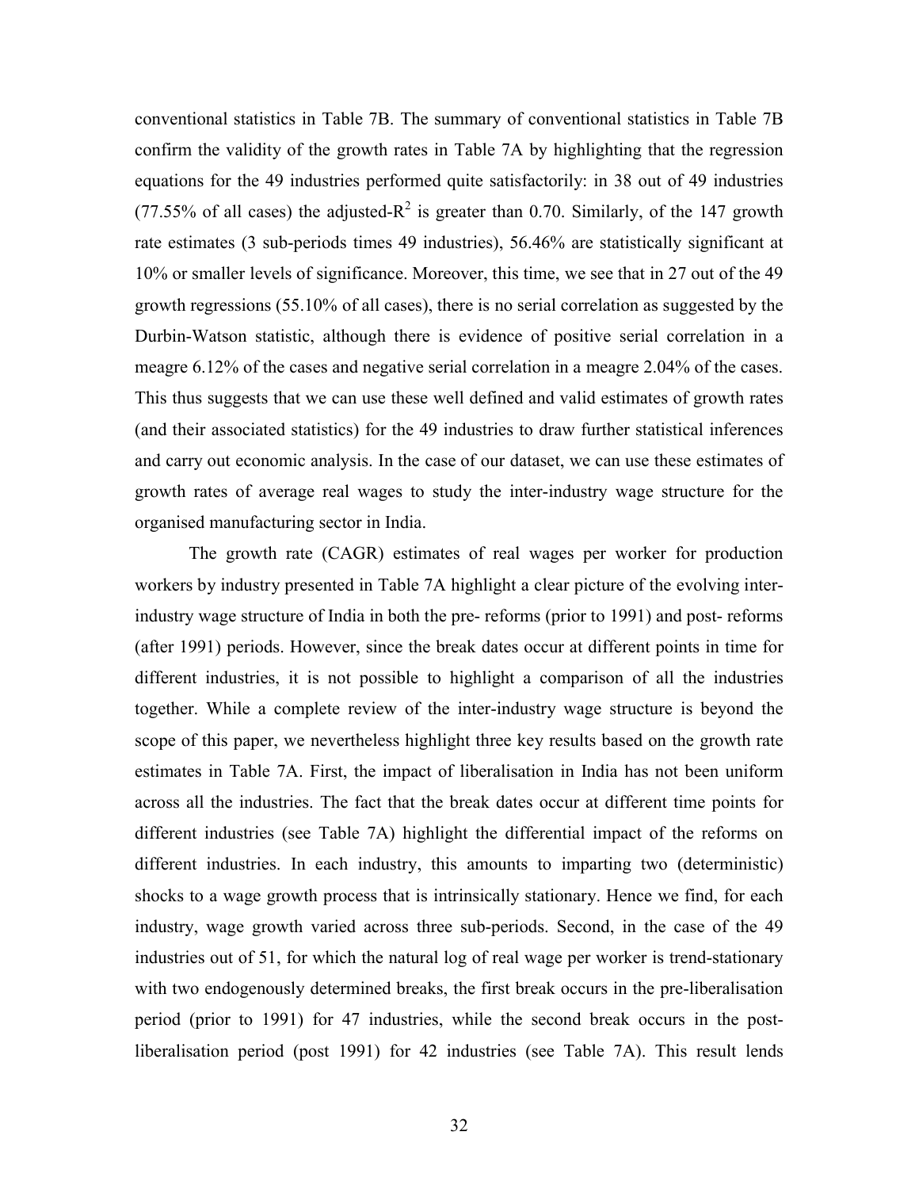conventional statistics in Table 7B. The summary of conventional statistics in Table 7B confirm the validity of the growth rates in Table 7A by highlighting that the regression equations for the 49 industries performed quite satisfactorily: in 38 out of 49 industries (77.55% of all cases) the adjusted-$R^2$ is greater than 0.70. Similarly, of the 147 growth rate estimates (3 sub-periods times 49 industries), 56.46% are statistically significant at 10% or smaller levels of significance. Moreover, this time, we see that in 27 out of the 49 growth regressions (55.10% of all cases), there is no serial correlation as suggested by the Durbin-Watson statistic, although there is evidence of positive serial correlation in a meagre 6.12% of the cases and negative serial correlation in a meagre 2.04% of the cases. This thus suggests that we can use these well defined and valid estimates of growth rates (and their associated statistics) for the 49 industries to draw further statistical inferences and carry out economic analysis. In the case of our dataset, we can use these estimates of growth rates of average real wages to study the inter-industry wage structure for the organised manufacturing sector in India.

The growth rate (CAGR) estimates of real wages per worker for production workers by industry presented in Table 7A highlight a clear picture of the evolving inter-industry wage structure of India in both the pre- reforms (prior to 1991) and post- reforms (after 1991) periods. However, since the break dates occur at different points in time for different industries, it is not possible to highlight a comparison of all the industries together. While a complete review of the inter-industry wage structure is beyond the scope of this paper, we nevertheless highlight three key results based on the growth rate estimates in Table 7A. First, the impact of liberalisation in India has not been uniform across all the industries. The fact that the break dates occur at different time points for different industries (see Table 7A) highlight the differential impact of the reforms on different industries. In each industry, this amounts to imparting two (deterministic) shocks to a wage growth process that is intrinsically stationary. Hence we find, for each industry, wage growth varied across three sub-periods. Second, in the case of the 49 industries out of 51, for which the natural log of real wage per worker is trend-stationary with two endogenously determined breaks, the first break occurs in the pre-liberalisation period (prior to 1991) for 47 industries, while the second break occurs in the post-liberalisation period (post 1991) for 42 industries (see Table 7A). This result lends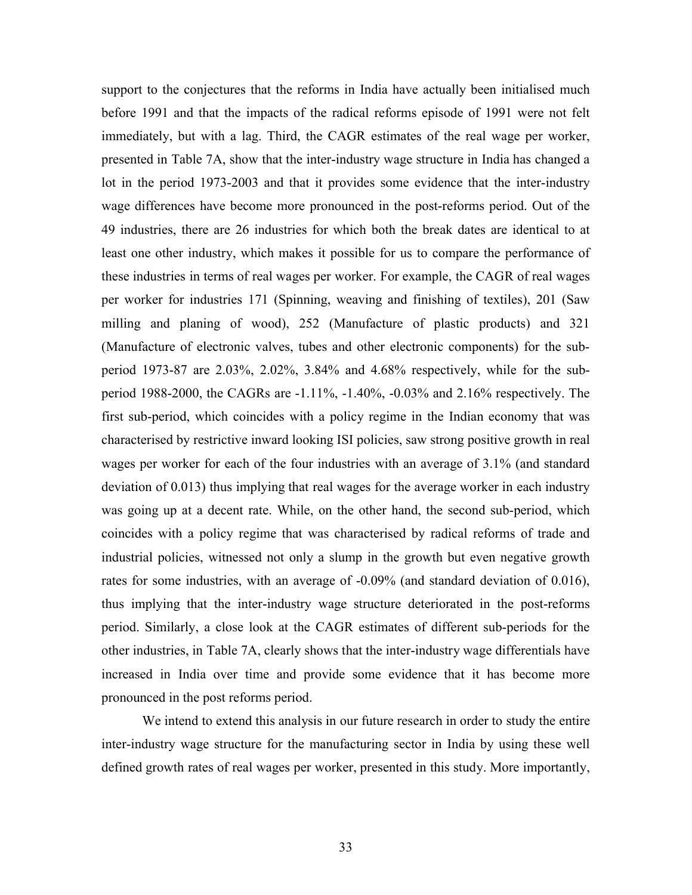support to the conjectures that the reforms in India have actually been initialised much before 1991 and that the impacts of the radical reforms episode of 1991 were not felt immediately, but with a lag. Third, the CAGR estimates of the real wage per worker, presented in Table 7A, show that the inter-industry wage structure in India has changed a lot in the period 1973-2003 and that it provides some evidence that the inter-industry wage differences have become more pronounced in the post-reforms period. Out of the 49 industries, there are 26 industries for which both the break dates are identical to at least one other industry, which makes it possible for us to compare the performance of these industries in terms of real wages per worker. For example, the CAGR of real wages per worker for industries 171 (Spinning, weaving and finishing of textiles), 201 (Saw milling and planing of wood), 252 (Manufacture of plastic products) and 321 (Manufacture of electronic valves, tubes and other electronic components) for the sub-period 1973-87 are 2.03%, 2.02%, 3.84% and 4.68% respectively, while for the sub-period 1988-2000, the CAGRs are -1.11%, -1.40%, -0.03% and 2.16% respectively. The first sub-period, which coincides with a policy regime in the Indian economy that was characterised by restrictive inward looking ISI policies, saw strong positive growth in real wages per worker for each of the four industries with an average of 3.1% (and standard deviation of 0.013) thus implying that real wages for the average worker in each industry was going up at a decent rate. While, on the other hand, the second sub-period, which coincides with a policy regime that was characterised by radical reforms of trade and industrial policies, witnessed not only a slump in the growth but even negative growth rates for some industries, with an average of -0.09% (and standard deviation of 0.016), thus implying that the inter-industry wage structure deteriorated in the post-reforms period. Similarly, a close look at the CAGR estimates of different sub-periods for the other industries, in Table 7A, clearly shows that the inter-industry wage differentials have increased in India over time and provide some evidence that it has become more pronounced in the post reforms period.

We intend to extend this analysis in our future research in order to study the entire inter-industry wage structure for the manufacturing sector in India by using these well defined growth rates of real wages per worker, presented in this study. More importantly,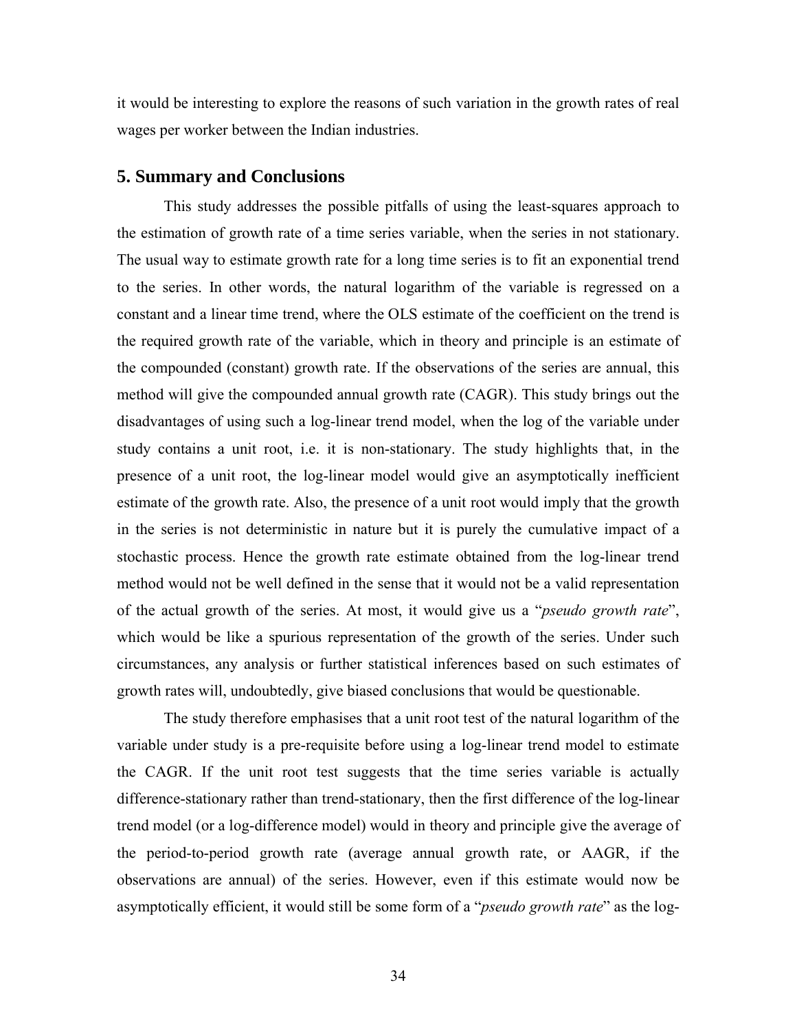it would be interesting to explore the reasons of such variation in the growth rates of real wages per worker between the Indian industries.

## 5. Summary and Conclusions

This study addresses the possible pitfalls of using the least-squares approach to the estimation of growth rate of a time series variable, when the series in not stationary. The usual way to estimate growth rate for a long time series is to fit an exponential trend to the series. In other words, the natural logarithm of the variable is regressed on a constant and a linear time trend, where the OLS estimate of the coefficient on the trend is the required growth rate of the variable, which in theory and principle is an estimate of the compounded (constant) growth rate. If the observations of the series are annual, this method will give the compounded annual growth rate (CAGR). This study brings out the disadvantages of using such a log-linear trend model, when the log of the variable under study contains a unit root, i.e. it is non-stationary. The study highlights that, in the presence of a unit root, the log-linear model would give an asymptotically inefficient estimate of the growth rate. Also, the presence of a unit root would imply that the growth in the series is not deterministic in nature but it is purely the cumulative impact of a stochastic process. Hence the growth rate estimate obtained from the log-linear trend method would not be well defined in the sense that it would not be a valid representation of the actual growth of the series. At most, it would give us a "*pseudo growth rate*", which would be like a spurious representation of the growth of the series. Under such circumstances, any analysis or further statistical inferences based on such estimates of growth rates will, undoubtedly, give biased conclusions that would be questionable.

The study therefore emphasises that a unit root test of the natural logarithm of the variable under study is a pre-requisite before using a log-linear trend model to estimate the CAGR. If the unit root test suggests that the time series variable is actually difference-stationary rather than trend-stationary, then the first difference of the log-linear trend model (or a log-difference model) would in theory and principle give the average of the period-to-period growth rate (average annual growth rate, or AAGR, if the observations are annual) of the series. However, even if this estimate would now be asymptotically efficient, it would still be some form of a "*pseudo growth rate*" as the log-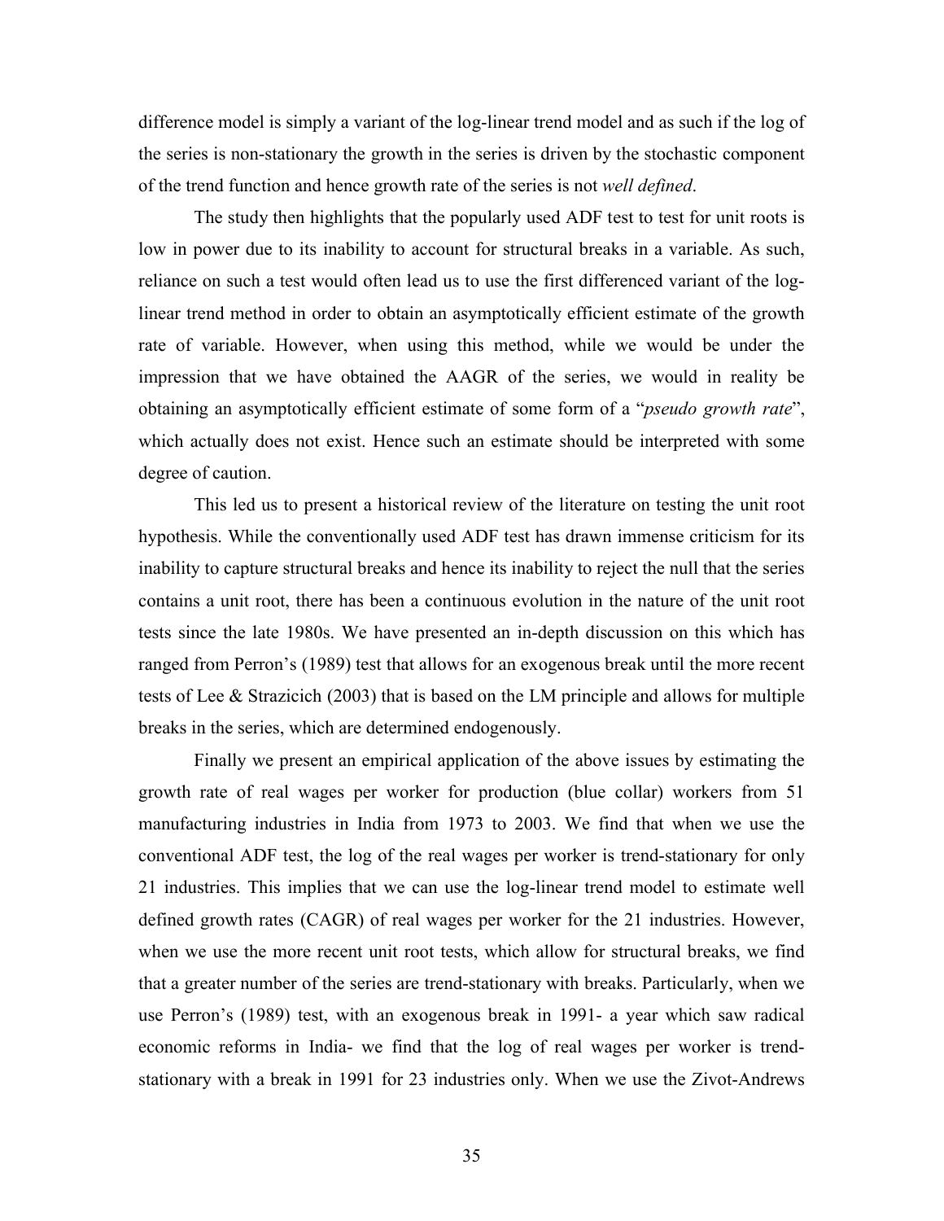difference model is simply a variant of the log-linear trend model and as such if the log of the series is non-stationary the growth in the series is driven by the stochastic component of the trend function and hence growth rate of the series is not *well defined*.

The study then highlights that the popularly used ADF test to test for unit roots is low in power due to its inability to account for structural breaks in a variable. As such, reliance on such a test would often lead us to use the first differenced variant of the log-linear trend method in order to obtain an asymptotically efficient estimate of the growth rate of variable. However, when using this method, while we would be under the impression that we have obtained the AAGR of the series, we would in reality be obtaining an asymptotically efficient estimate of some form of a "*pseudo growth rate*", which actually does not exist. Hence such an estimate should be interpreted with some degree of caution.

This led us to present a historical review of the literature on testing the unit root hypothesis. While the conventionally used ADF test has drawn immense criticism for its inability to capture structural breaks and hence its inability to reject the null that the series contains a unit root, there has been a continuous evolution in the nature of the unit root tests since the late 1980s. We have presented an in-depth discussion on this which has ranged from Perron's (1989) test that allows for an exogenous break until the more recent tests of Lee & Strazicich (2003) that is based on the LM principle and allows for multiple breaks in the series, which are determined endogenously.

Finally we present an empirical application of the above issues by estimating the growth rate of real wages per worker for production (blue collar) workers from 51 manufacturing industries in India from 1973 to 2003. We find that when we use the conventional ADF test, the log of the real wages per worker is trend-stationary for only 21 industries. This implies that we can use the log-linear trend model to estimate well defined growth rates (CAGR) of real wages per worker for the 21 industries. However, when we use the more recent unit root tests, which allow for structural breaks, we find that a greater number of the series are trend-stationary with breaks. Particularly, when we use Perron's (1989) test, with an exogenous break in 1991- a year which saw radical economic reforms in India- we find that the log of real wages per worker is trend-stationary with a break in 1991 for 23 industries only. When we use the Zivot-Andrews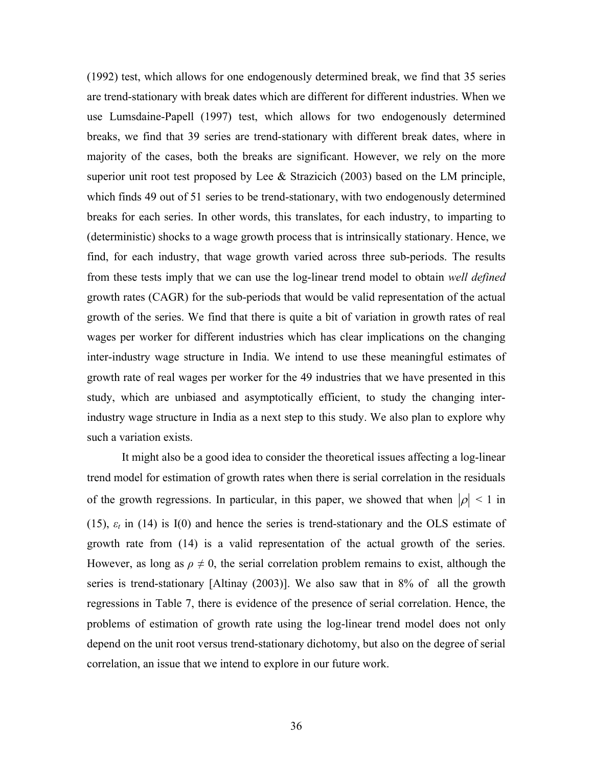(1992) test, which allows for one endogenously determined break, we find that 35 series are trend-stationary with break dates which are different for different industries. When we use Lumsdaine-Papell (1997) test, which allows for two endogenously determined breaks, we find that 39 series are trend-stationary with different break dates, where in majority of the cases, both the breaks are significant. However, we rely on the more superior unit root test proposed by Lee & Strazicich (2003) based on the LM principle, which finds 49 out of 51 series to be trend-stationary, with two endogenously determined breaks for each series. In other words, this translates, for each industry, to imparting to (deterministic) shocks to a wage growth process that is intrinsically stationary. Hence, we find, for each industry, that wage growth varied across three sub-periods. The results from these tests imply that we can use the log-linear trend model to obtain *well defined* growth rates (CAGR) for the sub-periods that would be valid representation of the actual growth of the series. We find that there is quite a bit of variation in growth rates of real wages per worker for different industries which has clear implications on the changing inter-industry wage structure in India. We intend to use these meaningful estimates of growth rate of real wages per worker for the 49 industries that we have presented in this study, which are unbiased and asymptotically efficient, to study the changing inter-industry wage structure in India as a next step to this study. We also plan to explore why such a variation exists.

It might also be a good idea to consider the theoretical issues affecting a log-linear trend model for estimation of growth rates when there is serial correlation in the residuals of the growth regressions. In particular, in this paper, we showed that when $|\rho| < 1$ in (15), $\varepsilon_t$ in (14) is I(0) and hence the series is trend-stationary and the OLS estimate of growth rate from (14) is a valid representation of the actual growth of the series. However, as long as $\rho \neq 0$, the serial correlation problem remains to exist, although the series is trend-stationary [Altinay (2003)]. We also saw that in 8% of all the growth regressions in Table 7, there is evidence of the presence of serial correlation. Hence, the problems of estimation of growth rate using the log-linear trend model does not only depend on the unit root versus trend-stationary dichotomy, but also on the degree of serial correlation, an issue that we intend to explore in our future work.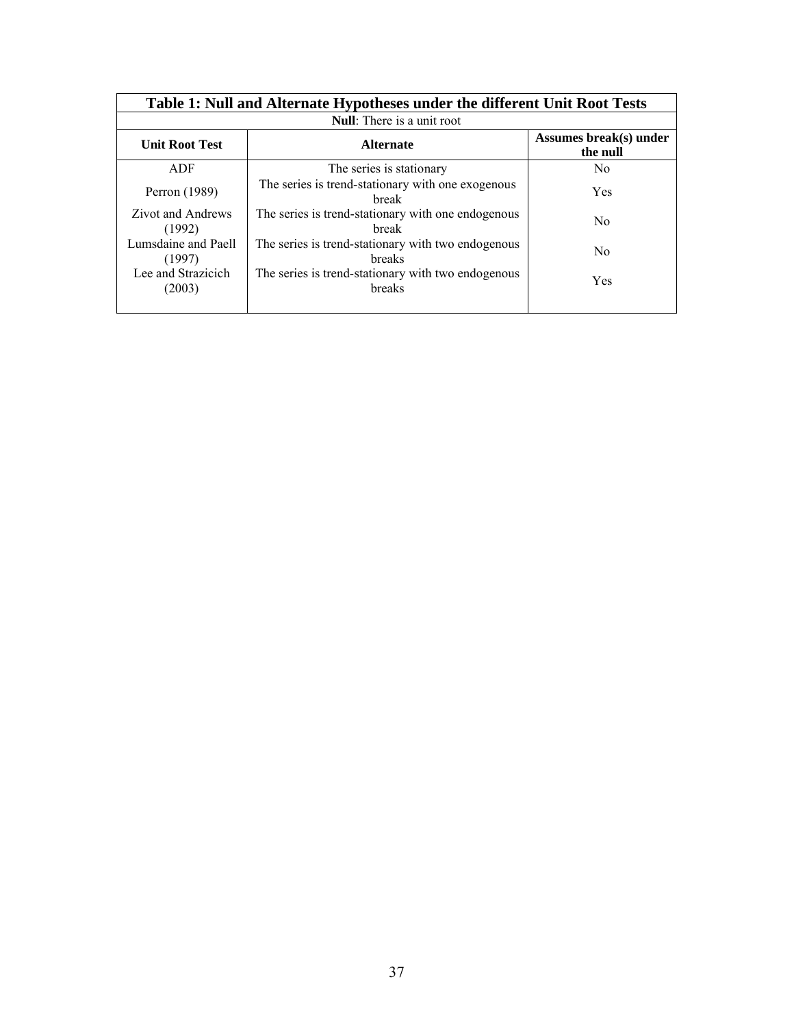| Table 1: Null and Alternate Hypotheses under the different Unit Root Tests | | |
|---|---|---|
| **Null**: There is a unit root | | |
| **Unit Root Test** | **Alternate** | **Assumes break(s) under the null** |
| ADF | The series is stationary | No |
| Perron (1989) | The series is trend-stationary with one exogenous break | Yes |
| Zivot and Andrews (1992) | The series is trend-stationary with one endogenous break | No |
| Lumsdaine and Paell (1997) | The series is trend-stationary with two endogenous breaks | No |
| Lee and Strazicich (2003) | The series is trend-stationary with two endogenous breaks | Yes |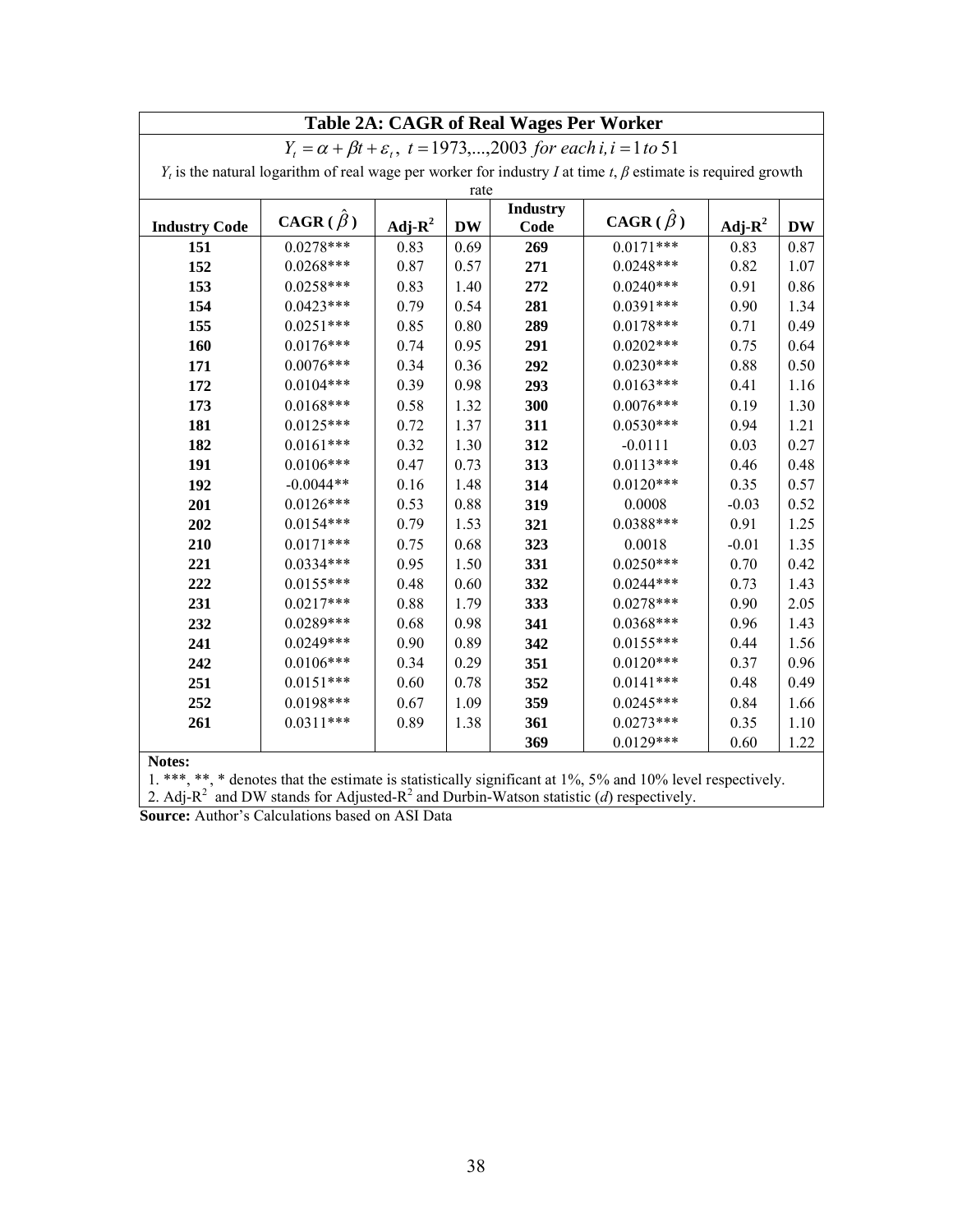**Table 2A: CAGR of Real Wages Per Worker**

$$Y_t = \alpha + \beta t + \varepsilon_t,\ t = 1973,...,2003\ \textit{for each}\ i, i = 1\ \textit{to}\ 51$$

$Y_t$ is the natural logarithm of real wage per worker for industry $I$ at time $t$, $\beta$ estimate is required growth rate

| Industry Code | CAGR ($\hat{\beta}$) | Adj-$R^2$ | DW | Industry Code | CAGR ($\hat{\beta}$) | Adj-$R^2$ | DW |
|---|---|---|---|---|---|---|---|
| 151 | 0.0278*** | 0.83 | 0.69 | 269 | 0.0171*** | 0.83 | 0.87 |
| 152 | 0.0268*** | 0.87 | 0.57 | 271 | 0.0248*** | 0.82 | 1.07 |
| 153 | 0.0258*** | 0.83 | 1.40 | 272 | 0.0240*** | 0.91 | 0.86 |
| 154 | 0.0423*** | 0.79 | 0.54 | 281 | 0.0391*** | 0.90 | 1.34 |
| 155 | 0.0251*** | 0.85 | 0.80 | 289 | 0.0178*** | 0.71 | 0.49 |
| 160 | 0.0176*** | 0.74 | 0.95 | 291 | 0.0202*** | 0.75 | 0.64 |
| 171 | 0.0076*** | 0.34 | 0.36 | 292 | 0.0230*** | 0.88 | 0.50 |
| 172 | 0.0104*** | 0.39 | 0.98 | 293 | 0.0163*** | 0.41 | 1.16 |
| 173 | 0.0168*** | 0.58 | 1.32 | 300 | 0.0076*** | 0.19 | 1.30 |
| 181 | 0.0125*** | 0.72 | 1.37 | 311 | 0.0530*** | 0.94 | 1.21 |
| 182 | 0.0161*** | 0.32 | 1.30 | 312 | -0.0111 | 0.03 | 0.27 |
| 191 | 0.0106*** | 0.47 | 0.73 | 313 | 0.0113*** | 0.46 | 0.48 |
| 192 | -0.0044** | 0.16 | 1.48 | 314 | 0.0120*** | 0.35 | 0.57 |
| 201 | 0.0126*** | 0.53 | 0.88 | 319 | 0.0008 | -0.03 | 0.52 |
| 202 | 0.0154*** | 0.79 | 1.53 | 321 | 0.0388*** | 0.91 | 1.25 |
| 210 | 0.0171*** | 0.75 | 0.68 | 323 | 0.0018 | -0.01 | 1.35 |
| 221 | 0.0334*** | 0.95 | 1.50 | 331 | 0.0250*** | 0.70 | 0.42 |
| 222 | 0.0155*** | 0.48 | 0.60 | 332 | 0.0244*** | 0.73 | 1.43 |
| 231 | 0.0217*** | 0.88 | 1.79 | 333 | 0.0278*** | 0.90 | 2.05 |
| 232 | 0.0289*** | 0.68 | 0.98 | 341 | 0.0368*** | 0.96 | 1.43 |
| 241 | 0.0249*** | 0.90 | 0.89 | 342 | 0.0155*** | 0.44 | 1.56 |
| 242 | 0.0106*** | 0.34 | 0.29 | 351 | 0.0120*** | 0.37 | 0.96 |
| 251 | 0.0151*** | 0.60 | 0.78 | 352 | 0.0141*** | 0.48 | 0.49 |
| 252 | 0.0198*** | 0.67 | 1.09 | 359 | 0.0245*** | 0.84 | 1.66 |
| 261 | 0.0311*** | 0.89 | 1.38 | 361 | 0.0273*** | 0.35 | 1.10 |
| | | | | 369 | 0.0129*** | 0.60 | 1.22 |

**Notes:**

1. ***, **, * denotes that the estimate is statistically significant at 1%, 5% and 10% level respectively.
2. Adj-$R^2$ and DW stands for Adjusted-$R^2$ and Durbin-Watson statistic ($d$) respectively.

**Source:** Author's Calculations based on ASI Data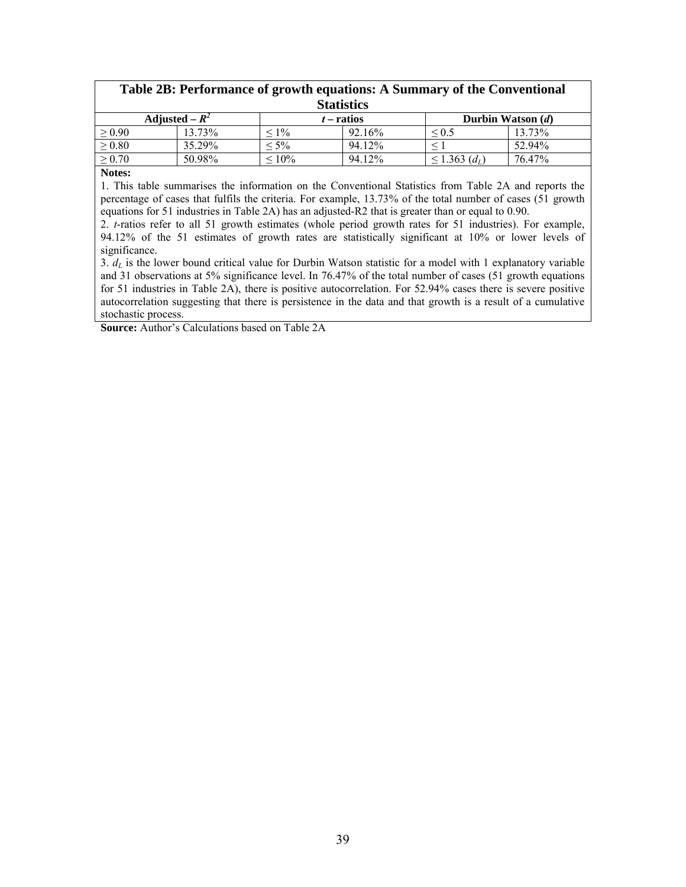**Table 2B: Performance of growth equations: A Summary of the Conventional Statistics**

| Adjusted – $R^2$ | | $t$ – ratios | | Durbin Watson ($d$) | |
|---|---|---|---|---|---|
| $\geq 0.90$ | 13.73% | $\leq 1\%$ | 92.16% | $\leq 0.5$ | 13.73% |
| $\geq 0.80$ | 35.29% | $\leq 5\%$ | 94.12% | $\leq 1$ | 52.94% |
| $\geq 0.70$ | 50.98% | $\leq 10\%$ | 94.12% | $\leq 1.363$ ($d_L$) | 76.47% |

**Notes:**

1. This table summarises the information on the Conventional Statistics from Table 2A and reports the percentage of cases that fulfils the criteria. For example, 13.73% of the total number of cases (51 growth equations for 51 industries in Table 2A) has an adjusted-R2 that is greater than or equal to 0.90.

2. $t$-ratios refer to all 51 growth estimates (whole period growth rates for 51 industries). For example, 94.12% of the 51 estimates of growth rates are statistically significant at 10% or lower levels of significance.

3. $d_L$ is the lower bound critical value for Durbin Watson statistic for a model with 1 explanatory variable and 31 observations at 5% significance level. In 76.47% of the total number of cases (51 growth equations for 51 industries in Table 2A), there is positive autocorrelation. For 52.94% cases there is severe positive autocorrelation suggesting that there is persistence in the data and that growth is a result of a cumulative stochastic process.

**Source:** Author's Calculations based on Table 2A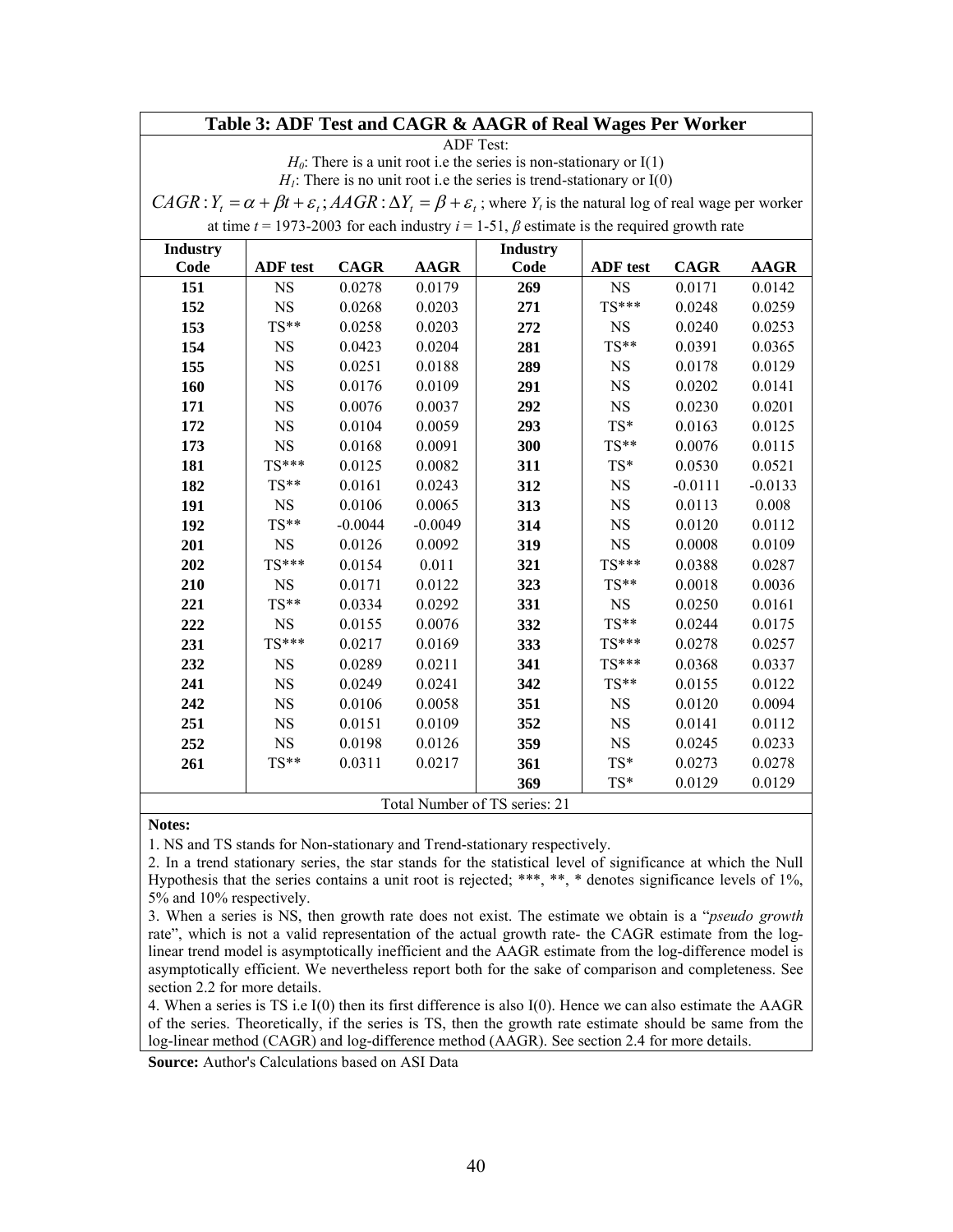**Table 3: ADF Test and CAGR & AAGR of Real Wages Per Worker**

ADF Test:

$H_0$: There is a unit root i.e the series is non-stationary or I(1)

$H_1$: There is no unit root i.e the series is trend-stationary or I(0)

$CAGR: Y_t = \alpha + \beta t + \varepsilon_t$; $AAGR: \Delta Y_t = \beta + \varepsilon_t$ ; where $Y_t$ is the natural log of real wage per worker at time $t$ = 1973-2003 for each industry $i$ = 1-51, $\beta$ estimate is the required growth rate

| Industry Code | ADF test | CAGR | AAGR | Industry Code | ADF test | CAGR | AAGR |
|---|---|---|---|---|---|---|---|
| **151** | NS | 0.0278 | 0.0179 | **269** | NS | 0.0171 | 0.0142 |
| **152** | NS | 0.0268 | 0.0203 | **271** | TS*** | 0.0248 | 0.0259 |
| **153** | TS** | 0.0258 | 0.0203 | **272** | NS | 0.0240 | 0.0253 |
| **154** | NS | 0.0423 | 0.0204 | **281** | TS** | 0.0391 | 0.0365 |
| **155** | NS | 0.0251 | 0.0188 | **289** | NS | 0.0178 | 0.0129 |
| **160** | NS | 0.0176 | 0.0109 | **291** | NS | 0.0202 | 0.0141 |
| **171** | NS | 0.0076 | 0.0037 | **292** | NS | 0.0230 | 0.0201 |
| **172** | NS | 0.0104 | 0.0059 | **293** | TS* | 0.0163 | 0.0125 |
| **173** | NS | 0.0168 | 0.0091 | **300** | TS** | 0.0076 | 0.0115 |
| **181** | TS*** | 0.0125 | 0.0082 | **311** | TS* | 0.0530 | 0.0521 |
| **182** | TS** | 0.0161 | 0.0243 | **312** | NS | -0.0111 | -0.0133 |
| **191** | NS | 0.0106 | 0.0065 | **313** | NS | 0.0113 | 0.008 |
| **192** | TS** | -0.0044 | -0.0049 | **314** | NS | 0.0120 | 0.0112 |
| **201** | NS | 0.0126 | 0.0092 | **319** | NS | 0.0008 | 0.0109 |
| **202** | TS*** | 0.0154 | 0.011 | **321** | TS*** | 0.0388 | 0.0287 |
| **210** | NS | 0.0171 | 0.0122 | **323** | TS** | 0.0018 | 0.0036 |
| **221** | TS** | 0.0334 | 0.0292 | **331** | NS | 0.0250 | 0.0161 |
| **222** | NS | 0.0155 | 0.0076 | **332** | TS** | 0.0244 | 0.0175 |
| **231** | TS*** | 0.0217 | 0.0169 | **333** | TS*** | 0.0278 | 0.0257 |
| **232** | NS | 0.0289 | 0.0211 | **341** | TS*** | 0.0368 | 0.0337 |
| **241** | NS | 0.0249 | 0.0241 | **342** | TS** | 0.0155 | 0.0122 |
| **242** | NS | 0.0106 | 0.0058 | **351** | NS | 0.0120 | 0.0094 |
| **251** | NS | 0.0151 | 0.0109 | **352** | NS | 0.0141 | 0.0112 |
| **252** | NS | 0.0198 | 0.0126 | **359** | NS | 0.0245 | 0.0233 |
| **261** | TS** | 0.0311 | 0.0217 | **361** | TS* | 0.0273 | 0.0278 |
| | | | | **369** | TS* | 0.0129 | 0.0129 |

Total Number of TS series: 21

**Notes:**

1. NS and TS stands for Non-stationary and Trend-stationary respectively.
2. In a trend stationary series, the star stands for the statistical level of significance at which the Null Hypothesis that the series contains a unit root is rejected; ***, **, * denotes significance levels of 1%, 5% and 10% respectively.
3. When a series is NS, then growth rate does not exist. The estimate we obtain is a "*pseudo growth* rate", which is not a valid representation of the actual growth rate- the CAGR estimate from the log-linear trend model is asymptotically inefficient and the AAGR estimate from the log-difference model is asymptotically efficient. We nevertheless report both for the sake of comparison and completeness. See section 2.2 for more details.
4. When a series is TS i.e I(0) then its first difference is also I(0). Hence we can also estimate the AAGR of the series. Theoretically, if the series is TS, then the growth rate estimate should be same from the log-linear method (CAGR) and log-difference method (AAGR). See section 2.4 for more details.

**Source:** Author's Calculations based on ASI Data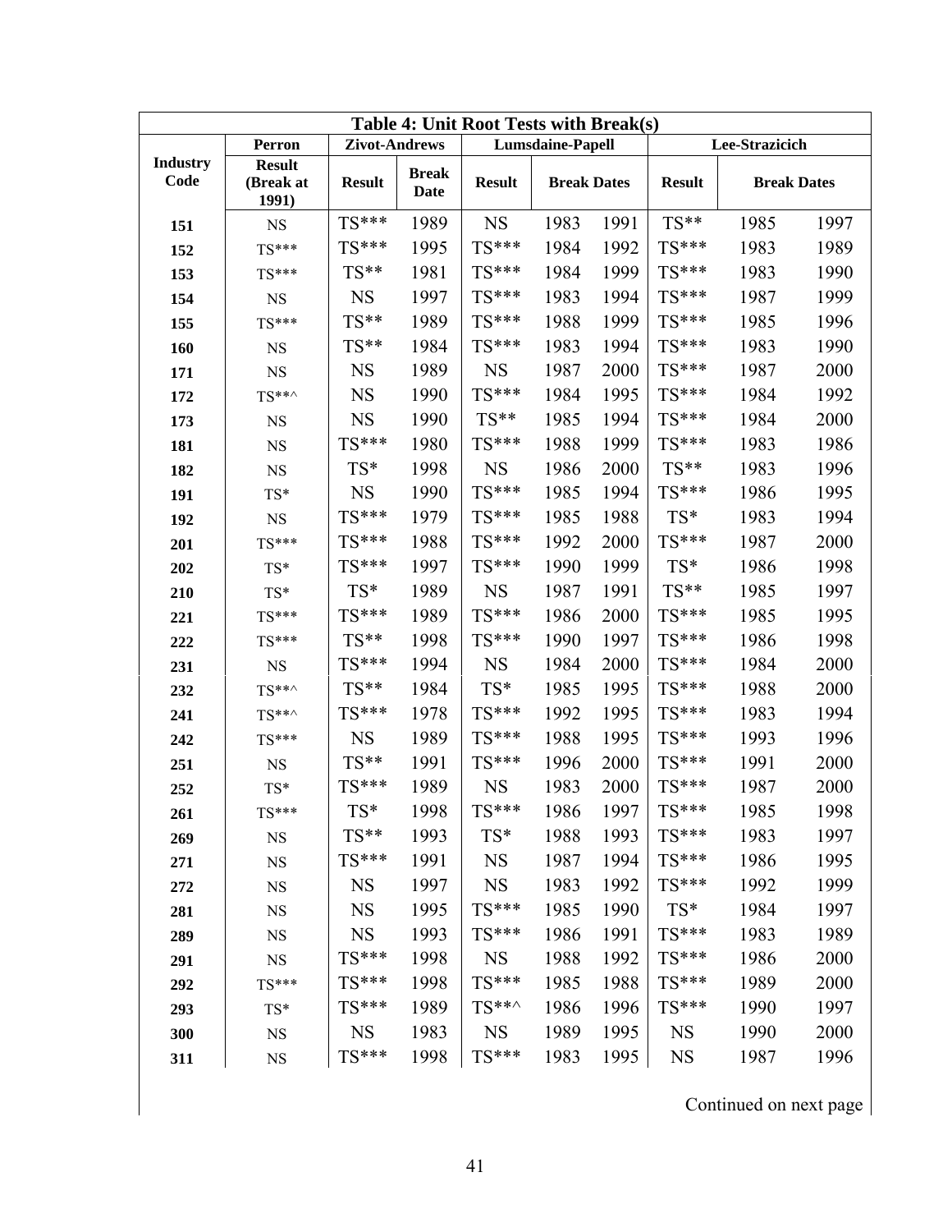**Table 4: Unit Root Tests with Break(s)**

| Industry Code | Perron | Zivot-Andrews | | Lumsdaine-Papell | | | Lee-Strazicich | | |
|---|---|---|---|---|---|---|---|---|---|
| | Result (Break at 1991) | Result | Break Date | Result | Break Dates | | Result | Break Dates | |
| 151 | NS | TS*** | 1989 | NS | 1983 | 1991 | TS** | 1985 | 1997 |
| 152 | TS*** | TS*** | 1995 | TS*** | 1984 | 1992 | TS*** | 1983 | 1989 |
| 153 | TS*** | TS** | 1981 | TS*** | 1984 | 1999 | TS*** | 1983 | 1990 |
| 154 | NS | NS | 1997 | TS*** | 1983 | 1994 | TS*** | 1987 | 1999 |
| 155 | TS*** | TS** | 1989 | TS*** | 1988 | 1999 | TS*** | 1985 | 1996 |
| 160 | NS | TS** | 1984 | TS*** | 1983 | 1994 | TS*** | 1983 | 1990 |
| 171 | NS | NS | 1989 | NS | 1987 | 2000 | TS*** | 1987 | 2000 |
| 172 | TS**^ | NS | 1990 | TS*** | 1984 | 1995 | TS*** | 1984 | 1992 |
| 173 | NS | NS | 1990 | TS** | 1985 | 1994 | TS*** | 1984 | 2000 |
| 181 | NS | TS*** | 1980 | TS*** | 1988 | 1999 | TS*** | 1983 | 1986 |
| 182 | NS | TS* | 1998 | NS | 1986 | 2000 | TS** | 1983 | 1996 |
| 191 | TS* | NS | 1990 | TS*** | 1985 | 1994 | TS*** | 1986 | 1995 |
| 192 | NS | TS*** | 1979 | TS*** | 1985 | 1988 | TS* | 1983 | 1994 |
| 201 | TS*** | TS*** | 1988 | TS*** | 1992 | 2000 | TS*** | 1987 | 2000 |
| 202 | TS* | TS*** | 1997 | TS*** | 1990 | 1999 | TS* | 1986 | 1998 |
| 210 | TS* | TS* | 1989 | NS | 1987 | 1991 | TS** | 1985 | 1997 |
| 221 | TS*** | TS*** | 1989 | TS*** | 1986 | 2000 | TS*** | 1985 | 1995 |
| 222 | TS*** | TS** | 1998 | TS*** | 1990 | 1997 | TS*** | 1986 | 1998 |
| 231 | NS | TS*** | 1994 | NS | 1984 | 2000 | TS*** | 1984 | 2000 |
| 232 | TS**^ | TS** | 1984 | TS* | 1985 | 1995 | TS*** | 1988 | 2000 |
| 241 | TS**^ | TS*** | 1978 | TS*** | 1992 | 1995 | TS*** | 1983 | 1994 |
| 242 | TS*** | NS | 1989 | TS*** | 1988 | 1995 | TS*** | 1993 | 1996 |
| 251 | NS | TS** | 1991 | TS*** | 1996 | 2000 | TS*** | 1991 | 2000 |
| 252 | TS* | TS*** | 1989 | NS | 1983 | 2000 | TS*** | 1987 | 2000 |
| 261 | TS*** | TS* | 1998 | TS*** | 1986 | 1997 | TS*** | 1985 | 1998 |
| 269 | NS | TS** | 1993 | TS* | 1988 | 1993 | TS*** | 1983 | 1997 |
| 271 | NS | TS*** | 1991 | NS | 1987 | 1994 | TS*** | 1986 | 1995 |
| 272 | NS | NS | 1997 | NS | 1983 | 1992 | TS*** | 1992 | 1999 |
| 281 | NS | NS | 1995 | TS*** | 1985 | 1990 | TS* | 1984 | 1997 |
| 289 | NS | NS | 1993 | TS*** | 1986 | 1991 | TS*** | 1983 | 1989 |
| 291 | NS | TS*** | 1998 | NS | 1988 | 1992 | TS*** | 1986 | 2000 |
| 292 | TS*** | TS*** | 1998 | TS*** | 1985 | 1988 | TS*** | 1989 | 2000 |
| 293 | TS* | TS*** | 1989 | TS**^ | 1986 | 1996 | TS*** | 1990 | 1997 |
| 300 | NS | NS | 1983 | NS | 1989 | 1995 | NS | 1990 | 2000 |
| 311 | NS | TS*** | 1998 | TS*** | 1983 | 1995 | NS | 1987 | 1996 |

Continued on next page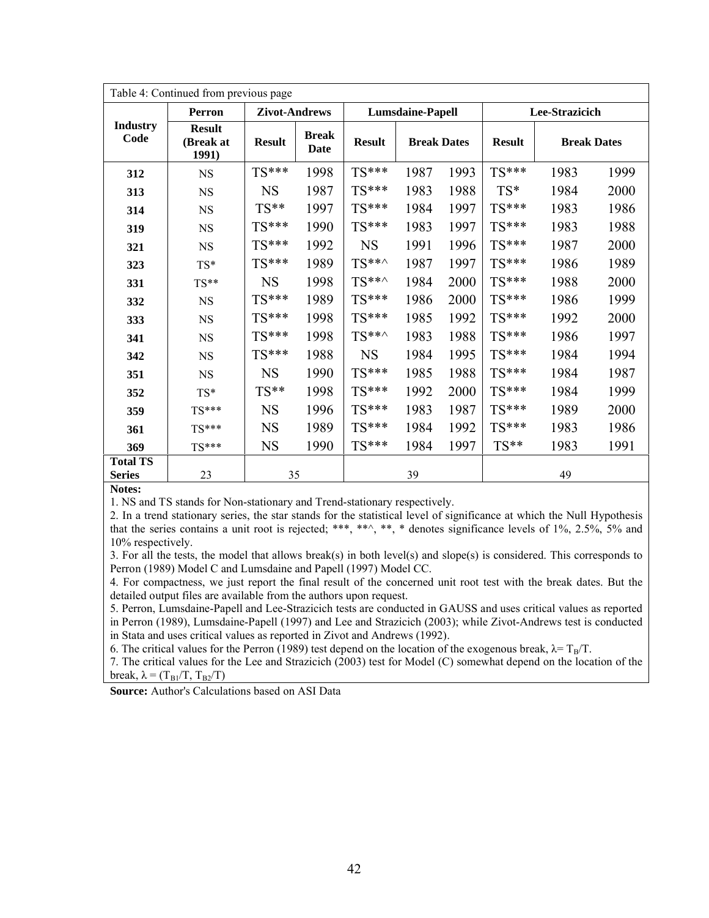Table 4: Continued from previous page

| Industry Code | Perron | Zivot-Andrews | | Lumsdaine-Papell | | | Lee-Strazicich | | |
|---|---|---|---|---|---|---|---|---|---|
| | Result (Break at 1991) | Result | Break Date | Result | Break Dates | | Result | Break Dates | |
| 312 | NS | TS*** | 1998 | TS*** | 1987 | 1993 | TS*** | 1983 | 1999 |
| 313 | NS | NS | 1987 | TS*** | 1983 | 1988 | TS* | 1984 | 2000 |
| 314 | NS | TS** | 1997 | TS*** | 1984 | 1997 | TS*** | 1983 | 1986 |
| 319 | NS | TS*** | 1990 | TS*** | 1983 | 1997 | TS*** | 1983 | 1988 |
| 321 | NS | TS*** | 1992 | NS | 1991 | 1996 | TS*** | 1987 | 2000 |
| 323 | TS* | TS*** | 1989 | TS**^ | 1987 | 1997 | TS*** | 1986 | 1989 |
| 331 | TS** | NS | 1998 | TS**^ | 1984 | 2000 | TS*** | 1988 | 2000 |
| 332 | NS | TS*** | 1989 | TS*** | 1986 | 2000 | TS*** | 1986 | 1999 |
| 333 | NS | TS*** | 1998 | TS*** | 1985 | 1992 | TS*** | 1992 | 2000 |
| 341 | NS | TS*** | 1998 | TS**^ | 1983 | 1988 | TS*** | 1986 | 1997 |
| 342 | NS | TS*** | 1988 | NS | 1984 | 1995 | TS*** | 1984 | 1994 |
| 351 | NS | NS | 1990 | TS*** | 1985 | 1988 | TS*** | 1984 | 1987 |
| 352 | TS* | TS** | 1998 | TS*** | 1992 | 2000 | TS*** | 1984 | 1999 |
| 359 | TS*** | NS | 1996 | TS*** | 1983 | 1987 | TS*** | 1989 | 2000 |
| 361 | TS*** | NS | 1989 | TS*** | 1984 | 1992 | TS*** | 1983 | 1986 |
| 369 | TS*** | NS | 1990 | TS*** | 1984 | 1997 | TS** | 1983 | 1991 |
| **Total TS Series** | 23 | 35 | | 39 | | | 49 | | |

**Notes:**

1. NS and TS stands for Non-stationary and Trend-stationary respectively.
2. In a trend stationary series, the star stands for the statistical level of significance at which the Null Hypothesis that the series contains a unit root is rejected; ***, **^, **, * denotes significance levels of 1%, 2.5%, 5% and 10% respectively.
3. For all the tests, the model that allows break(s) in both level(s) and slope(s) is considered. This corresponds to Perron (1989) Model C and Lumsdaine and Papell (1997) Model CC.
4. For compactness, we just report the final result of the concerned unit root test with the break dates. But the detailed output files are available from the authors upon request.
5. Perron, Lumsdaine-Papell and Lee-Strazicich tests are conducted in GAUSS and uses critical values as reported in Perron (1989), Lumsdaine-Papell (1997) and Lee and Strazicich (2003); while Zivot-Andrews test is conducted in Stata and uses critical values as reported in Zivot and Andrews (1992).
6. The critical values for the Perron (1989) test depend on the location of the exogenous break, $\lambda = T_B/T$.
7. The critical values for the Lee and Strazicich (2003) test for Model (C) somewhat depend on the location of the break, $\lambda = (T_{B1}/T, T_{B2}/T)$

**Source:** Author's Calculations based on ASI Data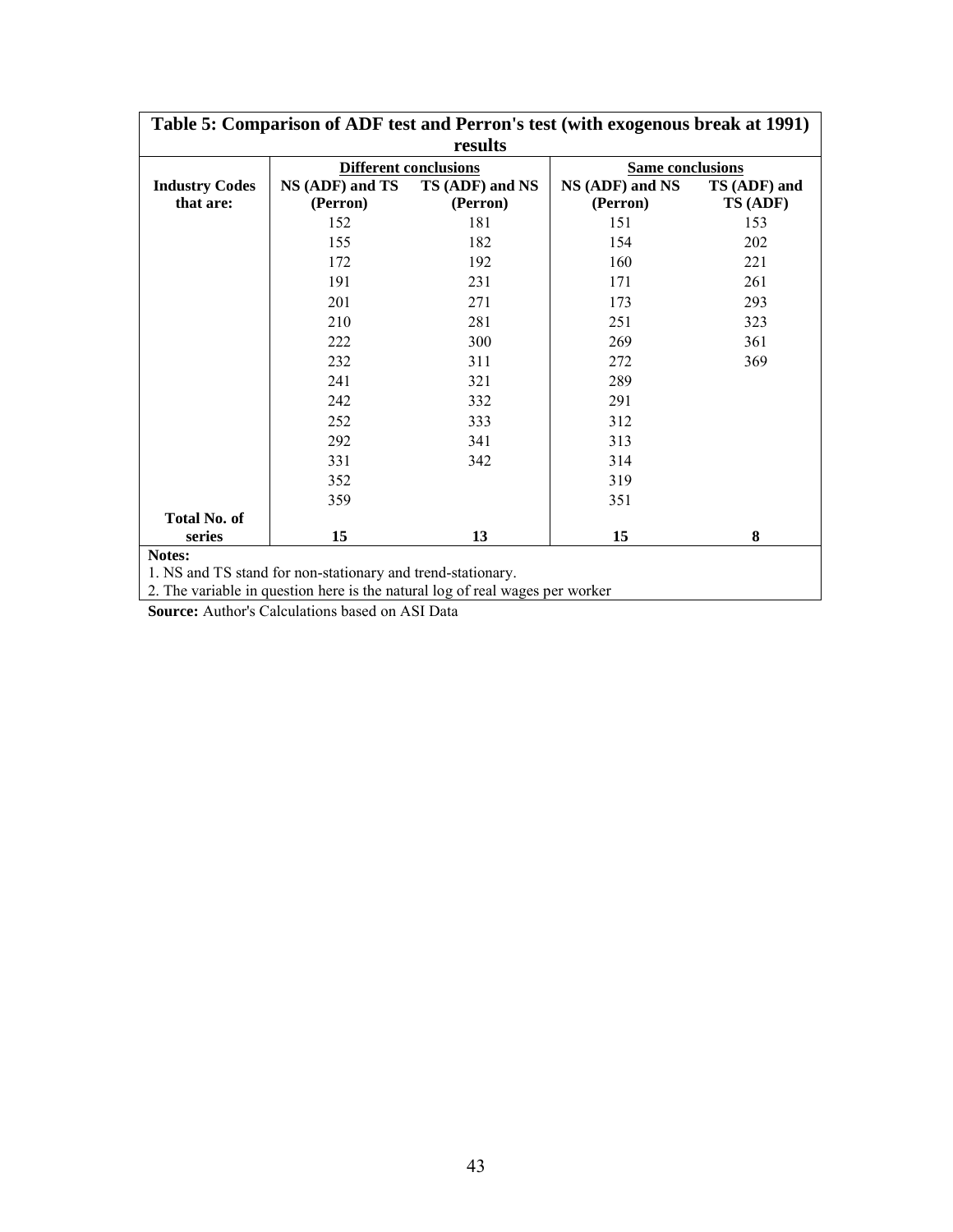**Table 5: Comparison of ADF test and Perron's test (with exogenous break at 1991) results**

| | Different conclusions | | Same conclusions | |
|---|---|---|---|---|
| **Industry Codes that are:** | **NS (ADF) and TS (Perron)** | **TS (ADF) and NS (Perron)** | **NS (ADF) and NS (Perron)** | **TS (ADF) and TS (ADF)** |
| | 152 | 181 | 151 | 153 |
| | 155 | 182 | 154 | 202 |
| | 172 | 192 | 160 | 221 |
| | 191 | 231 | 171 | 261 |
| | 201 | 271 | 173 | 293 |
| | 210 | 281 | 251 | 323 |
| | 222 | 300 | 269 | 361 |
| | 232 | 311 | 272 | 369 |
| | 241 | 321 | 289 | |
| | 242 | 332 | 291 | |
| | 252 | 333 | 312 | |
| | 292 | 341 | 313 | |
| | 331 | 342 | 314 | |
| | 352 | | 319 | |
| | 359 | | 351 | |
| **Total No. of series** | **15** | **13** | **15** | **8** |

**Notes:**

1. NS and TS stand for non-stationary and trend-stationary.
2. The variable in question here is the natural log of real wages per worker

**Source:** Author's Calculations based on ASI Data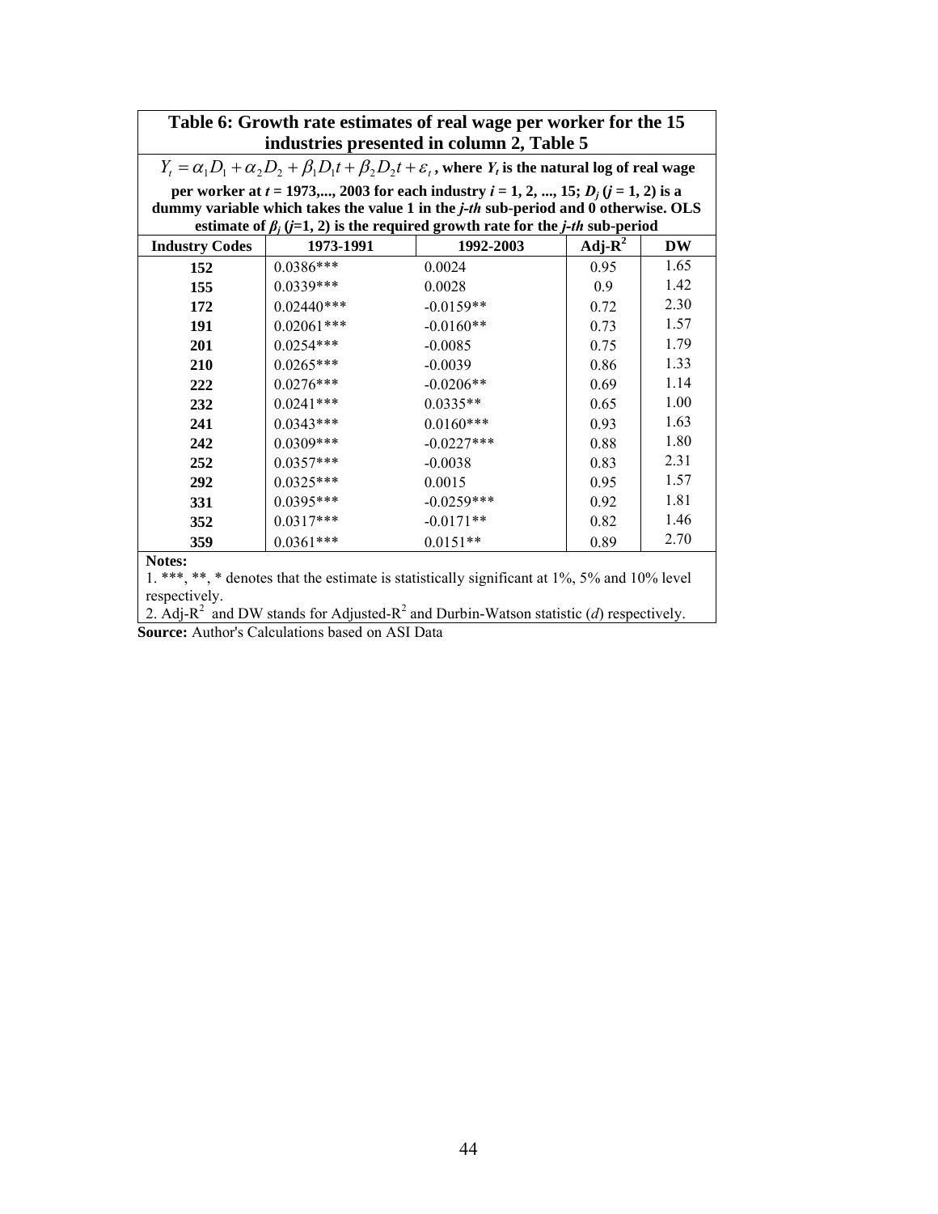**Table 6: Growth rate estimates of real wage per worker for the 15 industries presented in column 2, Table 5**

$Y_t = \alpha_1 D_1 + \alpha_2 D_2 + \beta_1 D_1 t + \beta_2 D_2 t + \varepsilon_t$, **where** $Y_t$ **is the natural log of real wage per worker at** $t$ **= 1973,..., 2003 for each industry** $i$ **= 1, 2, ..., 15;** $D_j$ **(**$j$ **= 1, 2) is a dummy variable which takes the value 1 in the** ***j-th*** **sub-period and 0 otherwise. OLS estimate of** $\beta_j$ **(**$j$**=1, 2) is the required growth rate for the** ***j-th*** **sub-period**

| Industry Codes | 1973-1991 | 1992-2003 | Adj-$R^2$ | DW |
|---|---|---|---|---|
| **152** | 0.0386*** | 0.0024 | 0.95 | 1.65 |
| **155** | 0.0339*** | 0.0028 | 0.9 | 1.42 |
| **172** | 0.02440*** | -0.0159** | 0.72 | 2.30 |
| **191** | 0.02061*** | -0.0160** | 0.73 | 1.57 |
| **201** | 0.0254*** | -0.0085 | 0.75 | 1.79 |
| **210** | 0.0265*** | -0.0039 | 0.86 | 1.33 |
| **222** | 0.0276*** | -0.0206** | 0.69 | 1.14 |
| **232** | 0.0241*** | 0.0335** | 0.65 | 1.00 |
| **241** | 0.0343*** | 0.0160*** | 0.93 | 1.63 |
| **242** | 0.0309*** | -0.0227*** | 0.88 | 1.80 |
| **252** | 0.0357*** | -0.0038 | 0.83 | 2.31 |
| **292** | 0.0325*** | 0.0015 | 0.95 | 1.57 |
| **331** | 0.0395*** | -0.0259*** | 0.92 | 1.81 |
| **352** | 0.0317*** | -0.0171** | 0.82 | 1.46 |
| **359** | 0.0361*** | 0.0151** | 0.89 | 2.70 |

**Notes:**

1. ***, **, * denotes that the estimate is statistically significant at 1%, 5% and 10% level respectively.
2. Adj-$R^2$ and DW stands for Adjusted-$R^2$ and Durbin-Watson statistic ($d$) respectively.

**Source:** Author's Calculations based on ASI Data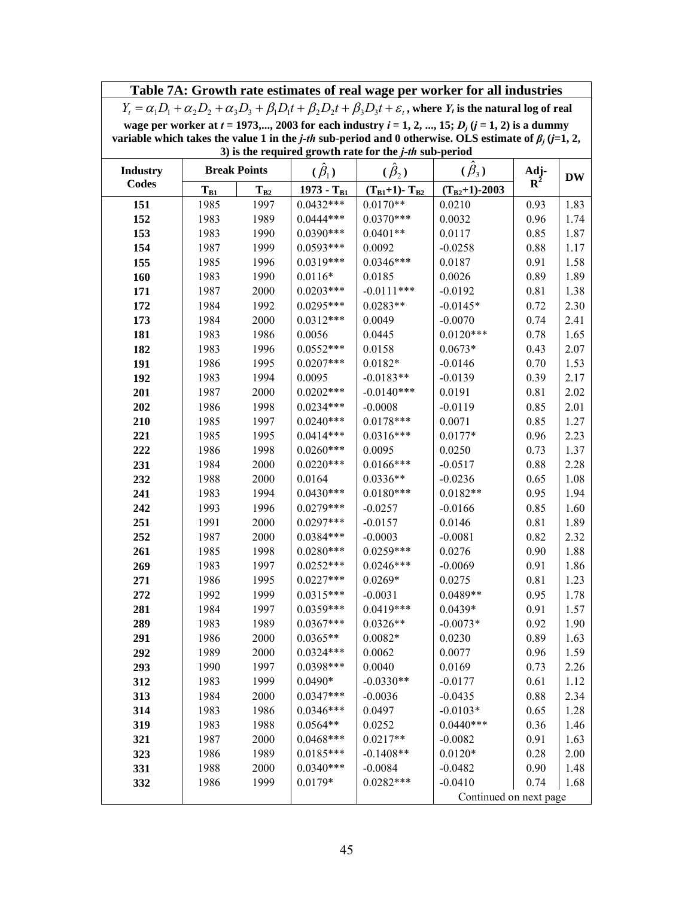**Table 7A: Growth rate estimates of real wage per worker for all industries**

$Y_t = \alpha_1 D_1 + \alpha_2 D_2 + \alpha_3 D_3 + \beta_1 D_1 t + \beta_2 D_2 t + \beta_3 D_3 t + \varepsilon_t$, where $Y_t$ is the natural log of real wage per worker at $t$ = 1973,..., 2003 for each industry $i$ = 1, 2, ..., 15; $D_j$ ($j$ = 1, 2) is a dummy variable which takes the value 1 in the $j$-$th$ sub-period and 0 otherwise. OLS estimate of $\beta_j$ ($j$=1, 2, 3) is the required growth rate for the $j$-$th$ sub-period

| Industry Codes | Break Points | | ($\hat{\beta}_1$) | ($\hat{\beta}_2$) | ($\hat{\beta}_3$) | Adj-$R^2$ | DW |
|---|---|---|---|---|---|---|---|
| | $T_{B1}$ | $T_{B2}$ | 1973 - $T_{B1}$ | ($T_{B1}$+1)- $T_{B2}$ | ($T_{B2}$+1)-2003 | | |
| **151** | 1985 | 1997 | 0.0432*** | 0.0170** | 0.0210 | 0.93 | 1.83 |
| **152** | 1983 | 1989 | 0.0444*** | 0.0370*** | 0.0032 | 0.96 | 1.74 |
| **153** | 1983 | 1990 | 0.0390*** | 0.0401** | 0.0117 | 0.85 | 1.87 |
| **154** | 1987 | 1999 | 0.0593*** | 0.0092 | -0.0258 | 0.88 | 1.17 |
| **155** | 1985 | 1996 | 0.0319*** | 0.0346*** | 0.0187 | 0.91 | 1.58 |
| **160** | 1983 | 1990 | 0.0116* | 0.0185 | 0.0026 | 0.89 | 1.89 |
| **171** | 1987 | 2000 | 0.0203*** | -0.0111*** | -0.0192 | 0.81 | 1.38 |
| **172** | 1984 | 1992 | 0.0295*** | 0.0283** | -0.0145* | 0.72 | 2.30 |
| **173** | 1984 | 2000 | 0.0312*** | 0.0049 | -0.0070 | 0.74 | 2.41 |
| **181** | 1983 | 1986 | 0.0056 | 0.0445 | 0.0120*** | 0.78 | 1.65 |
| **182** | 1983 | 1996 | 0.0552*** | 0.0158 | 0.0673* | 0.43 | 2.07 |
| **191** | 1986 | 1995 | 0.0207*** | 0.0182* | -0.0146 | 0.70 | 1.53 |
| **192** | 1983 | 1994 | 0.0095 | -0.0183** | -0.0139 | 0.39 | 2.17 |
| **201** | 1987 | 2000 | 0.0202*** | -0.0140*** | 0.0191 | 0.81 | 2.02 |
| **202** | 1986 | 1998 | 0.0234*** | -0.0008 | -0.0119 | 0.85 | 2.01 |
| **210** | 1985 | 1997 | 0.0240*** | 0.0178*** | 0.0071 | 0.85 | 1.27 |
| **221** | 1985 | 1995 | 0.0414*** | 0.0316*** | 0.0177* | 0.96 | 2.23 |
| **222** | 1986 | 1998 | 0.0260*** | 0.0095 | 0.0250 | 0.73 | 1.37 |
| **231** | 1984 | 2000 | 0.0220*** | 0.0166*** | -0.0517 | 0.88 | 2.28 |
| **232** | 1988 | 2000 | 0.0164 | 0.0336** | -0.0236 | 0.65 | 1.08 |
| **241** | 1983 | 1994 | 0.0430*** | 0.0180*** | 0.0182** | 0.95 | 1.94 |
| **242** | 1993 | 1996 | 0.0279*** | -0.0257 | -0.0166 | 0.85 | 1.60 |
| **251** | 1991 | 2000 | 0.0297*** | -0.0157 | 0.0146 | 0.81 | 1.89 |
| **252** | 1987 | 2000 | 0.0384*** | -0.0003 | -0.0081 | 0.82 | 2.32 |
| **261** | 1985 | 1998 | 0.0280*** | 0.0259*** | 0.0276 | 0.90 | 1.88 |
| **269** | 1983 | 1997 | 0.0252*** | 0.0246*** | -0.0069 | 0.91 | 1.86 |
| **271** | 1986 | 1995 | 0.0227*** | 0.0269* | 0.0275 | 0.81 | 1.23 |
| **272** | 1992 | 1999 | 0.0315*** | -0.0031 | 0.0489** | 0.95 | 1.78 |
| **281** | 1984 | 1997 | 0.0359*** | 0.0419*** | 0.0439* | 0.91 | 1.57 |
| **289** | 1983 | 1989 | 0.0367*** | 0.0326** | -0.0073* | 0.92 | 1.90 |
| **291** | 1986 | 2000 | 0.0365** | 0.0082* | 0.0230 | 0.89 | 1.63 |
| **292** | 1989 | 2000 | 0.0324*** | 0.0062 | 0.0077 | 0.96 | 1.59 |
| **293** | 1990 | 1997 | 0.0398*** | 0.0040 | 0.0169 | 0.73 | 2.26 |
| **312** | 1983 | 1999 | 0.0490* | -0.0330** | -0.0177 | 0.61 | 1.12 |
| **313** | 1984 | 2000 | 0.0347*** | -0.0036 | -0.0435 | 0.88 | 2.34 |
| **314** | 1983 | 1986 | 0.0346*** | 0.0497 | -0.0103* | 0.65 | 1.28 |
| **319** | 1983 | 1988 | 0.0564** | 0.0252 | 0.0440*** | 0.36 | 1.46 |
| **321** | 1987 | 2000 | 0.0468*** | 0.0217** | -0.0082 | 0.91 | 1.63 |
| **323** | 1986 | 1989 | 0.0185*** | -0.1408** | 0.0120* | 0.28 | 2.00 |
| **331** | 1988 | 2000 | 0.0340*** | -0.0084 | -0.0482 | 0.90 | 1.48 |
| **332** | 1986 | 1999 | 0.0179* | 0.0282*** | -0.0410 | 0.74 | 1.68 |

Continued on next page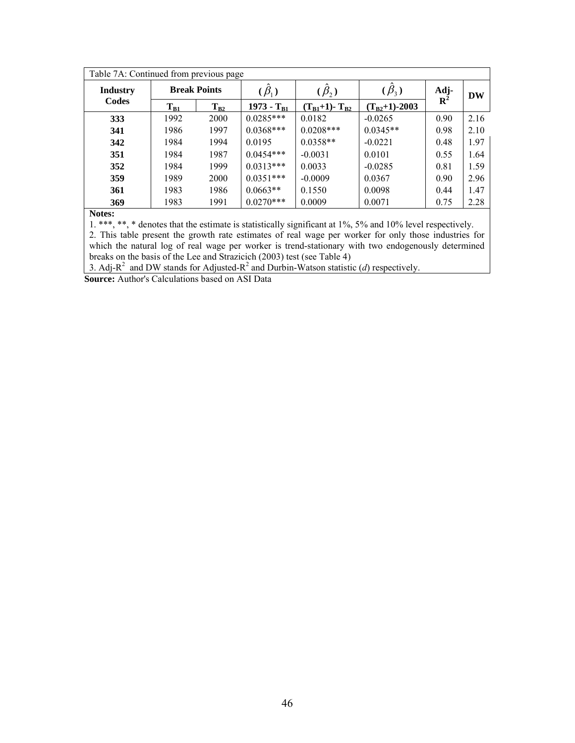| Table 7A: Continued from previous page | | | | | | | |
|---|---|---|---|---|---|---|---|
| **Industry Codes** | **Break Points** | | $(\hat{\beta}_1)$ | $(\hat{\beta}_2)$ | $(\hat{\beta}_3)$ | **Adj-$R^2$** | **DW** |
| | $T_{B1}$ | $T_{B2}$ | **1973 - $T_{B1}$** | **($T_{B1}$+1)- $T_{B2}$** | **($T_{B2}$+1)-2003** | | |
| **333** | 1992 | 2000 | 0.0285*** | 0.0182 | -0.0265 | 0.90 | 2.16 |
| **341** | 1986 | 1997 | 0.0368*** | 0.0208*** | 0.0345** | 0.98 | 2.10 |
| **342** | 1984 | 1994 | 0.0195 | 0.0358** | -0.0221 | 0.48 | 1.97 |
| **351** | 1984 | 1987 | 0.0454*** | -0.0031 | 0.0101 | 0.55 | 1.64 |
| **352** | 1984 | 1999 | 0.0313*** | 0.0033 | -0.0285 | 0.81 | 1.59 |
| **359** | 1989 | 2000 | 0.0351*** | -0.0009 | 0.0367 | 0.90 | 2.96 |
| **361** | 1983 | 1986 | 0.0663** | 0.1550 | 0.0098 | 0.44 | 1.47 |
| **369** | 1983 | 1991 | 0.0270*** | 0.0009 | 0.0071 | 0.75 | 2.28 |

**Notes:**

1. ***, **, * denotes that the estimate is statistically significant at 1%, 5% and 10% level respectively.
2. This table present the growth rate estimates of real wage per worker for only those industries for which the natural log of real wage per worker is trend-stationary with two endogenously determined breaks on the basis of the Lee and Strazicich (2003) test (see Table 4)
3. Adj-$R^2$ and DW stands for Adjusted-$R^2$ and Durbin-Watson statistic (*d*) respectively.

**Source:** Author's Calculations based on ASI Data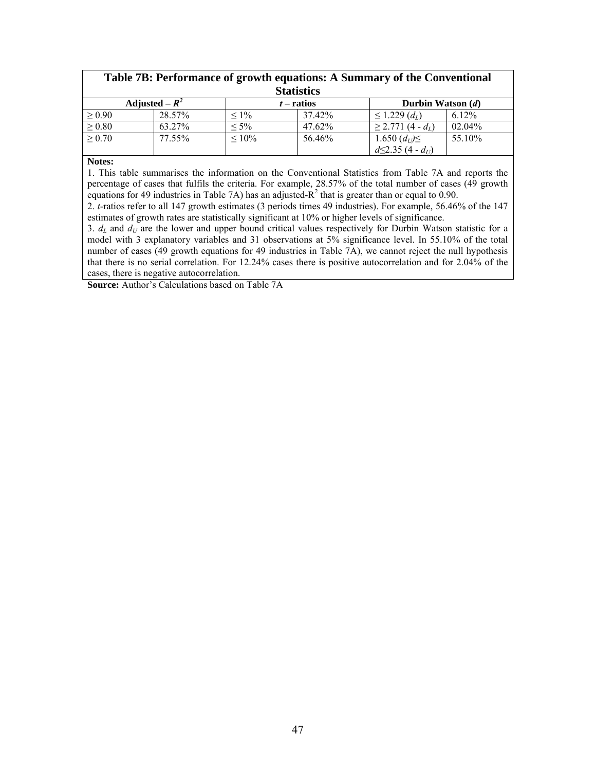**Table 7B: Performance of growth equations: A Summary of the Conventional Statistics**

| Adjusted – $R^2$ | | $t$ – ratios | | Durbin Watson ($d$) | |
|---|---|---|---|---|---|
| ≥ 0.90 | 28.57% | ≤ 1% | 37.42% | ≤ 1.229 ($d_L$) | 6.12% |
| ≥ 0.80 | 63.27% | ≤ 5% | 47.62% | ≥ 2.771 (4 - $d_L$) | 02.04% |
| ≥ 0.70 | 77.55% | ≤ 10% | 56.46% | 1.650 ($d_U$)≤ $d$≤2.35 (4 - $d_U$) | 55.10% |

**Notes:**

1. This table summarises the information on the Conventional Statistics from Table 7A and reports the percentage of cases that fulfils the criteria. For example, 28.57% of the total number of cases (49 growth equations for 49 industries in Table 7A) has an adjusted-$R^2$ that is greater than or equal to 0.90.
2. $t$-ratios refer to all 147 growth estimates (3 periods times 49 industries). For example, 56.46% of the 147 estimates of growth rates are statistically significant at 10% or higher levels of significance.
3. $d_L$ and $d_U$ are the lower and upper bound critical values respectively for Durbin Watson statistic for a model with 3 explanatory variables and 31 observations at 5% significance level. In 55.10% of the total number of cases (49 growth equations for 49 industries in Table 7A), we cannot reject the null hypothesis that there is no serial correlation. For 12.24% cases there is positive autocorrelation and for 2.04% of the cases, there is negative autocorrelation.

**Source:** Author's Calculations based on Table 7A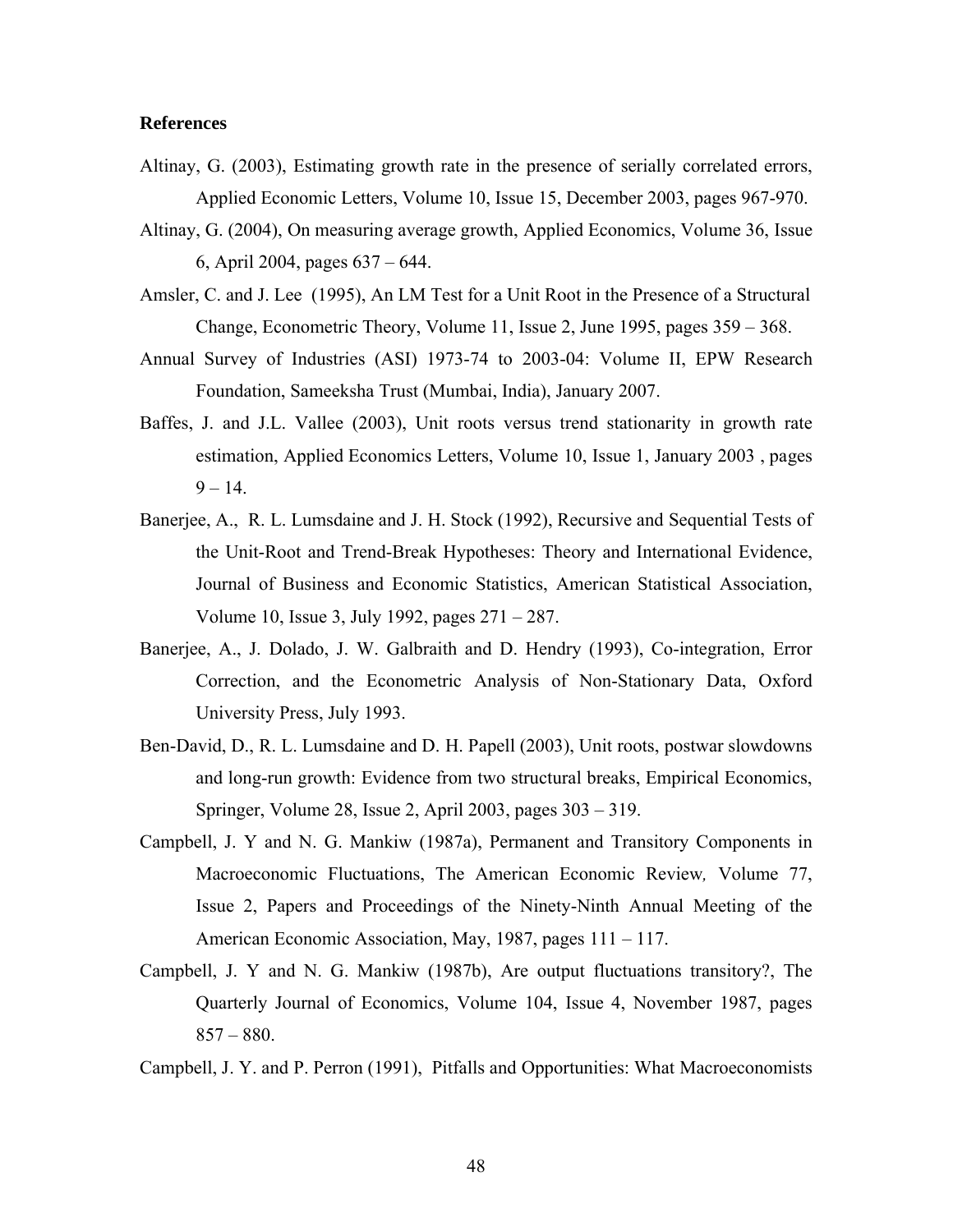**References**

Altinay, G. (2003), Estimating growth rate in the presence of serially correlated errors, Applied Economic Letters, Volume 10, Issue 15, December 2003, pages 967-970.

Altinay, G. (2004), On measuring average growth, Applied Economics, Volume 36, Issue 6, April 2004, pages 637 – 644.

Amsler, C. and J. Lee (1995), An LM Test for a Unit Root in the Presence of a Structural Change, Econometric Theory, Volume 11, Issue 2, June 1995, pages 359 – 368.

Annual Survey of Industries (ASI) 1973-74 to 2003-04: Volume II, EPW Research Foundation, Sameeksha Trust (Mumbai, India), January 2007.

Baffes, J. and J.L. Vallee (2003), Unit roots versus trend stationarity in growth rate estimation, Applied Economics Letters, Volume 10, Issue 1, January 2003 , pages 9 – 14.

Banerjee, A., R. L. Lumsdaine and J. H. Stock (1992), Recursive and Sequential Tests of the Unit-Root and Trend-Break Hypotheses: Theory and International Evidence, Journal of Business and Economic Statistics, American Statistical Association, Volume 10, Issue 3, July 1992, pages 271 – 287.

Banerjee, A., J. Dolado, J. W. Galbraith and D. Hendry (1993), Co-integration, Error Correction, and the Econometric Analysis of Non-Stationary Data, Oxford University Press, July 1993.

Ben-David, D., R. L. Lumsdaine and D. H. Papell (2003), Unit roots, postwar slowdowns and long-run growth: Evidence from two structural breaks, Empirical Economics, Springer, Volume 28, Issue 2, April 2003, pages 303 – 319.

Campbell, J. Y and N. G. Mankiw (1987a), Permanent and Transitory Components in Macroeconomic Fluctuations, The American Economic Review*,* Volume 77, Issue 2, Papers and Proceedings of the Ninety-Ninth Annual Meeting of the American Economic Association, May, 1987, pages 111 – 117.

Campbell, J. Y and N. G. Mankiw (1987b), Are output fluctuations transitory?, The Quarterly Journal of Economics, Volume 104, Issue 4, November 1987, pages 857 – 880.

Campbell, J. Y. and P. Perron (1991), Pitfalls and Opportunities: What Macroeconomists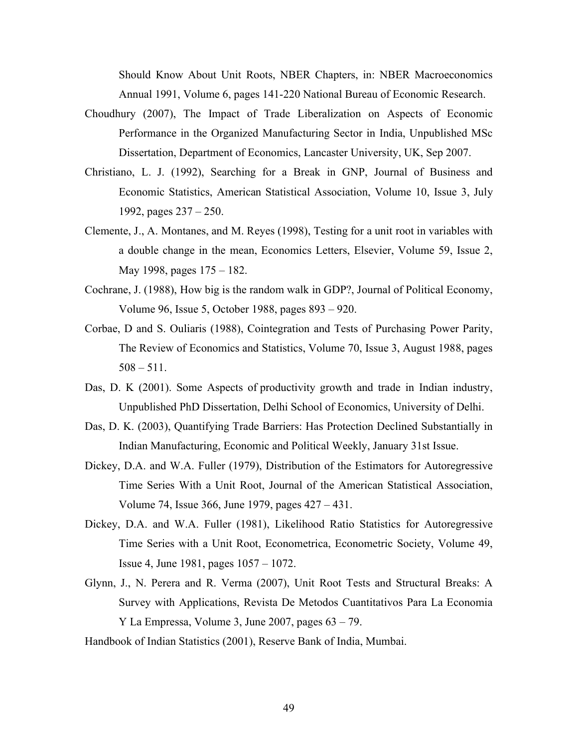Should Know About Unit Roots, NBER Chapters, in: NBER Macroeconomics Annual 1991, Volume 6, pages 141-220 National Bureau of Economic Research.

Choudhury (2007), The Impact of Trade Liberalization on Aspects of Economic Performance in the Organized Manufacturing Sector in India, Unpublished MSc Dissertation, Department of Economics, Lancaster University, UK, Sep 2007.

Christiano, L. J. (1992), Searching for a Break in GNP, Journal of Business and Economic Statistics, American Statistical Association, Volume 10, Issue 3, July 1992, pages 237 – 250.

Clemente, J., A. Montanes, and M. Reyes (1998), Testing for a unit root in variables with a double change in the mean, Economics Letters, Elsevier, Volume 59, Issue 2, May 1998, pages 175 – 182.

Cochrane, J. (1988), How big is the random walk in GDP?, Journal of Political Economy, Volume 96, Issue 5, October 1988, pages 893 – 920.

Corbae, D and S. Ouliaris (1988), Cointegration and Tests of Purchasing Power Parity, The Review of Economics and Statistics, Volume 70, Issue 3, August 1988, pages 508 – 511.

Das, D. K (2001). Some Aspects of productivity growth and trade in Indian industry, Unpublished PhD Dissertation, Delhi School of Economics, University of Delhi.

Das, D. K. (2003), Quantifying Trade Barriers: Has Protection Declined Substantially in Indian Manufacturing, Economic and Political Weekly, January 31st Issue.

Dickey, D.A. and W.A. Fuller (1979), Distribution of the Estimators for Autoregressive Time Series With a Unit Root, Journal of the American Statistical Association, Volume 74, Issue 366, June 1979, pages 427 – 431.

Dickey, D.A. and W.A. Fuller (1981), Likelihood Ratio Statistics for Autoregressive Time Series with a Unit Root, Econometrica, Econometric Society, Volume 49, Issue 4, June 1981, pages 1057 – 1072.

Glynn, J., N. Perera and R. Verma (2007), Unit Root Tests and Structural Breaks: A Survey with Applications, Revista De Metodos Cuantitativos Para La Economia Y La Empressa, Volume 3, June 2007, pages 63 – 79.

Handbook of Indian Statistics (2001), Reserve Bank of India, Mumbai.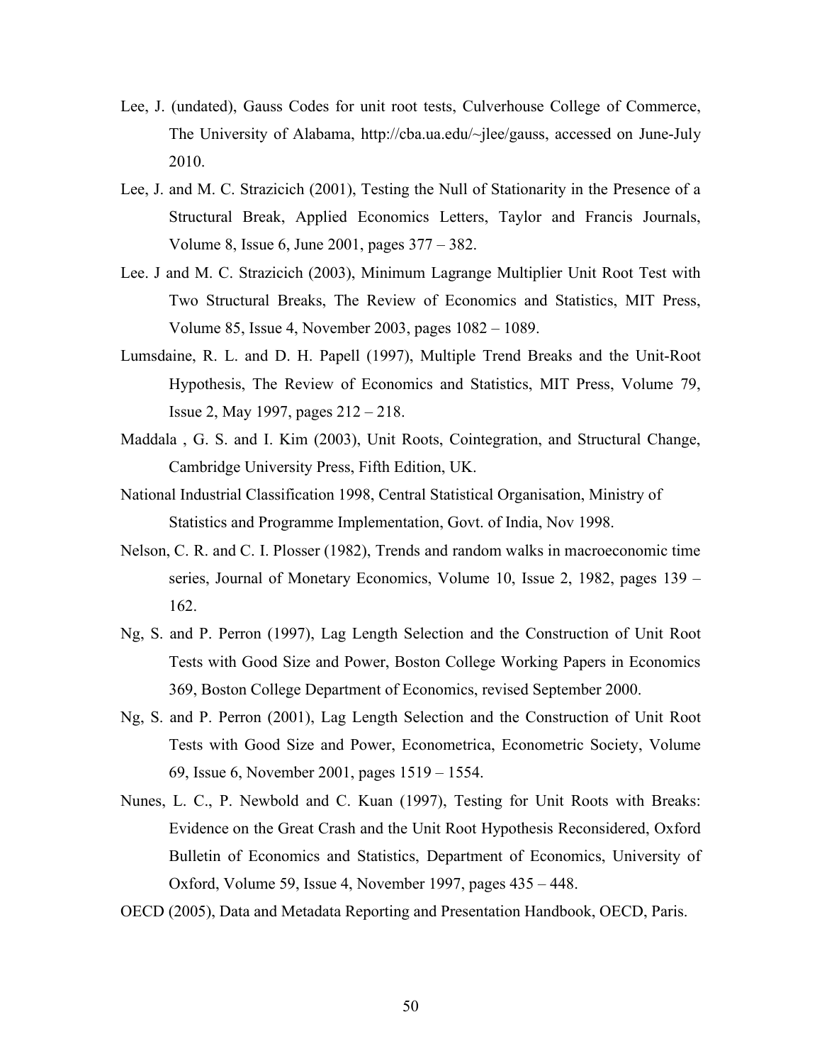Lee, J. (undated), Gauss Codes for unit root tests, Culverhouse College of Commerce, The University of Alabama, http://cba.ua.edu/~jlee/gauss, accessed on June-July 2010.

Lee, J. and M. C. Strazicich (2001), Testing the Null of Stationarity in the Presence of a Structural Break, Applied Economics Letters, Taylor and Francis Journals, Volume 8, Issue 6, June 2001, pages 377 – 382.

Lee. J and M. C. Strazicich (2003), Minimum Lagrange Multiplier Unit Root Test with Two Structural Breaks, The Review of Economics and Statistics, MIT Press, Volume 85, Issue 4, November 2003, pages 1082 – 1089.

Lumsdaine, R. L. and D. H. Papell (1997), Multiple Trend Breaks and the Unit-Root Hypothesis, The Review of Economics and Statistics, MIT Press, Volume 79, Issue 2, May 1997, pages 212 – 218.

Maddala , G. S. and I. Kim (2003), Unit Roots, Cointegration, and Structural Change, Cambridge University Press, Fifth Edition, UK.

National Industrial Classification 1998, Central Statistical Organisation, Ministry of Statistics and Programme Implementation, Govt. of India, Nov 1998.

Nelson, C. R. and C. I. Plosser (1982), Trends and random walks in macroeconomic time series, Journal of Monetary Economics, Volume 10, Issue 2, 1982, pages 139 – 162.

Ng, S. and P. Perron (1997), Lag Length Selection and the Construction of Unit Root Tests with Good Size and Power, Boston College Working Papers in Economics 369, Boston College Department of Economics, revised September 2000.

Ng, S. and P. Perron (2001), Lag Length Selection and the Construction of Unit Root Tests with Good Size and Power, Econometrica, Econometric Society, Volume 69, Issue 6, November 2001, pages 1519 – 1554.

Nunes, L. C., P. Newbold and C. Kuan (1997), Testing for Unit Roots with Breaks: Evidence on the Great Crash and the Unit Root Hypothesis Reconsidered, Oxford Bulletin of Economics and Statistics, Department of Economics, University of Oxford, Volume 59, Issue 4, November 1997, pages 435 – 448.

OECD (2005), Data and Metadata Reporting and Presentation Handbook, OECD, Paris.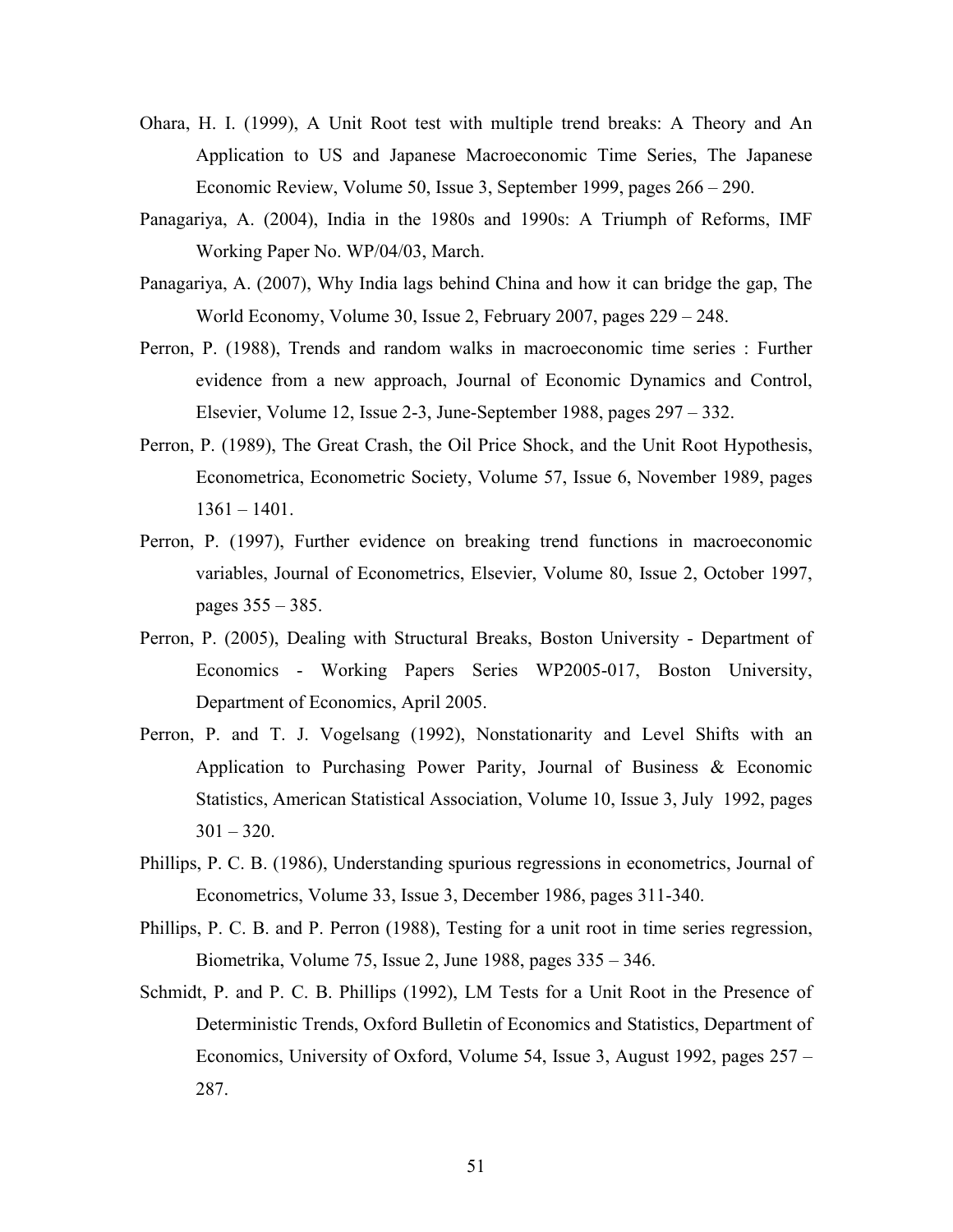Ohara, H. I. (1999), A Unit Root test with multiple trend breaks: A Theory and An Application to US and Japanese Macroeconomic Time Series, The Japanese Economic Review, Volume 50, Issue 3, September 1999, pages 266 – 290.

Panagariya, A. (2004), India in the 1980s and 1990s: A Triumph of Reforms, IMF Working Paper No. WP/04/03, March.

Panagariya, A. (2007), Why India lags behind China and how it can bridge the gap, The World Economy, Volume 30, Issue 2, February 2007, pages 229 – 248.

Perron, P. (1988), Trends and random walks in macroeconomic time series : Further evidence from a new approach, Journal of Economic Dynamics and Control, Elsevier, Volume 12, Issue 2-3, June-September 1988, pages 297 – 332.

Perron, P. (1989), The Great Crash, the Oil Price Shock, and the Unit Root Hypothesis, Econometrica, Econometric Society, Volume 57, Issue 6, November 1989, pages 1361 – 1401.

Perron, P. (1997), Further evidence on breaking trend functions in macroeconomic variables, Journal of Econometrics, Elsevier, Volume 80, Issue 2, October 1997, pages 355 – 385.

Perron, P. (2005), Dealing with Structural Breaks, Boston University - Department of Economics - Working Papers Series WP2005-017, Boston University, Department of Economics, April 2005.

Perron, P. and T. J. Vogelsang (1992), Nonstationarity and Level Shifts with an Application to Purchasing Power Parity, Journal of Business & Economic Statistics, American Statistical Association, Volume 10, Issue 3, July 1992, pages 301 – 320.

Phillips, P. C. B. (1986), Understanding spurious regressions in econometrics, Journal of Econometrics, Volume 33, Issue 3, December 1986, pages 311-340.

Phillips, P. C. B. and P. Perron (1988), Testing for a unit root in time series regression, Biometrika, Volume 75, Issue 2, June 1988, pages 335 – 346.

Schmidt, P. and P. C. B. Phillips (1992), LM Tests for a Unit Root in the Presence of Deterministic Trends, Oxford Bulletin of Economics and Statistics, Department of Economics, University of Oxford, Volume 54, Issue 3, August 1992, pages 257 – 287.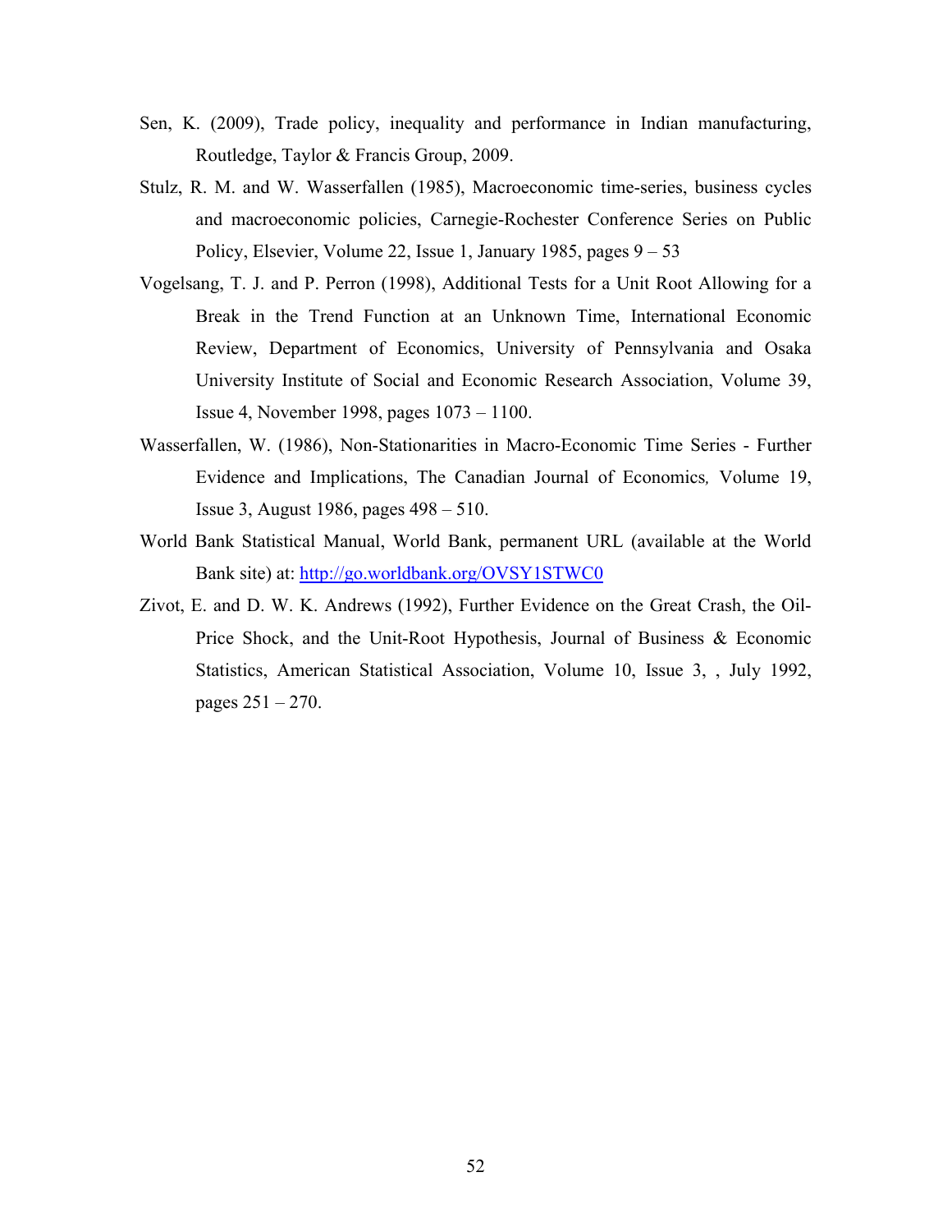Sen, K. (2009), Trade policy, inequality and performance in Indian manufacturing, Routledge, Taylor & Francis Group, 2009.

Stulz, R. M. and W. Wasserfallen (1985), Macroeconomic time-series, business cycles and macroeconomic policies, Carnegie-Rochester Conference Series on Public Policy, Elsevier, Volume 22, Issue 1, January 1985, pages 9 – 53

Vogelsang, T. J. and P. Perron (1998), Additional Tests for a Unit Root Allowing for a Break in the Trend Function at an Unknown Time, International Economic Review, Department of Economics, University of Pennsylvania and Osaka University Institute of Social and Economic Research Association, Volume 39, Issue 4, November 1998, pages 1073 – 1100.

Wasserfallen, W. (1986), Non-Stationarities in Macro-Economic Time Series - Further Evidence and Implications, The Canadian Journal of Economics*,* Volume 19, Issue 3, August 1986, pages 498 – 510.

World Bank Statistical Manual, World Bank, permanent URL (available at the World Bank site) at: [http://go.worldbank.org/OVSY1STWC0](http://go.worldbank.org/OVSY1STWC0)

Zivot, E. and D. W. K. Andrews (1992), Further Evidence on the Great Crash, the Oil-Price Shock, and the Unit-Root Hypothesis, Journal of Business & Economic Statistics, American Statistical Association, Volume 10, Issue 3, , July 1992, pages 251 – 270.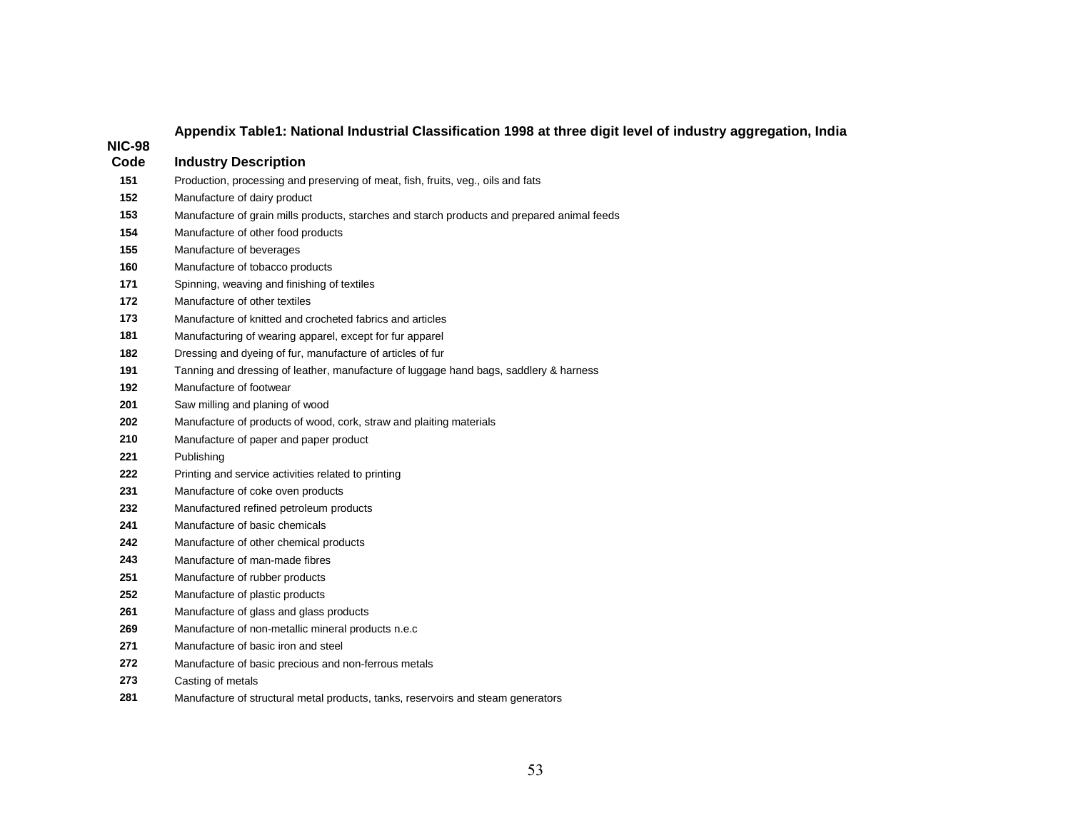**Appendix Table1: National Industrial Classification 1998 at three digit level of industry aggregation, India**

| NIC-98 Code | Industry Description |
|---|---|
| 151 | Production, processing and preserving of meat, fish, fruits, veg., oils and fats |
| 152 | Manufacture of dairy product |
| 153 | Manufacture of grain mills products, starches and starch products and prepared animal feeds |
| 154 | Manufacture of other food products |
| 155 | Manufacture of beverages |
| 160 | Manufacture of tobacco products |
| 171 | Spinning, weaving and finishing of textiles |
| 172 | Manufacture of other textiles |
| 173 | Manufacture of knitted and crocheted fabrics and articles |
| 181 | Manufacturing of wearing apparel, except for fur apparel |
| 182 | Dressing and dyeing of fur, manufacture of articles of fur |
| 191 | Tanning and dressing of leather, manufacture of luggage hand bags, saddlery & harness |
| 192 | Manufacture of footwear |
| 201 | Saw milling and planing of wood |
| 202 | Manufacture of products of wood, cork, straw and plaiting materials |
| 210 | Manufacture of paper and paper product |
| 221 | Publishing |
| 222 | Printing and service activities related to printing |
| 231 | Manufacture of coke oven products |
| 232 | Manufactured refined petroleum products |
| 241 | Manufacture of basic chemicals |
| 242 | Manufacture of other chemical products |
| 243 | Manufacture of man-made fibres |
| 251 | Manufacture of rubber products |
| 252 | Manufacture of plastic products |
| 261 | Manufacture of glass and glass products |
| 269 | Manufacture of non-metallic mineral products n.e.c |
| 271 | Manufacture of basic iron and steel |
| 272 | Manufacture of basic precious and non-ferrous metals |
| 273 | Casting of metals |
| 281 | Manufacture of structural metal products, tanks, reservoirs and steam generators |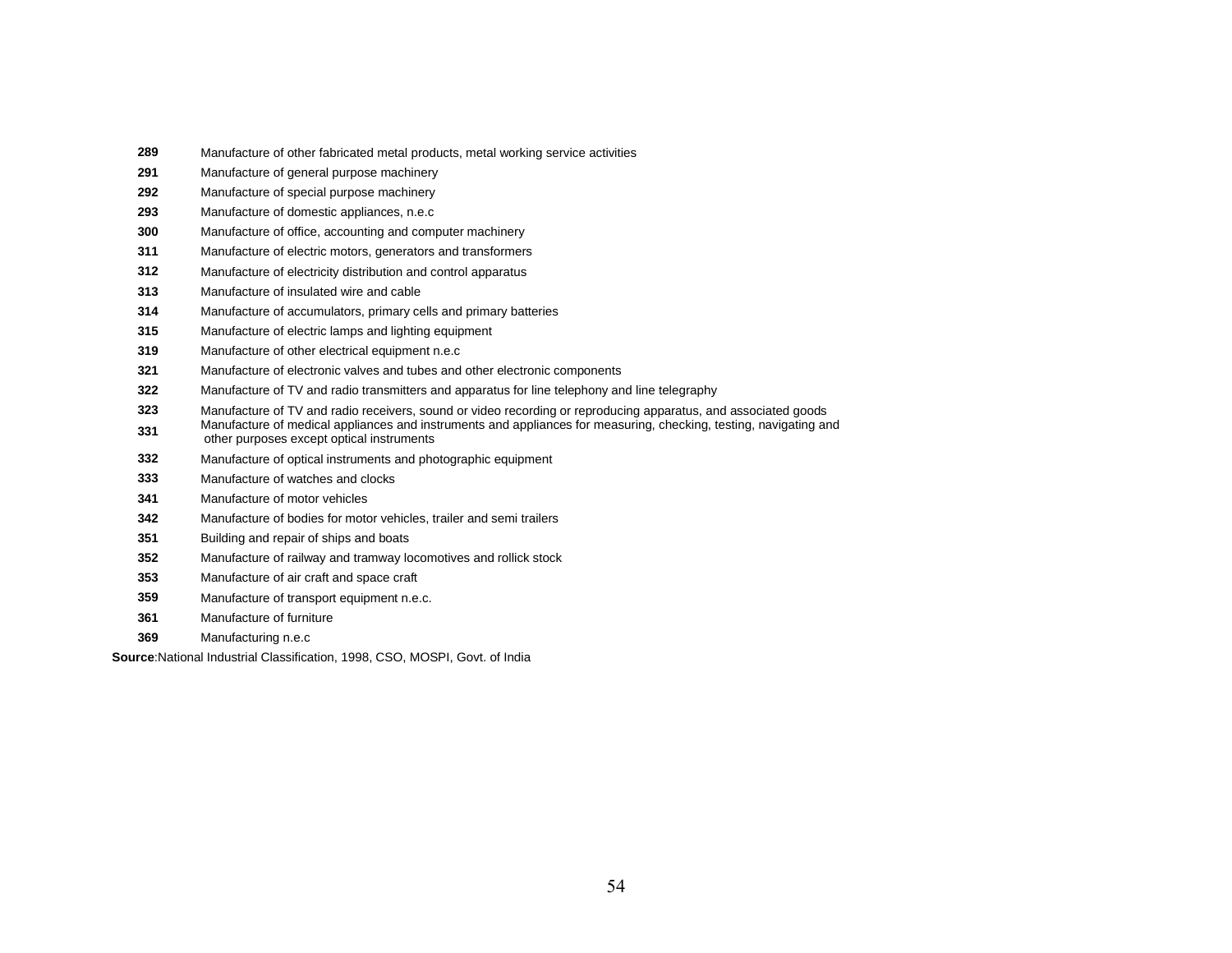| | |
|---|---|
| **289** | Manufacture of other fabricated metal products, metal working service activities |
| **291** | Manufacture of general purpose machinery |
| **292** | Manufacture of special purpose machinery |
| **293** | Manufacture of domestic appliances, n.e.c |
| **300** | Manufacture of office, accounting and computer machinery |
| **311** | Manufacture of electric motors, generators and transformers |
| **312** | Manufacture of electricity distribution and control apparatus |
| **313** | Manufacture of insulated wire and cable |
| **314** | Manufacture of accumulators, primary cells and primary batteries |
| **315** | Manufacture of electric lamps and lighting equipment |
| **319** | Manufacture of other electrical equipment n.e.c |
| **321** | Manufacture of electronic valves and tubes and other electronic components |
| **322** | Manufacture of TV and radio transmitters and apparatus for line telephony and line telegraphy |
| **323** | Manufacture of TV and radio receivers, sound or video recording or reproducing apparatus, and associated goods |
| **331** | Manufacture of medical appliances and instruments and appliances for measuring, checking, testing, navigating and other purposes except optical instruments |
| **332** | Manufacture of optical instruments and photographic equipment |
| **333** | Manufacture of watches and clocks |
| **341** | Manufacture of motor vehicles |
| **342** | Manufacture of bodies for motor vehicles, trailer and semi trailers |
| **351** | Building and repair of ships and boats |
| **352** | Manufacture of railway and tramway locomotives and rollick stock |
| **353** | Manufacture of air craft and space craft |
| **359** | Manufacture of transport equipment n.e.c. |
| **361** | Manufacture of furniture |
| **369** | Manufacturing n.e.c |

**Source**:National Industrial Classification, 1998, CSO, MOSPI, Govt. of India